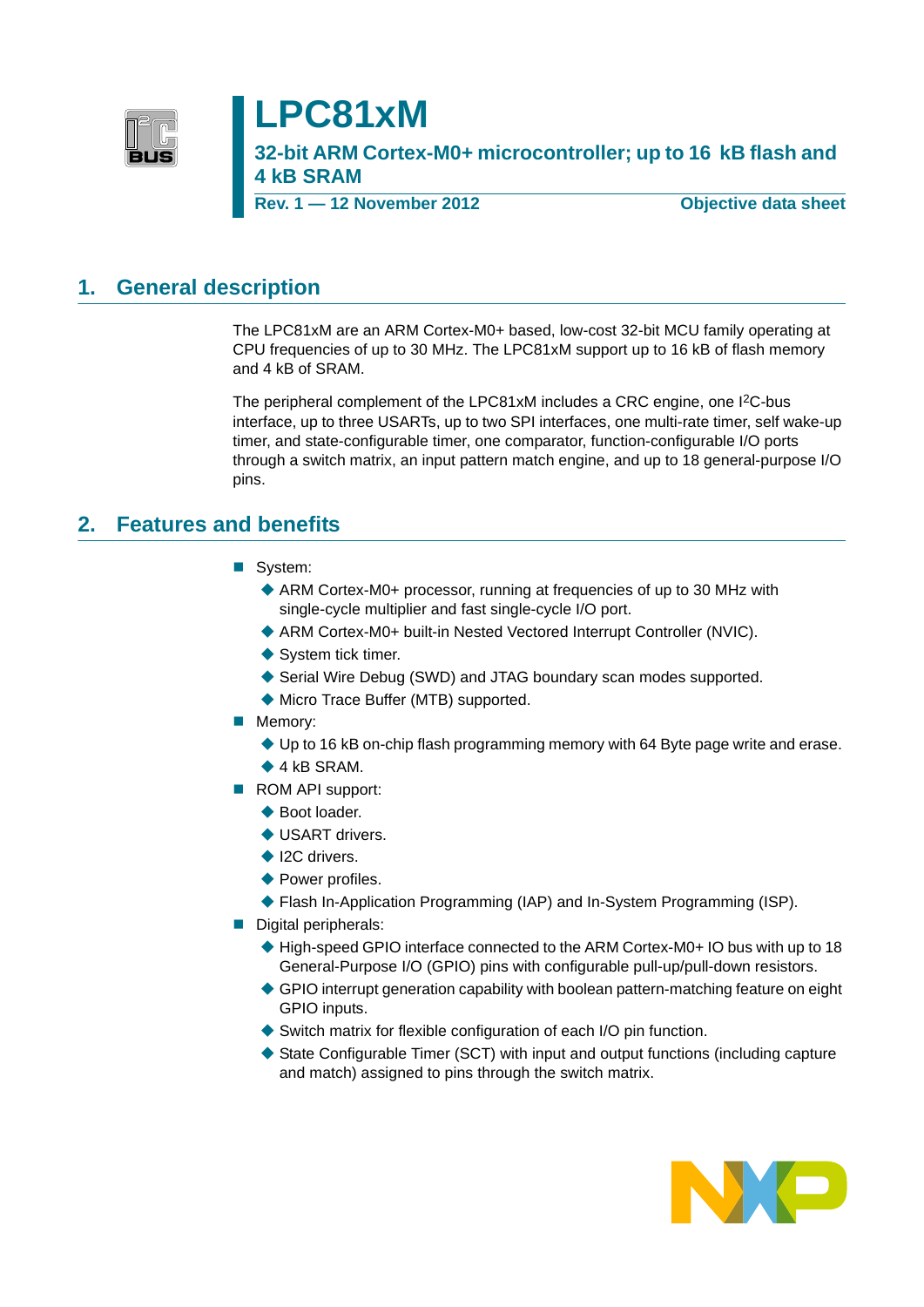# LPC81xM

## 32-bit ARM Cortex-M0+ microcontroller; up to 16 kB flash and 4 kB SRAM

**Rev. 1 — 12 November 2012** **Objective data sheet**

## 1. General description

The LPC81xM are an ARM Cortex-M0+ based, low-cost 32-bit MCU family operating at CPU frequencies of up to 30 MHz. The LPC81xM support up to 16 kB of flash memory and 4 kB of SRAM.

The peripheral complement of the LPC81xM includes a CRC engine, one I²C-bus interface, up to three USARTs, up to two SPI interfaces, one multi-rate timer, self wake-up timer, and state-configurable timer, one comparator, function-configurable I/O ports through a switch matrix, an input pattern match engine, and up to 18 general-purpose I/O pins.

## 2. Features and benefits

- System:
  - ARM Cortex-M0+ processor, running at frequencies of up to 30 MHz with single-cycle multiplier and fast single-cycle I/O port.
  - ARM Cortex-M0+ built-in Nested Vectored Interrupt Controller (NVIC).
  - System tick timer.
  - Serial Wire Debug (SWD) and JTAG boundary scan modes supported.
  - Micro Trace Buffer (MTB) supported.
- Memory:
  - Up to 16 kB on-chip flash programming memory with 64 Byte page write and erase.
  - 4 kB SRAM.
- ROM API support:
  - Boot loader.
  - USART drivers.
  - I2C drivers.
  - Power profiles.
  - Flash In-Application Programming (IAP) and In-System Programming (ISP).
- Digital peripherals:
  - High-speed GPIO interface connected to the ARM Cortex-M0+ IO bus with up to 18 General-Purpose I/O (GPIO) pins with configurable pull-up/pull-down resistors.
  - GPIO interrupt generation capability with boolean pattern-matching feature on eight GPIO inputs.
  - Switch matrix for flexible configuration of each I/O pin function.
  - State Configurable Timer (SCT) with input and output functions (including capture and match) assigned to pins through the switch matrix.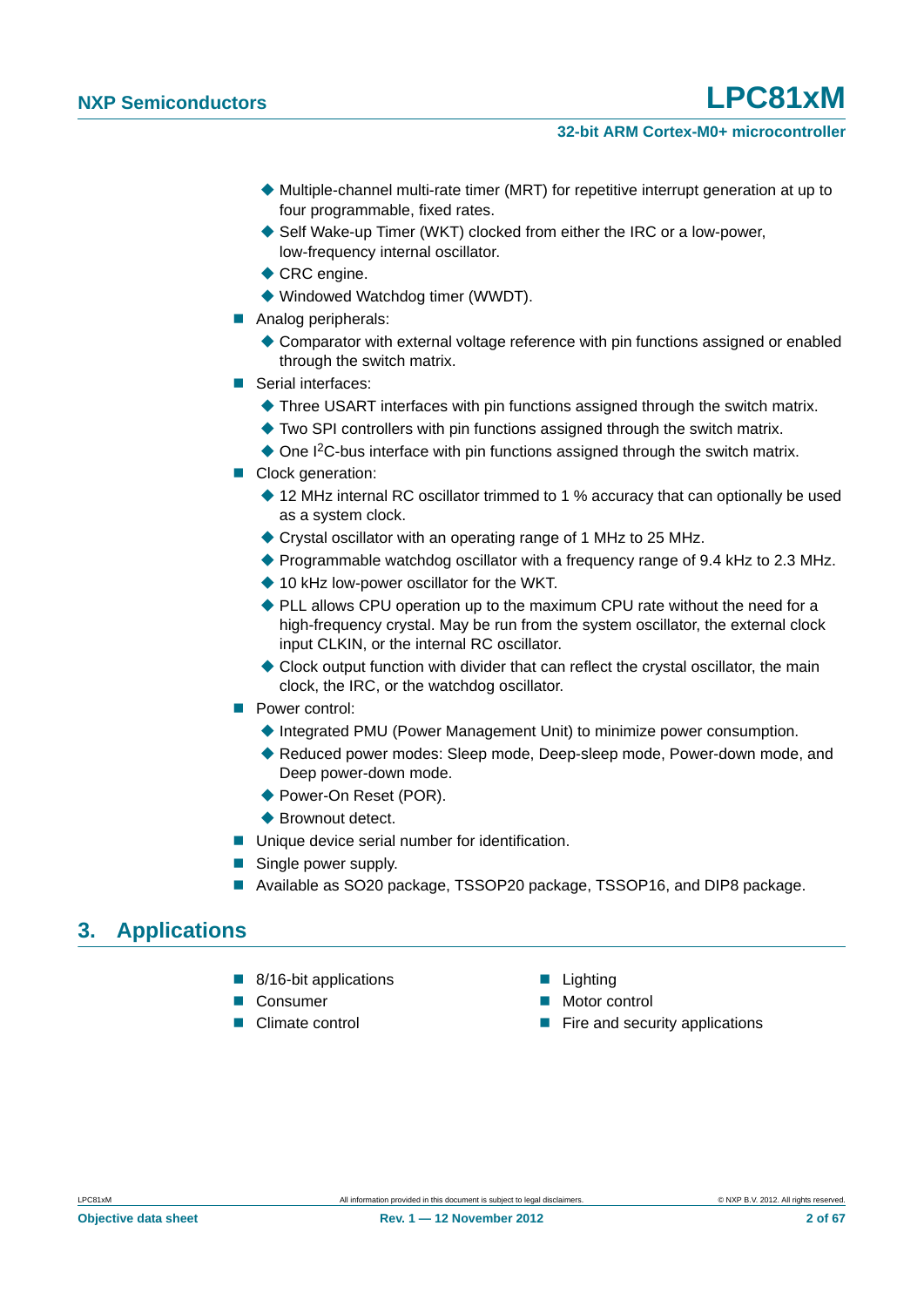- Multiple-channel multi-rate timer (MRT) for repetitive interrupt generation at up to four programmable, fixed rates.
    - Self Wake-up Timer (WKT) clocked from either the IRC or a low-power, low-frequency internal oscillator.
    - CRC engine.
    - Windowed Watchdog timer (WWDT).
- Analog peripherals:
    - Comparator with external voltage reference with pin functions assigned or enabled through the switch matrix.
- Serial interfaces:
    - Three USART interfaces with pin functions assigned through the switch matrix.
    - Two SPI controllers with pin functions assigned through the switch matrix.
    - One I$^2$C-bus interface with pin functions assigned through the switch matrix.
- Clock generation:
    - 12 MHz internal RC oscillator trimmed to 1 % accuracy that can optionally be used as a system clock.
    - Crystal oscillator with an operating range of 1 MHz to 25 MHz.
    - Programmable watchdog oscillator with a frequency range of 9.4 kHz to 2.3 MHz.
    - 10 kHz low-power oscillator for the WKT.
    - PLL allows CPU operation up to the maximum CPU rate without the need for a high-frequency crystal. May be run from the system oscillator, the external clock input CLKIN, or the internal RC oscillator.
    - Clock output function with divider that can reflect the crystal oscillator, the main clock, the IRC, or the watchdog oscillator.
- Power control:
    - Integrated PMU (Power Management Unit) to minimize power consumption.
    - Reduced power modes: Sleep mode, Deep-sleep mode, Power-down mode, and Deep power-down mode.
    - Power-On Reset (POR).
    - Brownout detect.
- Unique device serial number for identification.
- Single power supply.
- Available as SO20 package, TSSOP20 package, TSSOP16, and DIP8 package.

## 3. Applications

- 8/16-bit applications
- Consumer
- Climate control
- Lighting
- Motor control
- Fire and security applications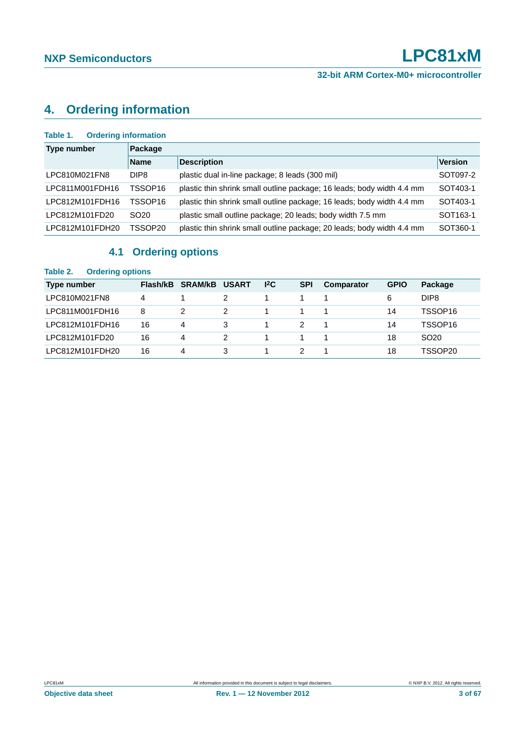# 4. Ordering information

**Table 1. Ordering information**

| Type number | Package | | |
|---|---|---|---|
| | Name | Description | Version |
| LPC810M021FN8 | DIP8 | plastic dual in-line package; 8 leads (300 mil) | SOT097-2 |
| LPC811M001FDH16 | TSSOP16 | plastic thin shrink small outline package; 16 leads; body width 4.4 mm | SOT403-1 |
| LPC812M101FDH16 | TSSOP16 | plastic thin shrink small outline package; 16 leads; body width 4.4 mm | SOT403-1 |
| LPC812M101FD20 | SO20 | plastic small outline package; 20 leads; body width 7.5 mm | SOT163-1 |
| LPC812M101FDH20 | TSSOP20 | plastic thin shrink small outline package; 20 leads; body width 4.4 mm | SOT360-1 |

## 4.1 Ordering options

**Table 2. Ordering options**

| Type number | Flash/kB | SRAM/kB | USART | I2C | SPI | Comparator | GPIO | Package |
|---|---|---|---|---|---|---|---|---|
| LPC810M021FN8 | 4 | 1 | 2 | 1 | 1 | 1 | 6 | DIP8 |
| LPC811M001FDH16 | 8 | 2 | 2 | 1 | 1 | 1 | 14 | TSSOP16 |
| LPC812M101FDH16 | 16 | 4 | 3 | 1 | 2 | 1 | 14 | TSSOP16 |
| LPC812M101FD20 | 16 | 4 | 2 | 1 | 1 | 1 | 18 | SO20 |
| LPC812M101FDH20 | 16 | 4 | 3 | 1 | 2 | 1 | 18 | TSSOP20 |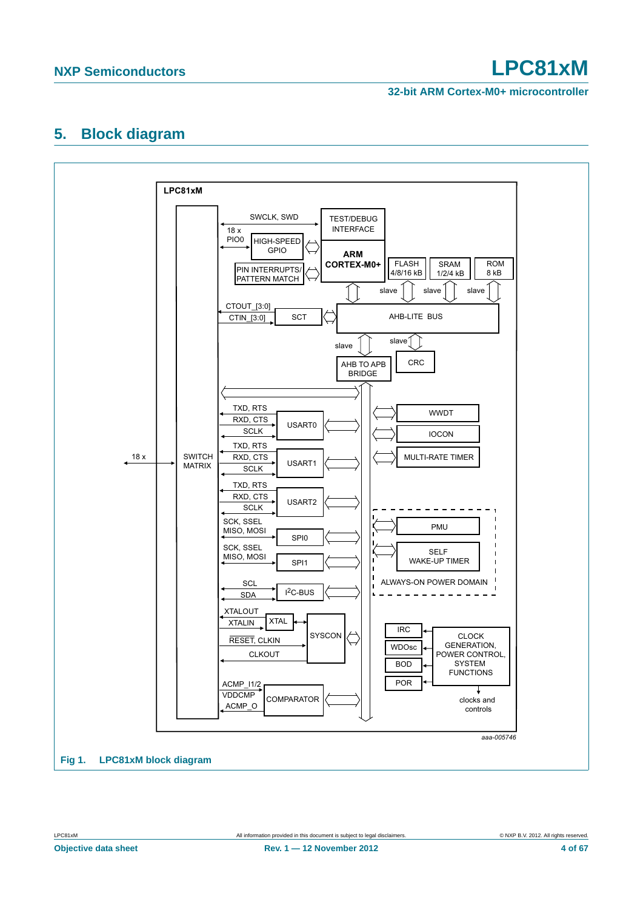## 5. Block diagram

LPC81xM

SWCLK, SWD

TEST/DEBUG INTERFACE

18 x PIO0

HIGH-SPEED GPIO

ARM CORTEX-M0+

FLASH 4/8/16 kB

SRAM 1/2/4 kB

ROM 8 kB

PIN INTERRUPTS/ PATTERN MATCH

slave slave slave

CTOUT_[3:0]

CTIN_[3:0]

SCT

AHB-LITE BUS

slave slave

AHB TO APB BRIDGE

CRC

TXD, RTS RXD, CTS SCLK USART0

WWDT

IOCON

18 x

SWITCH MATRIX

TXD, RTS RXD, CTS SCLK USART1

MULTI-RATE TIMER

TXD, RTS RXD, CTS SCLK USART2

SCK, SSEL MISO, MOSI SPI0

PMU

SCK, SSEL MISO, MOSI SPI1

SELF WAKE-UP TIMER

SCL SDA I2C-BUS

ALWAYS-ON POWER DOMAIN

XTALOUT XTALIN XTAL

RESET, CLKIN

SYSCON

CLKOUT

IRC

WDOsc

BOD

POR

CLOCK GENERATION, POWER CONTROL, SYSTEM FUNCTIONS

ACMP_I1/2 VDDCMP ACMP_O COMPARATOR

clocks and controls

aaa-005746

**Fig 1. LPC81xM block diagram**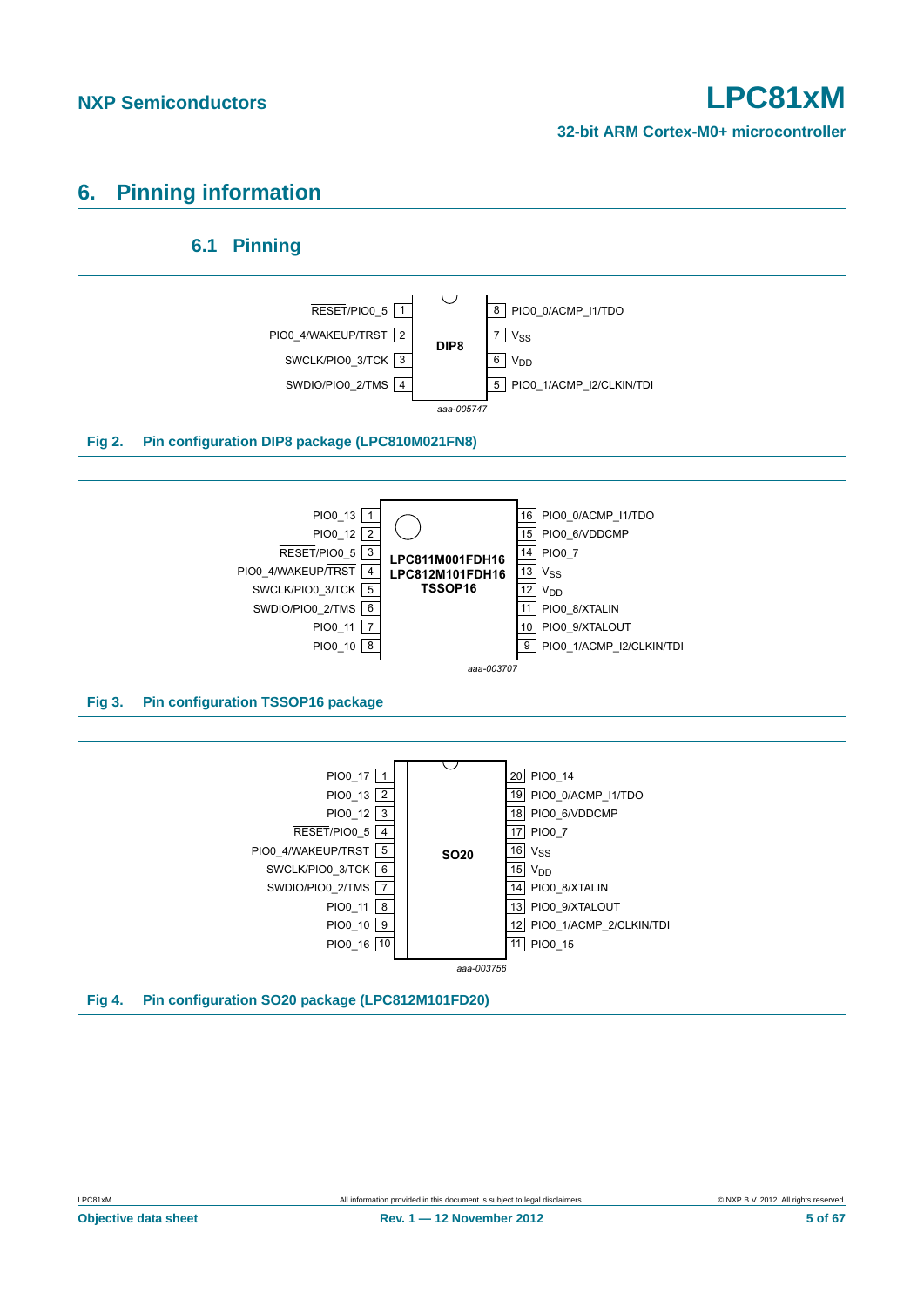# 6. Pinning information

## 6.1 Pinning

| Pin | Name | Pin | Name |
|---|---|---|---|
| 1 | RESET/PIO0_5 | 8 | PIO0_0/ACMP_I1/TDO |
| 2 | PIO0_4/WAKEUP/TRST | 7 | $V_{SS}$ |
| 3 | SWCLK/PIO0_3/TCK | 6 | $V_{DD}$ |
| 4 | SWDIO/PIO0_2/TMS | 5 | PIO0_1/ACMP_I2/CLKIN/TDI |

DIP8

aaa-005747

Fig 2. Pin configuration DIP8 package (LPC810M021FN8)

| Pin | Name | Pin | Name |
|---|---|---|---|
| 1 | PIO0_13 | 16 | PIO0_0/ACMP_I1/TDO |
| 2 | PIO0_12 | 15 | PIO0_6/VDDCMP |
| 3 | RESET/PIO0_5 | 14 | PIO0_7 |
| 4 | PIO0_4/WAKEUP/TRST | 13 | $V_{SS}$ |
| 5 | SWCLK/PIO0_3/TCK | 12 | $V_{DD}$ |
| 6 | SWDIO/PIO0_2/TMS | 11 | PIO0_8/XTALIN |
| 7 | PIO0_11 | 10 | PIO0_9/XTALOUT |
| 8 | PIO0_10 | 9 | PIO0_1/ACMP_I2/CLKIN/TDI |

LPC811M001FDH16
LPC812M101FDH16
TSSOP16

aaa-003707

Fig 3. Pin configuration TSSOP16 package

| Pin | Name | Pin | Name |
|---|---|---|---|
| 1 | PIO0_17 | 20 | PIO0_14 |
| 2 | PIO0_13 | 19 | PIO0_0/ACMP_I1/TDO |
| 3 | PIO0_12 | 18 | PIO0_6/VDDCMP |
| 4 | RESET/PIO0_5 | 17 | PIO0_7 |
| 5 | PIO0_4/WAKEUP/TRST | 16 | $V_{SS}$ |
| 6 | SWCLK/PIO0_3/TCK | 15 | $V_{DD}$ |
| 7 | SWDIO/PIO0_2/TMS | 14 | PIO0_8/XTALIN |
| 8 | PIO0_11 | 13 | PIO0_9/XTALOUT |
| 9 | PIO0_10 | 12 | PIO0_1/ACMP_2/CLKIN/TDI |
| 10 | PIO0_16 | 11 | PIO0_15 |

SO20

aaa-003756

Fig 4. Pin configuration SO20 package (LPC812M101FD20)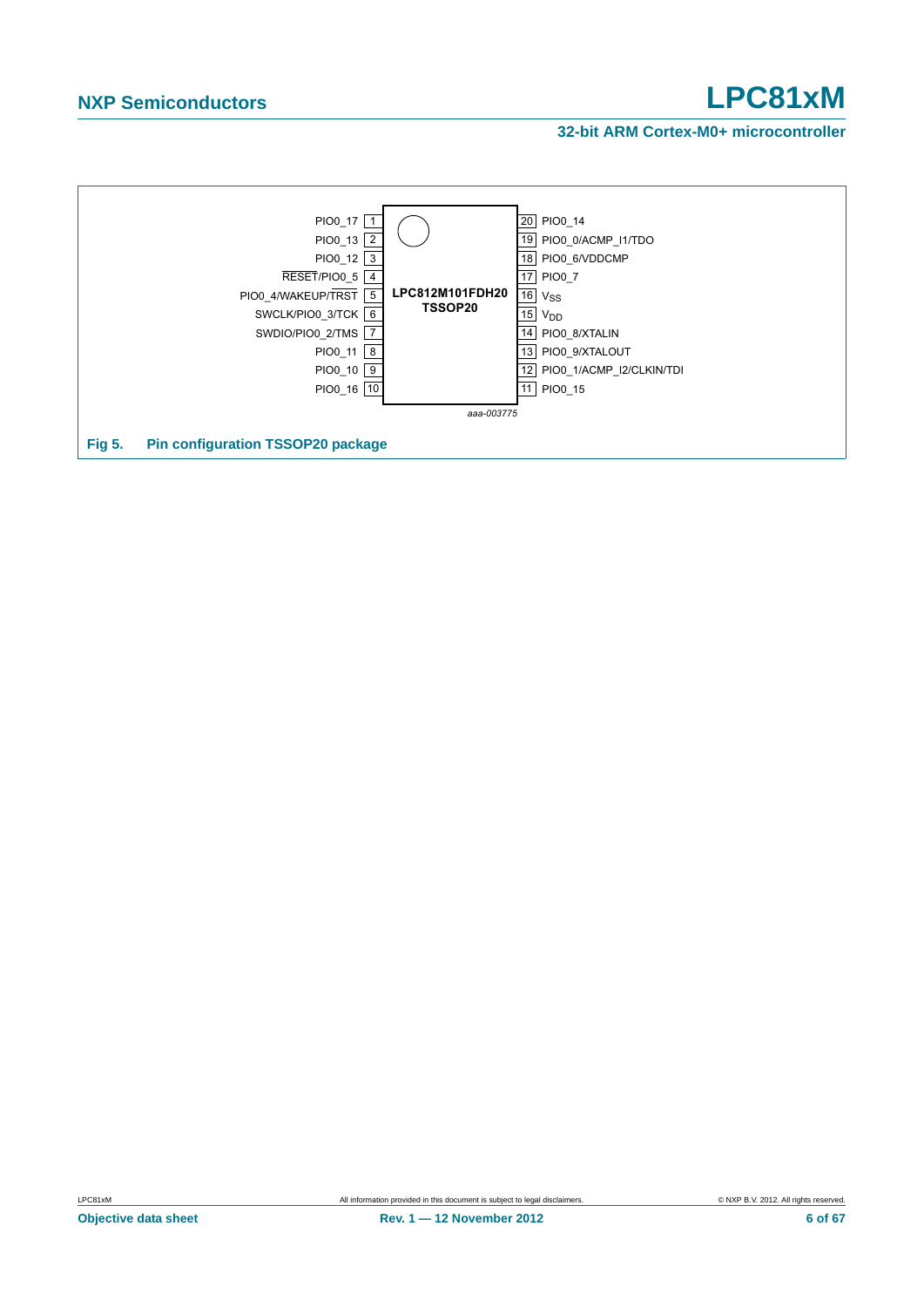| Pin | Left side | Pin | Right side |
|---|---|---|---|
| 1 | PIO0_17 | 20 | PIO0_14 |
| 2 | PIO0_13 | 19 | PIO0_0/ACMP_I1/TDO |
| 3 | PIO0_12 | 18 | PIO0_6/VDDCMP |
| 4 | RESET/PIO0_5 | 17 | PIO0_7 |
| 5 | PIO0_4/WAKEUP/TRST | 16 | $V_{SS}$ |
| 6 | SWCLK/PIO0_3/TCK | 15 | $V_{DD}$ |
| 7 | SWDIO/PIO0_2/TMS | 14 | PIO0_8/XTALIN |
| 8 | PIO0_11 | 13 | PIO0_9/XTALOUT |
| 9 | PIO0_10 | 12 | PIO0_1/ACMP_I2/CLKIN/TDI |
| 10 | PIO0_16 | 11 | PIO0_15 |

LPC812M101FDH20
TSSOP20

aaa-003775

**Fig 5. Pin configuration TSSOP20 package**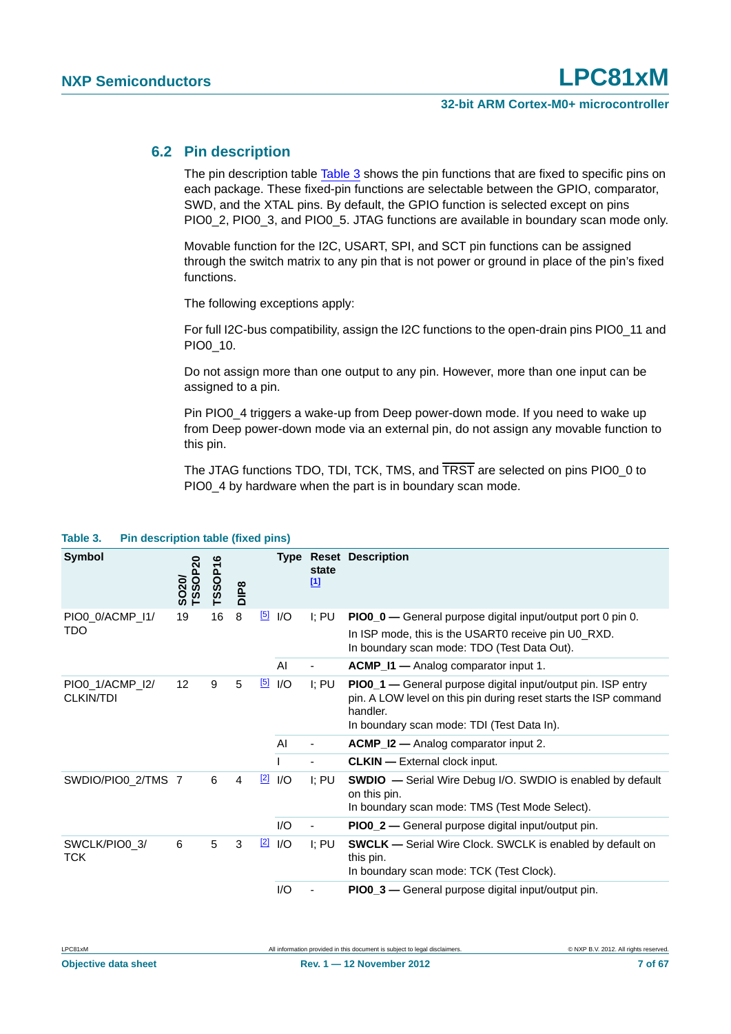### 6.2 Pin description

The pin description table Table 3 shows the pin functions that are fixed to specific pins on each package. These fixed-pin functions are selectable between the GPIO, comparator, SWD, and the XTAL pins. By default, the GPIO function is selected except on pins PIO0_2, PIO0_3, and PIO0_5. JTAG functions are available in boundary scan mode only.

Movable function for the I2C, USART, SPI, and SCT pin functions can be assigned through the switch matrix to any pin that is not power or ground in place of the pin's fixed functions.

The following exceptions apply:

For full I2C-bus compatibility, assign the I2C functions to the open-drain pins PIO0_11 and PIO0_10.

Do not assign more than one output to any pin. However, more than one input can be assigned to a pin.

Pin PIO0_4 triggers a wake-up from Deep power-down mode. If you need to wake up from Deep power-down mode via an external pin, do not assign any movable function to this pin.

The JTAG functions TDO, TDI, TCK, TMS, and $\overline{\text{TRST}}$ are selected on pins PIO0_0 to PIO0_4 by hardware when the part is in boundary scan mode.

**Table 3. Pin description table (fixed pins)**

| Symbol | SO20/ TSSOP20 | TSSOP16 | DIP8 | | Type | Reset state [1] | Description |
|---|---|---|---|---|---|---|---|
| PIO0_0/ACMP_I1/ TDO | 19 | 16 | 8 | [5] | I/O | I; PU | **PIO0_0 —** General purpose digital input/output port 0 pin 0. In ISP mode, this is the USART0 receive pin U0_RXD. In boundary scan mode: TDO (Test Data Out). |
| | | | | | AI | - | **ACMP_I1 —** Analog comparator input 1. |
| PIO0_1/ACMP_I2/ CLKIN/TDI | 12 | 9 | 5 | [5] | I/O | I; PU | **PIO0_1 —** General purpose digital input/output pin. ISP entry pin. A LOW level on this pin during reset starts the ISP command handler. In boundary scan mode: TDI (Test Data In). |
| | | | | | AI | - | **ACMP_I2 —** Analog comparator input 2. |
| | | | | | I | - | **CLKIN —** External clock input. |
| SWDIO/PIO0_2/TMS | 7 | 6 | 4 | [2] | I/O | I; PU | **SWDIO —** Serial Wire Debug I/O. SWDIO is enabled by default on this pin. In boundary scan mode: TMS (Test Mode Select). |
| | | | | | I/O | - | **PIO0_2 —** General purpose digital input/output pin. |
| SWCLK/PIO0_3/ TCK | 6 | 5 | 3 | [2] | I/O | I; PU | **SWCLK —** Serial Wire Clock. SWCLK is enabled by default on this pin. In boundary scan mode: TCK (Test Clock). |
| | | | | | I/O | - | **PIO0_3 —** General purpose digital input/output pin. |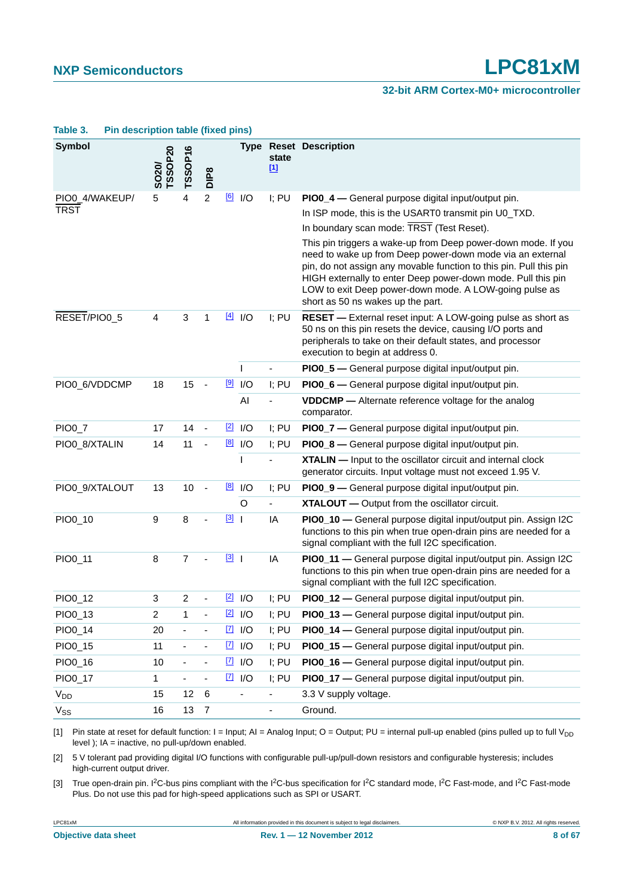**Table 3. Pin description table (fixed pins)**

| Symbol | SO20/ TSSOP20 | TSSOP16 | DIP8 | | Type | Reset state [1] | Description |
|---|---|---|---|---|---|---|---|
| PIO0_4/WAKEUP/ $\overline{TRST}$ | 5 | 4 | 2 | [6] | I/O | I; PU | **PIO0_4 —** General purpose digital input/output pin. |
| | | | | | | | In ISP mode, this is the USART0 transmit pin U0_TXD. |
| | | | | | | | In boundary scan mode: $\overline{TRST}$ (Test Reset). |
| | | | | | | | This pin triggers a wake-up from Deep power-down mode. If you need to wake up from Deep power-down mode via an external pin, do not assign any movable function to this pin. Pull this pin HIGH externally to enter Deep power-down mode. Pull this pin LOW to exit Deep power-down mode. A LOW-going pulse as short as 50 ns wakes up the part. |
| $\overline{RESET}$/PIO0_5 | 4 | 3 | 1 | [4] | I/O | I; PU | **$\overline{RESET}$ —** External reset input: A LOW-going pulse as short as 50 ns on this pin resets the device, causing I/O ports and peripherals to take on their default states, and processor execution to begin at address 0. |
| | | | | | I | - | **PIO0_5 —** General purpose digital input/output pin. |
| PIO0_6/VDDCMP | 18 | 15 | - | [9] | I/O | I; PU | **PIO0_6 —** General purpose digital input/output pin. |
| | | | | | AI | - | **VDDCMP —** Alternate reference voltage for the analog comparator. |
| PIO0_7 | 17 | 14 | - | [2] | I/O | I; PU | **PIO0_7 —** General purpose digital input/output pin. |
| PIO0_8/XTALIN | 14 | 11 | - | [8] | I/O | I; PU | **PIO0_8 —** General purpose digital input/output pin. |
| | | | | | I | - | **XTALIN —** Input to the oscillator circuit and internal clock generator circuits. Input voltage must not exceed 1.95 V. |
| PIO0_9/XTALOUT | 13 | 10 | - | [8] | I/O | I; PU | **PIO0_9 —** General purpose digital input/output pin. |
| | | | | | O | - | **XTALOUT —** Output from the oscillator circuit. |
| PIO0_10 | 9 | 8 | - | [3] | I | IA | **PIO0_10 —** General purpose digital input/output pin. Assign I2C functions to this pin when true open-drain pins are needed for a signal compliant with the full I2C specification. |
| PIO0_11 | 8 | 7 | - | [3] | I | IA | **PIO0_11 —** General purpose digital input/output pin. Assign I2C functions to this pin when true open-drain pins are needed for a signal compliant with the full I2C specification. |
| PIO0_12 | 3 | 2 | - | [2] | I/O | I; PU | **PIO0_12 —** General purpose digital input/output pin. |
| PIO0_13 | 2 | 1 | - | [2] | I/O | I; PU | **PIO0_13 —** General purpose digital input/output pin. |
| PIO0_14 | 20 | - | - | [7] | I/O | I; PU | **PIO0_14 —** General purpose digital input/output pin. |
| PIO0_15 | 11 | - | - | [7] | I/O | I; PU | **PIO0_15 —** General purpose digital input/output pin. |
| PIO0_16 | 10 | - | - | [7] | I/O | I; PU | **PIO0_16 —** General purpose digital input/output pin. |
| PIO0_17 | 1 | - | - | [7] | I/O | I; PU | **PIO0_17 —** General purpose digital input/output pin. |
| $V_{DD}$ | 15 | 12 | 6 | | - | - | 3.3 V supply voltage. |
| $V_{SS}$ | 16 | 13 | 7 | | | - | Ground. |

[1] Pin state at reset for default function: I = Input; AI = Analog Input; O = Output; PU = internal pull-up enabled (pins pulled up to full $V_{DD}$ level ); IA = inactive, no pull-up/down enabled.

[2] 5 V tolerant pad providing digital I/O functions with configurable pull-up/pull-down resistors and configurable hysteresis; includes high-current output driver.

[3] True open-drain pin. $I^2C$-bus pins compliant with the $I^2C$-bus specification for $I^2C$ standard mode, $I^2C$ Fast-mode, and $I^2C$ Fast-mode Plus. Do not use this pad for high-speed applications such as SPI or USART.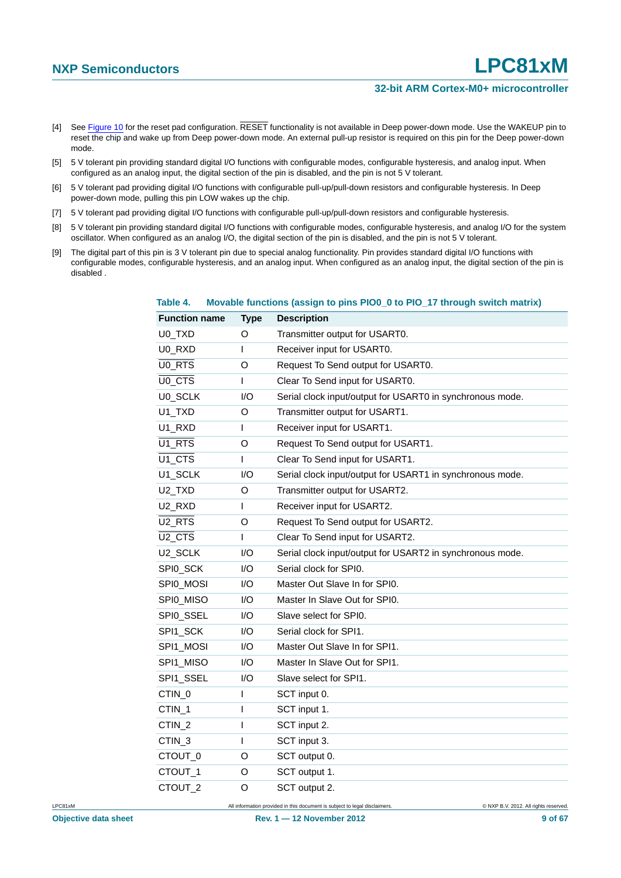[4] See Figure 10 for the reset pad configuration. $\overline{\text{RESET}}$ functionality is not available in Deep power-down mode. Use the WAKEUP pin to reset the chip and wake up from Deep power-down mode. An external pull-up resistor is required on this pin for the Deep power-down mode.

[5] 5 V tolerant pin providing standard digital I/O functions with configurable modes, configurable hysteresis, and analog input. When configured as an analog input, the digital section of the pin is disabled, and the pin is not 5 V tolerant.

[6] 5 V tolerant pad providing digital I/O functions with configurable pull-up/pull-down resistors and configurable hysteresis. In Deep power-down mode, pulling this pin LOW wakes up the chip.

[7] 5 V tolerant pad providing digital I/O functions with configurable pull-up/pull-down resistors and configurable hysteresis.

[8] 5 V tolerant pin providing standard digital I/O functions with configurable modes, configurable hysteresis, and analog I/O for the system oscillator. When configured as an analog I/O, the digital section of the pin is disabled, and the pin is not 5 V tolerant.

[9] The digital part of this pin is 3 V tolerant pin due to special analog functionality. Pin provides standard digital I/O functions with configurable modes, configurable hysteresis, and an analog input. When configured as an analog input, the digital section of the pin is disabled .

**Table 4. Movable functions (assign to pins PIO0_0 to PIO_17 through switch matrix)**

| Function name | Type | Description |
|---|---|---|
| U0_TXD | O | Transmitter output for USART0. |
| U0_RXD | I | Receiver input for USART0. |
| $\overline{\text{U0\_RTS}}$ | O | Request To Send output for USART0. |
| $\overline{\text{U0\_CTS}}$ | I | Clear To Send input for USART0. |
| U0_SCLK | I/O | Serial clock input/output for USART0 in synchronous mode. |
| U1_TXD | O | Transmitter output for USART1. |
| U1_RXD | I | Receiver input for USART1. |
| $\overline{\text{U1\_RTS}}$ | O | Request To Send output for USART1. |
| $\overline{\text{U1\_CTS}}$ | I | Clear To Send input for USART1. |
| U1_SCLK | I/O | Serial clock input/output for USART1 in synchronous mode. |
| U2_TXD | O | Transmitter output for USART2. |
| U2_RXD | I | Receiver input for USART2. |
| $\overline{\text{U2\_RTS}}$ | O | Request To Send output for USART2. |
| $\overline{\text{U2\_CTS}}$ | I | Clear To Send input for USART2. |
| U2_SCLK | I/O | Serial clock input/output for USART2 in synchronous mode. |
| SPI0_SCK | I/O | Serial clock for SPI0. |
| SPI0_MOSI | I/O | Master Out Slave In for SPI0. |
| SPI0_MISO | I/O | Master In Slave Out for SPI0. |
| SPI0_SSEL | I/O | Slave select for SPI0. |
| SPI1_SCK | I/O | Serial clock for SPI1. |
| SPI1_MOSI | I/O | Master Out Slave In for SPI1. |
| SPI1_MISO | I/O | Master In Slave Out for SPI1. |
| SPI1_SSEL | I/O | Slave select for SPI1. |
| CTIN_0 | I | SCT input 0. |
| CTIN_1 | I | SCT input 1. |
| CTIN_2 | I | SCT input 2. |
| CTIN_3 | I | SCT input 3. |
| CTOUT_0 | O | SCT output 0. |
| CTOUT_1 | O | SCT output 1. |
| CTOUT_2 | O | SCT output 2. |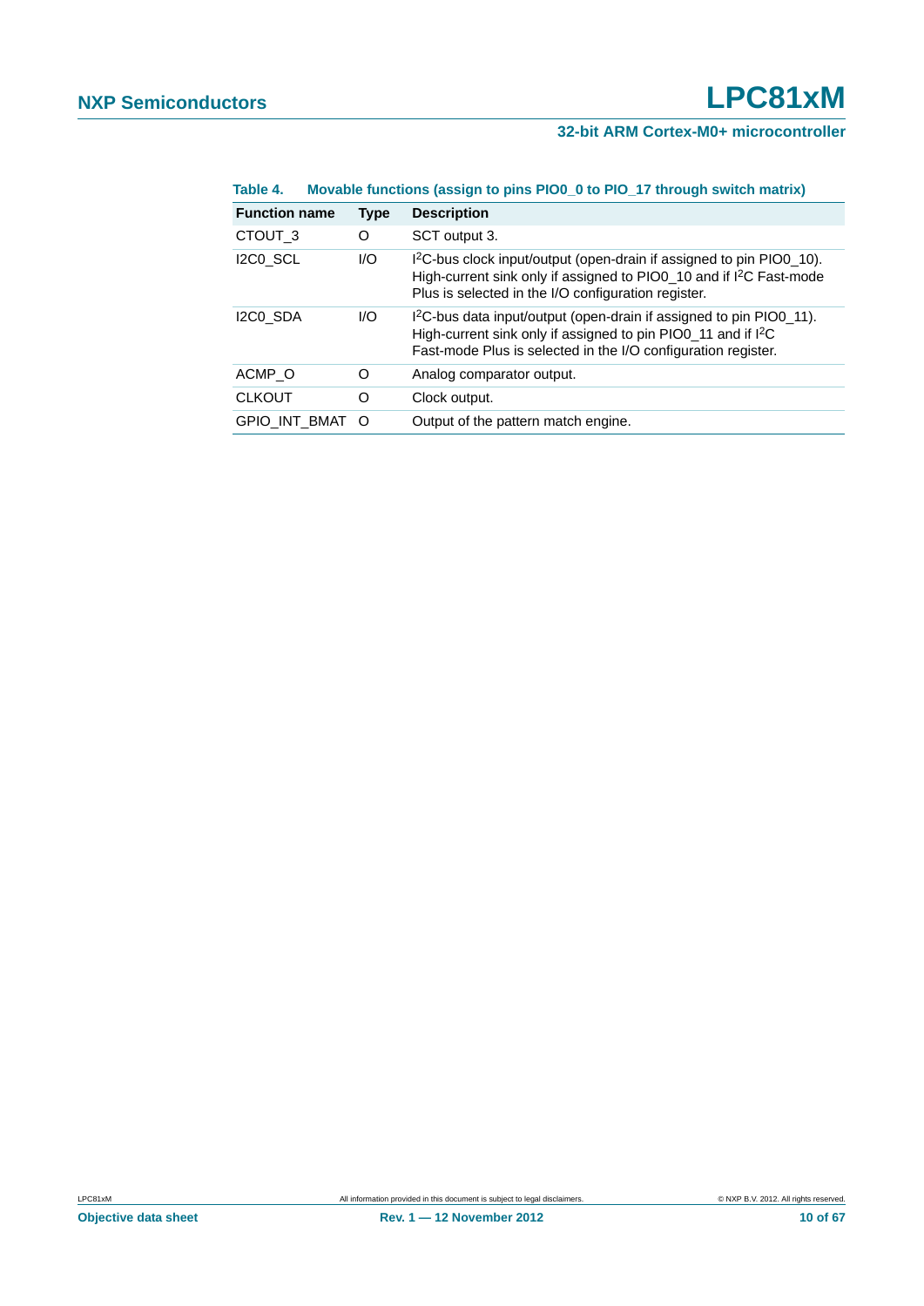**Table 4. Movable functions (assign to pins PIO0_0 to PIO_17 through switch matrix)**

| Function name | Type | Description |
|---|---|---|
| CTOUT_3 | O | SCT output 3. |
| I2C0_SCL | I/O | $I^2C$-bus clock input/output (open-drain if assigned to pin PIO0_10). High-current sink only if assigned to PIO0_10 and if $I^2C$ Fast-mode Plus is selected in the I/O configuration register. |
| I2C0_SDA | I/O | $I^2C$-bus data input/output (open-drain if assigned to pin PIO0_11). High-current sink only if assigned to PIO0_11 and if $I^2C$ Fast-mode Plus is selected in the I/O configuration register. |
| ACMP_O | O | Analog comparator output. |
| CLKOUT | O | Clock output. |
| GPIO_INT_BMAT | O | Output of the pattern match engine. |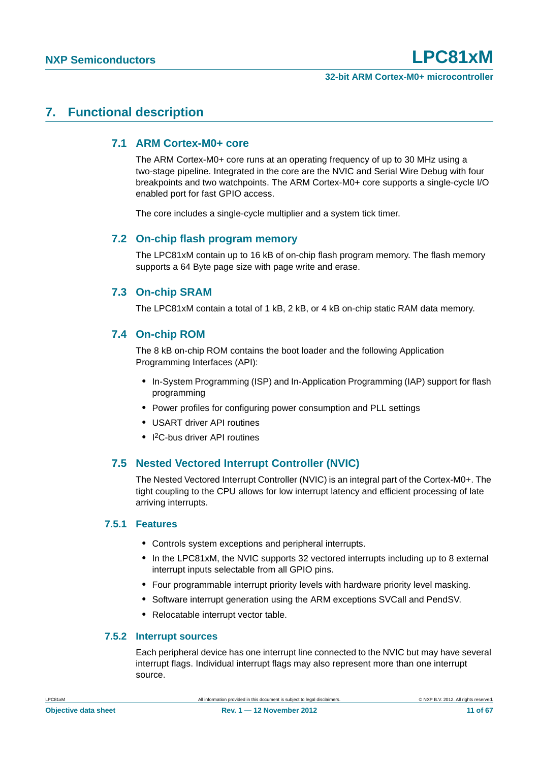# 7. Functional description

## 7.1 ARM Cortex-M0+ core

The ARM Cortex-M0+ core runs at an operating frequency of up to 30 MHz using a two-stage pipeline. Integrated in the core are the NVIC and Serial Wire Debug with four breakpoints and two watchpoints. The ARM Cortex-M0+ core supports a single-cycle I/O enabled port for fast GPIO access.

The core includes a single-cycle multiplier and a system tick timer.

## 7.2 On-chip flash program memory

The LPC81xM contain up to 16 kB of on-chip flash program memory. The flash memory supports a 64 Byte page size with page write and erase.

## 7.3 On-chip SRAM

The LPC81xM contain a total of 1 kB, 2 kB, or 4 kB on-chip static RAM data memory.

## 7.4 On-chip ROM

The 8 kB on-chip ROM contains the boot loader and the following Application Programming Interfaces (API):

- In-System Programming (ISP) and In-Application Programming (IAP) support for flash programming
- Power profiles for configuring power consumption and PLL settings
- USART driver API routines
- I$^2$C-bus driver API routines

## 7.5 Nested Vectored Interrupt Controller (NVIC)

The Nested Vectored Interrupt Controller (NVIC) is an integral part of the Cortex-M0+. The tight coupling to the CPU allows for low interrupt latency and efficient processing of late arriving interrupts.

### 7.5.1 Features

- Controls system exceptions and peripheral interrupts.
- In the LPC81xM, the NVIC supports 32 vectored interrupts including up to 8 external interrupt inputs selectable from all GPIO pins.
- Four programmable interrupt priority levels with hardware priority level masking.
- Software interrupt generation using the ARM exceptions SVCall and PendSV.
- Relocatable interrupt vector table.

### 7.5.2 Interrupt sources

Each peripheral device has one interrupt line connected to the NVIC but may have several interrupt flags. Individual interrupt flags may also represent more than one interrupt source.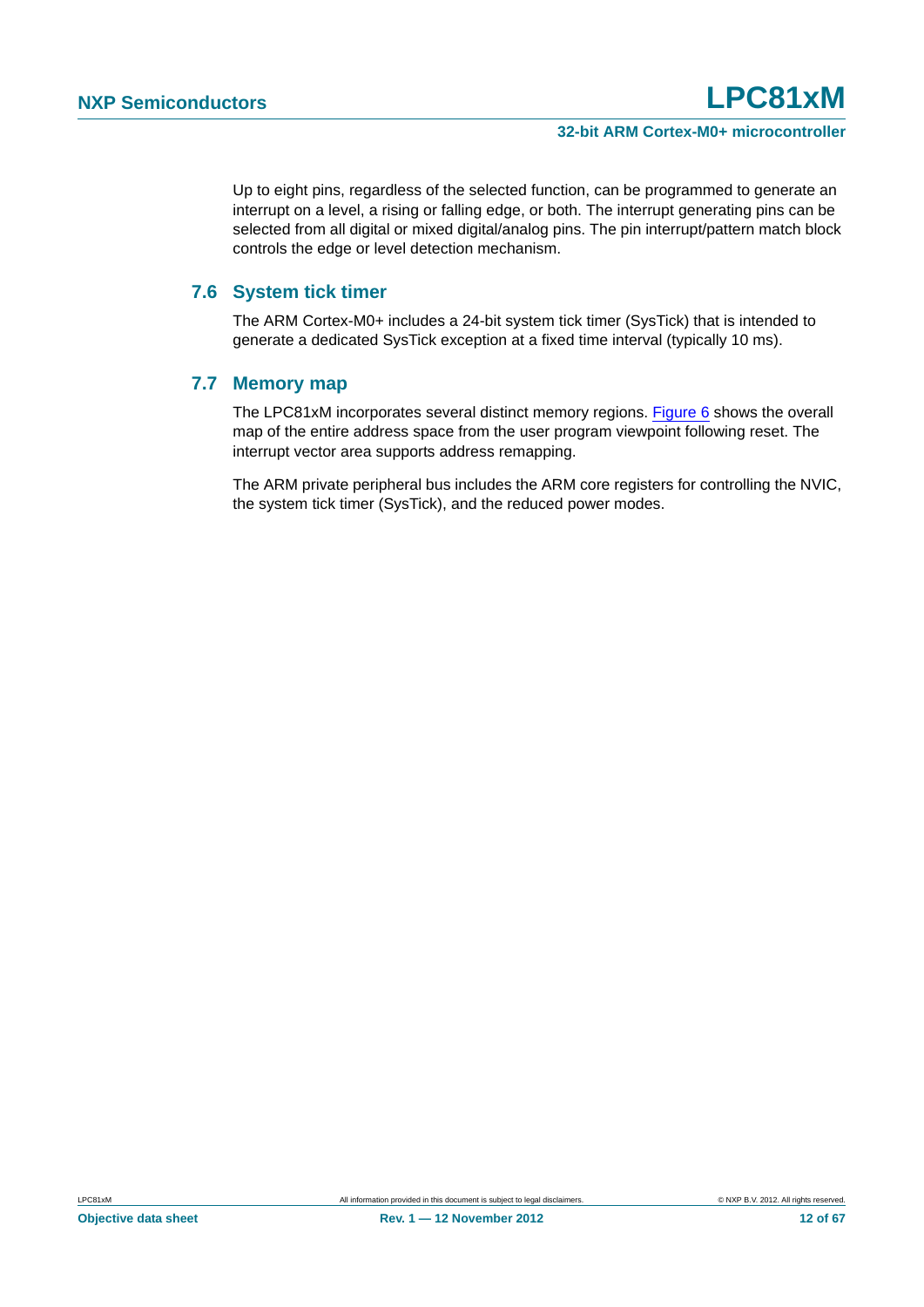Up to eight pins, regardless of the selected function, can be programmed to generate an interrupt on a level, a rising or falling edge, or both. The interrupt generating pins can be selected from all digital or mixed digital/analog pins. The pin interrupt/pattern match block controls the edge or level detection mechanism.

## 7.6 System tick timer

The ARM Cortex-M0+ includes a 24-bit system tick timer (SysTick) that is intended to generate a dedicated SysTick exception at a fixed time interval (typically 10 ms).

## 7.7 Memory map

The LPC81xM incorporates several distinct memory regions. Figure 6 shows the overall map of the entire address space from the user program viewpoint following reset. The interrupt vector area supports address remapping.

The ARM private peripheral bus includes the ARM core registers for controlling the NVIC, the system tick timer (SysTick), and the reduced power modes.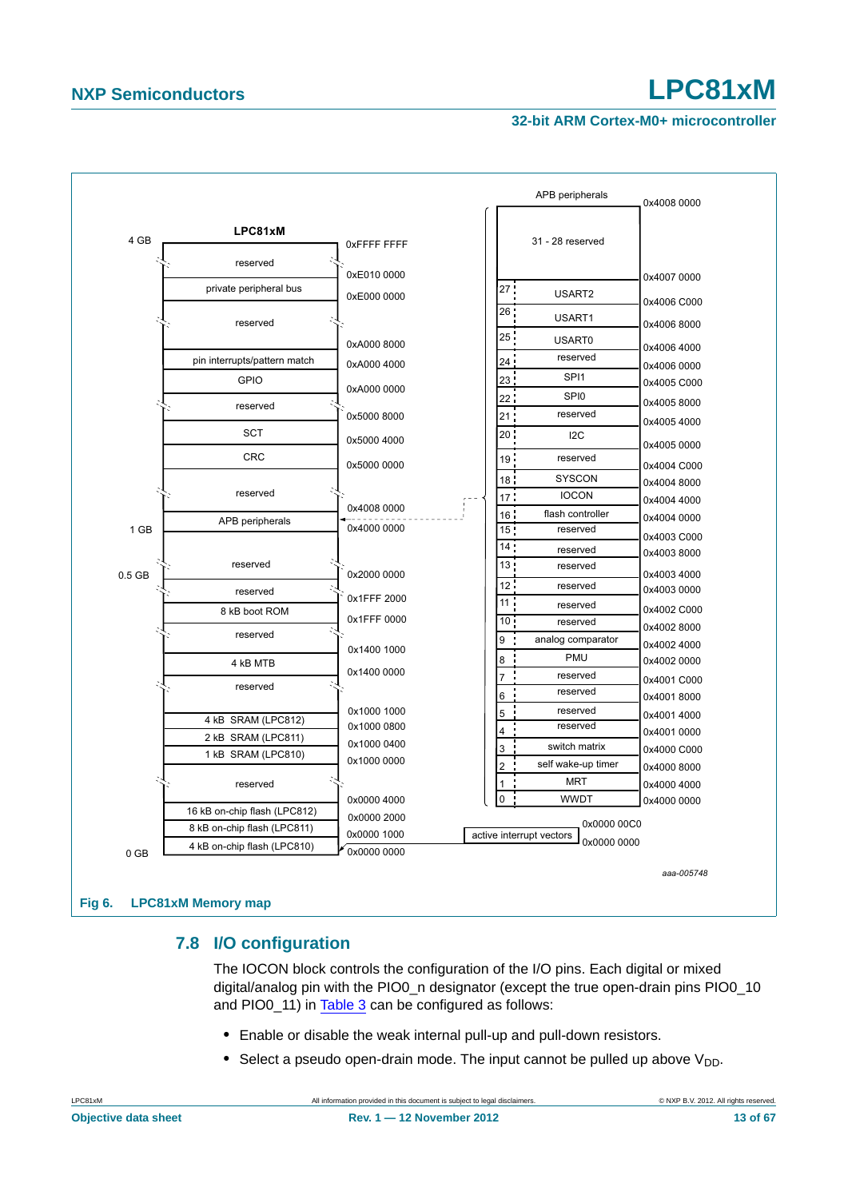**Fig 6. LPC81xM Memory map**

## 7.8 I/O configuration

The IOCON block controls the configuration of the I/O pins. Each digital or mixed digital/analog pin with the PIO0_n designator (except the true open-drain pins PIO0_10 and PIO0_11) in Table 3 can be configured as follows:

- Enable or disable the weak internal pull-up and pull-down resistors.
- Select a pseudo open-drain mode. The input cannot be pulled up above $V_{DD}$.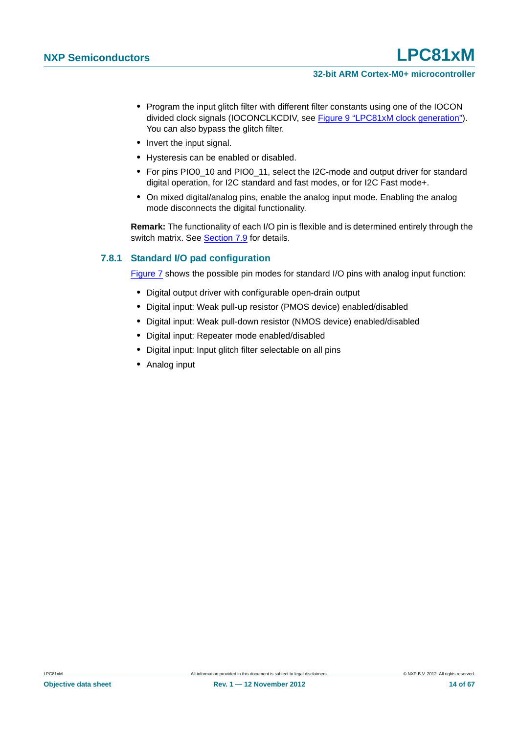- Program the input glitch filter with different filter constants using one of the IOCON divided clock signals (IOCONCLKCDIV, see Figure 9 “LPC81xM clock generation”). You can also bypass the glitch filter.
- Invert the input signal.
- Hysteresis can be enabled or disabled.
- For pins PIO0_10 and PIO0_11, select the I2C-mode and output driver for standard digital operation, for I2C standard and fast modes, or for I2C Fast mode+.
- On mixed digital/analog pins, enable the analog input mode. Enabling the analog mode disconnects the digital functionality.

**Remark:** The functionality of each I/O pin is flexible and is determined entirely through the switch matrix. See Section 7.9 for details.

### 7.8.1 Standard I/O pad configuration

Figure 7 shows the possible pin modes for standard I/O pins with analog input function:

- Digital output driver with configurable open-drain output
- Digital input: Weak pull-up resistor (PMOS device) enabled/disabled
- Digital input: Weak pull-down resistor (NMOS device) enabled/disabled
- Digital input: Repeater mode enabled/disabled
- Digital input: Input glitch filter selectable on all pins
- Analog input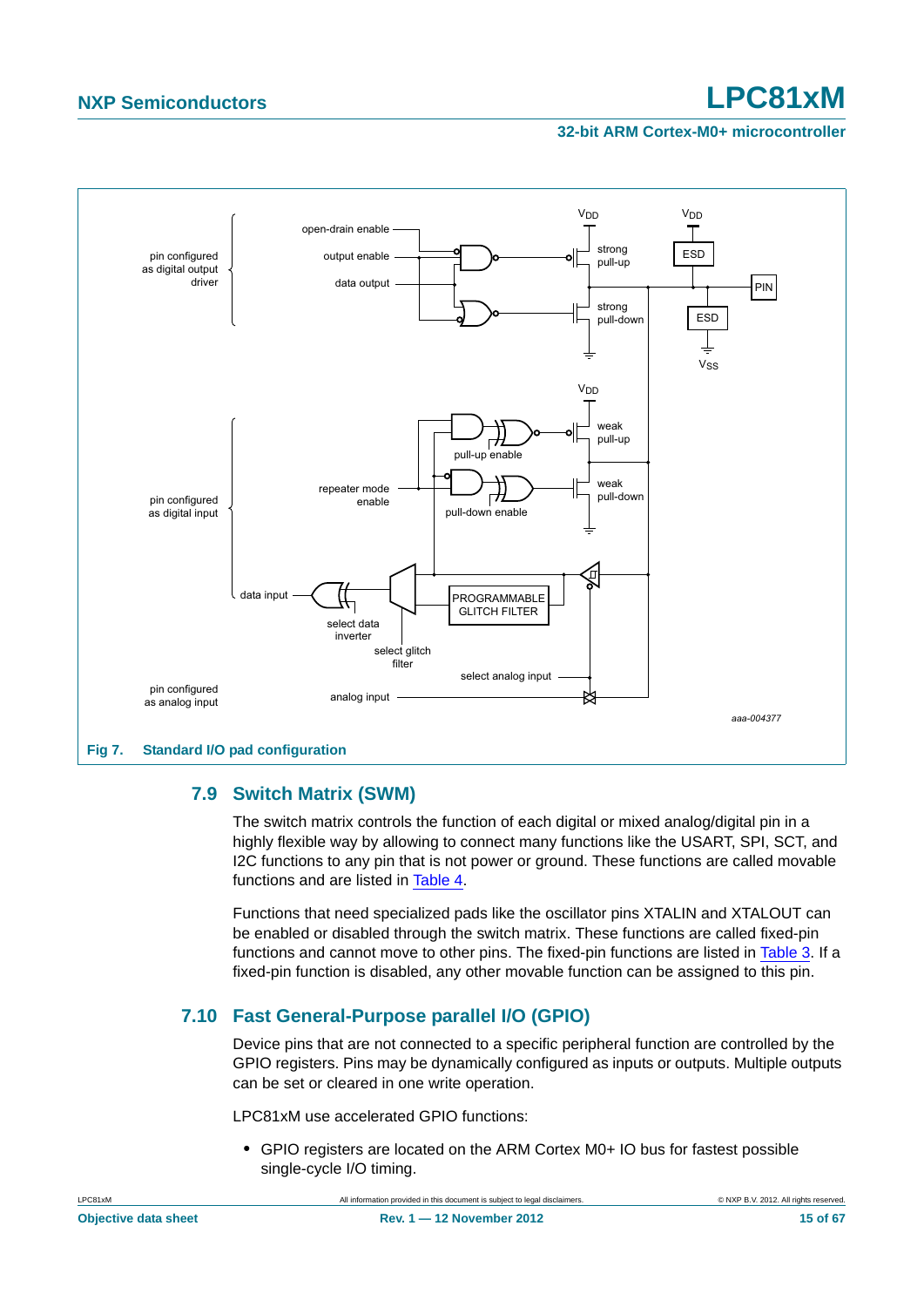Fig 7. Standard I/O pad configuration

### 7.9 Switch Matrix (SWM)

The switch matrix controls the function of each digital or mixed analog/digital pin in a highly flexible way by allowing to connect many functions like the USART, SPI, SCT, and I2C functions to any pin that is not power or ground. These functions are called movable functions and are listed in Table 4.

Functions that need specialized pads like the oscillator pins XTALIN and XTALOUT can be enabled or disabled through the switch matrix. These functions are called fixed-pin functions and cannot move to other pins. The fixed-pin functions are listed in Table 3. If a fixed-pin function is disabled, any other movable function can be assigned to this pin.

### 7.10 Fast General-Purpose parallel I/O (GPIO)

Device pins that are not connected to a specific peripheral function are controlled by the GPIO registers. Pins may be dynamically configured as inputs or outputs. Multiple outputs can be set or cleared in one write operation.

LPC81xM use accelerated GPIO functions:

- GPIO registers are located on the ARM Cortex M0+ IO bus for fastest possible single-cycle I/O timing.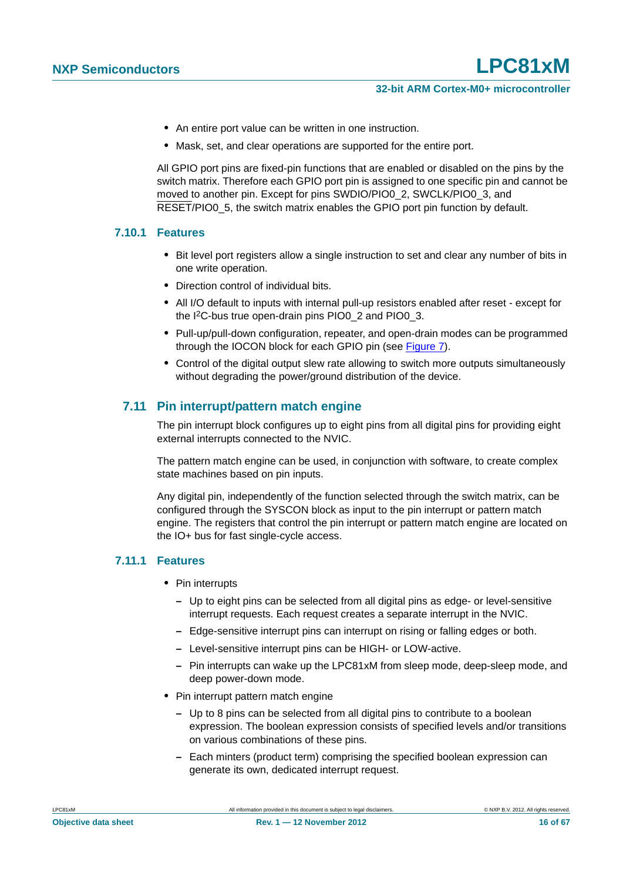- An entire port value can be written in one instruction.
- Mask, set, and clear operations are supported for the entire port.

All GPIO port pins are fixed-pin functions that are enabled or disabled on the pins by the switch matrix. Therefore each GPIO port pin is assigned to one specific pin and cannot be moved to another pin. Except for pins SWDIO/PIO0_2, SWCLK/PIO0_3, and RESET/PIO0_5, the switch matrix enables the GPIO port pin function by default.

### 7.10.1 Features

- Bit level port registers allow a single instruction to set and clear any number of bits in one write operation.
- Direction control of individual bits.
- All I/O default to inputs with internal pull-up resistors enabled after reset - except for the I$^2$C-bus true open-drain pins PIO0_2 and PIO0_3.
- Pull-up/pull-down configuration, repeater, and open-drain modes can be programmed through the IOCON block for each GPIO pin (see Figure 7).
- Control of the digital output slew rate allowing to switch more outputs simultaneously without degrading the power/ground distribution of the device.

## 7.11 Pin interrupt/pattern match engine

The pin interrupt block configures up to eight pins from all digital pins for providing eight external interrupts connected to the NVIC.

The pattern match engine can be used, in conjunction with software, to create complex state machines based on pin inputs.

Any digital pin, independently of the function selected through the switch matrix, can be configured through the SYSCON block as input to the pin interrupt or pattern match engine. The registers that control the pin interrupt or pattern match engine are located on the IO+ bus for fast single-cycle access.

### 7.11.1 Features

- Pin interrupts
  - Up to eight pins can be selected from all digital pins as edge- or level-sensitive interrupt requests. Each request creates a separate interrupt in the NVIC.
  - Edge-sensitive interrupt pins can interrupt on rising or falling edges or both.
  - Level-sensitive interrupt pins can be HIGH- or LOW-active.
  - Pin interrupts can wake up the LPC81xM from sleep mode, deep-sleep mode, and deep power-down mode.
- Pin interrupt pattern match engine
  - Up to 8 pins can be selected from all digital pins to contribute to a boolean expression. The boolean expression consists of specified levels and/or transitions on various combinations of these pins.
  - Each minters (product term) comprising the specified boolean expression can generate its own, dedicated interrupt request.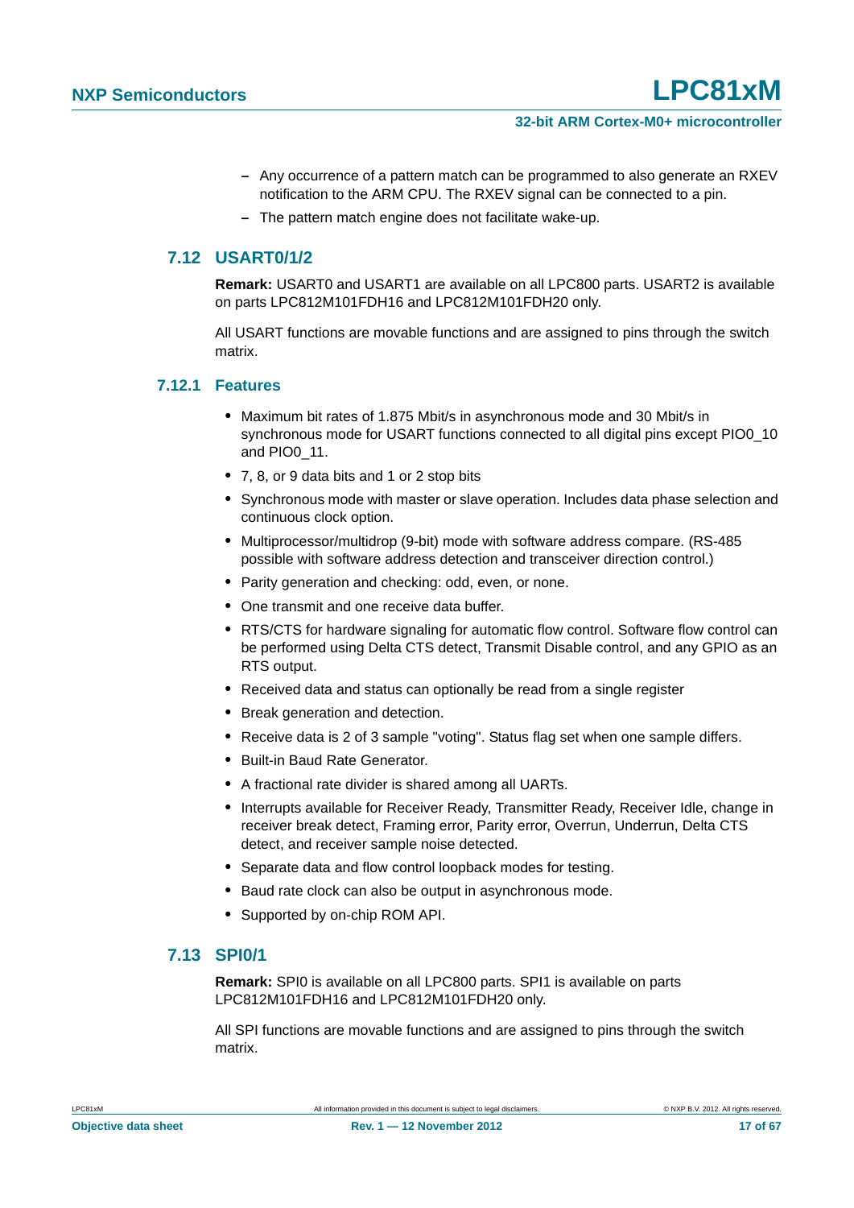- Any occurrence of a pattern match can be programmed to also generate an RXEV notification to the ARM CPU. The RXEV signal can be connected to a pin.
  - The pattern match engine does not facilitate wake-up.

## 7.12 USART0/1/2

**Remark:** USART0 and USART1 are available on all LPC800 parts. USART2 is available on parts LPC812M101FDH16 and LPC812M101FDH20 only.

All USART functions are movable functions and are assigned to pins through the switch matrix.

### 7.12.1 Features

- Maximum bit rates of 1.875 Mbit/s in asynchronous mode and 30 Mbit/s in synchronous mode for USART functions connected to all digital pins except PIO0_10 and PIO0_11.
- 7, 8, or 9 data bits and 1 or 2 stop bits
- Synchronous mode with master or slave operation. Includes data phase selection and continuous clock option.
- Multiprocessor/multidrop (9-bit) mode with software address compare. (RS-485 possible with software address detection and transceiver direction control.)
- Parity generation and checking: odd, even, or none.
- One transmit and one receive data buffer.
- RTS/CTS for hardware signaling for automatic flow control. Software flow control can be performed using Delta CTS detect, Transmit Disable control, and any GPIO as an RTS output.
- Received data and status can optionally be read from a single register
- Break generation and detection.
- Receive data is 2 of 3 sample "voting". Status flag set when one sample differs.
- Built-in Baud Rate Generator.
- A fractional rate divider is shared among all UARTs.
- Interrupts available for Receiver Ready, Transmitter Ready, Receiver Idle, change in receiver break detect, Framing error, Parity error, Overrun, Underrun, Delta CTS detect, and receiver sample noise detected.
- Separate data and flow control loopback modes for testing.
- Baud rate clock can also be output in asynchronous mode.
- Supported by on-chip ROM API.

## 7.13 SPI0/1

**Remark:** SPI0 is available on all LPC800 parts. SPI1 is available on parts LPC812M101FDH16 and LPC812M101FDH20 only.

All SPI functions are movable functions and are assigned to pins through the switch matrix.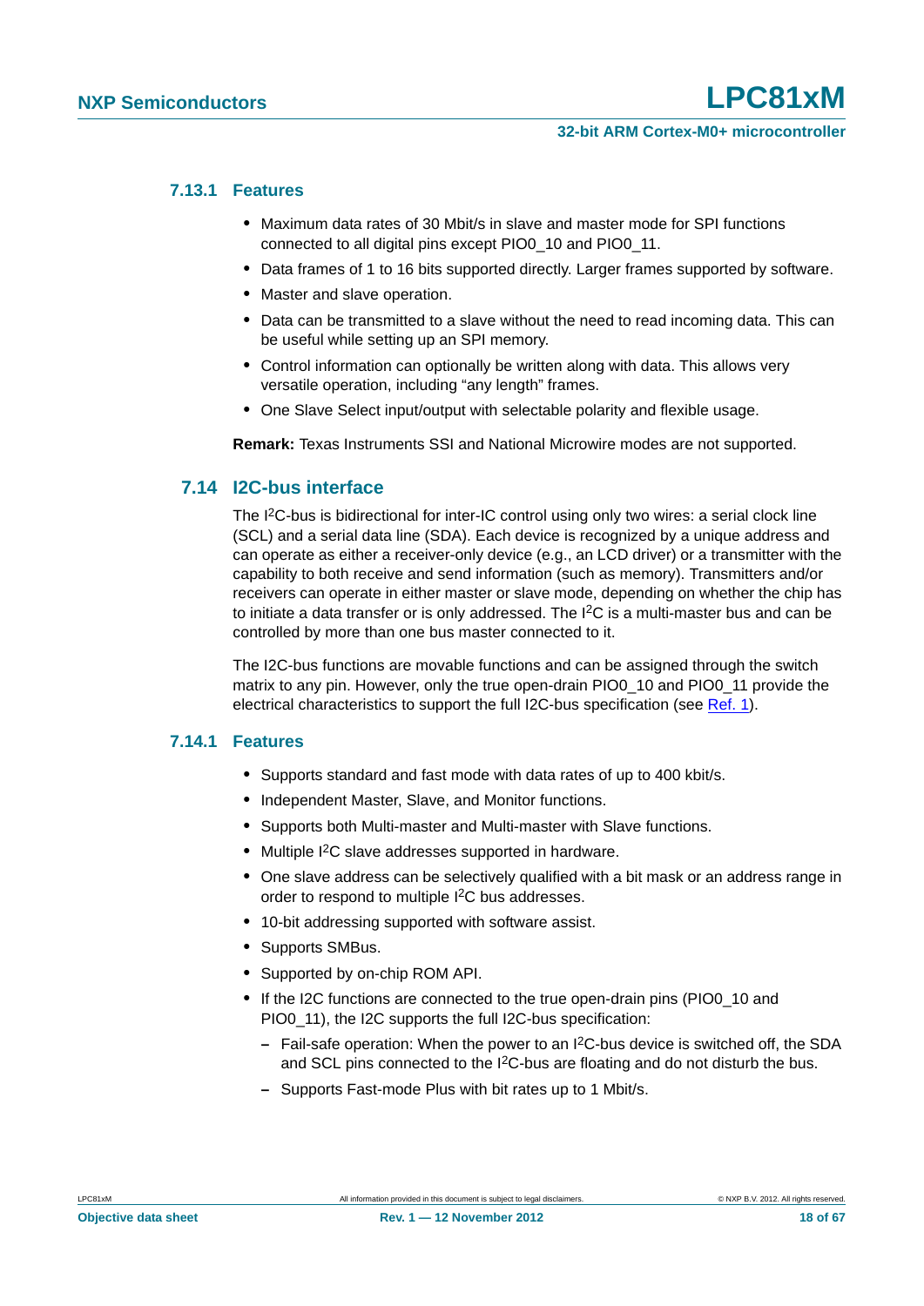### 7.13.1 Features

- Maximum data rates of 30 Mbit/s in slave and master mode for SPI functions connected to all digital pins except PIO0_10 and PIO0_11.
- Data frames of 1 to 16 bits supported directly. Larger frames supported by software.
- Master and slave operation.
- Data can be transmitted to a slave without the need to read incoming data. This can be useful while setting up an SPI memory.
- Control information can optionally be written along with data. This allows very versatile operation, including "any length" frames.
- One Slave Select input/output with selectable polarity and flexible usage.

**Remark:** Texas Instruments SSI and National Microwire modes are not supported.

## 7.14 I2C-bus interface

The $I^2C$-bus is bidirectional for inter-IC control using only two wires: a serial clock line (SCL) and a serial data line (SDA). Each device is recognized by a unique address and can operate as either a receiver-only device (e.g., an LCD driver) or a transmitter with the capability to both receive and send information (such as memory). Transmitters and/or receivers can operate in either master or slave mode, depending on whether the chip has to initiate a data transfer or is only addressed. The $I^2C$ is a multi-master bus and can be controlled by more than one bus master connected to it.

The I2C-bus functions are movable functions and can be assigned through the switch matrix to any pin. However, only the true open-drain PIO0_10 and PIO0_11 provide the electrical characteristics to support the full I2C-bus specification (see Ref. 1).

### 7.14.1 Features

- Supports standard and fast mode with data rates of up to 400 kbit/s.
- Independent Master, Slave, and Monitor functions.
- Supports both Multi-master and Multi-master with Slave functions.
- Multiple $I^2C$ slave addresses supported in hardware.
- One slave address can be selectively qualified with a bit mask or an address range in order to respond to multiple $I^2C$ bus addresses.
- 10-bit addressing supported with software assist.
- Supports SMBus.
- Supported by on-chip ROM API.
- If the I2C functions are connected to the true open-drain pins (PIO0_10 and PIO0_11), the I2C supports the full I2C-bus specification:
  - Fail-safe operation: When the power to an $I^2C$-bus device is switched off, the SDA and SCL pins connected to the $I^2C$-bus are floating and do not disturb the bus.
  - Supports Fast-mode Plus with bit rates up to 1 Mbit/s.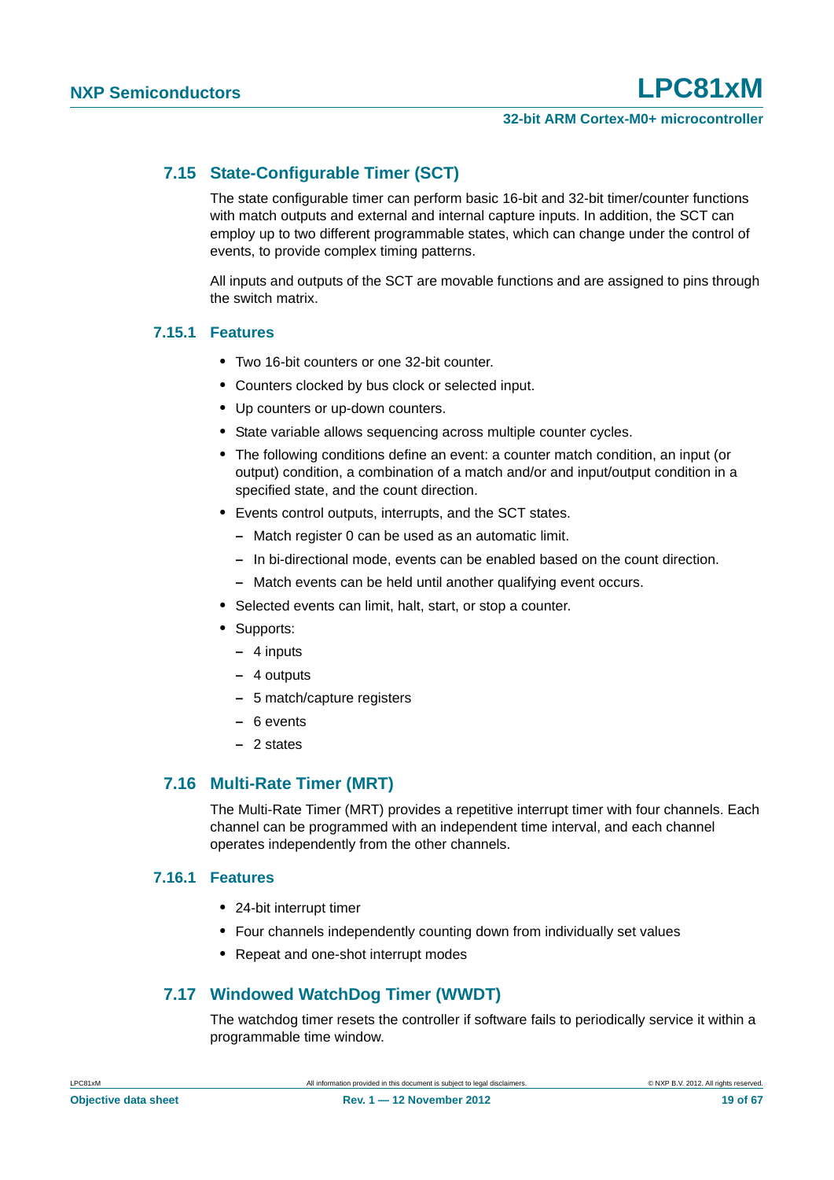### 7.15 State-Configurable Timer (SCT)

The state configurable timer can perform basic 16-bit and 32-bit timer/counter functions with match outputs and external and internal capture inputs. In addition, the SCT can employ up to two different programmable states, which can change under the control of events, to provide complex timing patterns.

All inputs and outputs of the SCT are movable functions and are assigned to pins through the switch matrix.

#### 7.15.1 Features

- Two 16-bit counters or one 32-bit counter.
- Counters clocked by bus clock or selected input.
- Up counters or up-down counters.
- State variable allows sequencing across multiple counter cycles.
- The following conditions define an event: a counter match condition, an input (or output) condition, a combination of a match and/or and input/output condition in a specified state, and the count direction.
- Events control outputs, interrupts, and the SCT states.
  - Match register 0 can be used as an automatic limit.
  - In bi-directional mode, events can be enabled based on the count direction.
  - Match events can be held until another qualifying event occurs.
- Selected events can limit, halt, start, or stop a counter.
- Supports:
  - 4 inputs
  - 4 outputs
  - 5 match/capture registers
  - 6 events
  - 2 states

### 7.16 Multi-Rate Timer (MRT)

The Multi-Rate Timer (MRT) provides a repetitive interrupt timer with four channels. Each channel can be programmed with an independent time interval, and each channel operates independently from the other channels.

#### 7.16.1 Features

- 24-bit interrupt timer
- Four channels independently counting down from individually set values
- Repeat and one-shot interrupt modes

### 7.17 Windowed WatchDog Timer (WWDT)

The watchdog timer resets the controller if software fails to periodically service it within a programmable time window.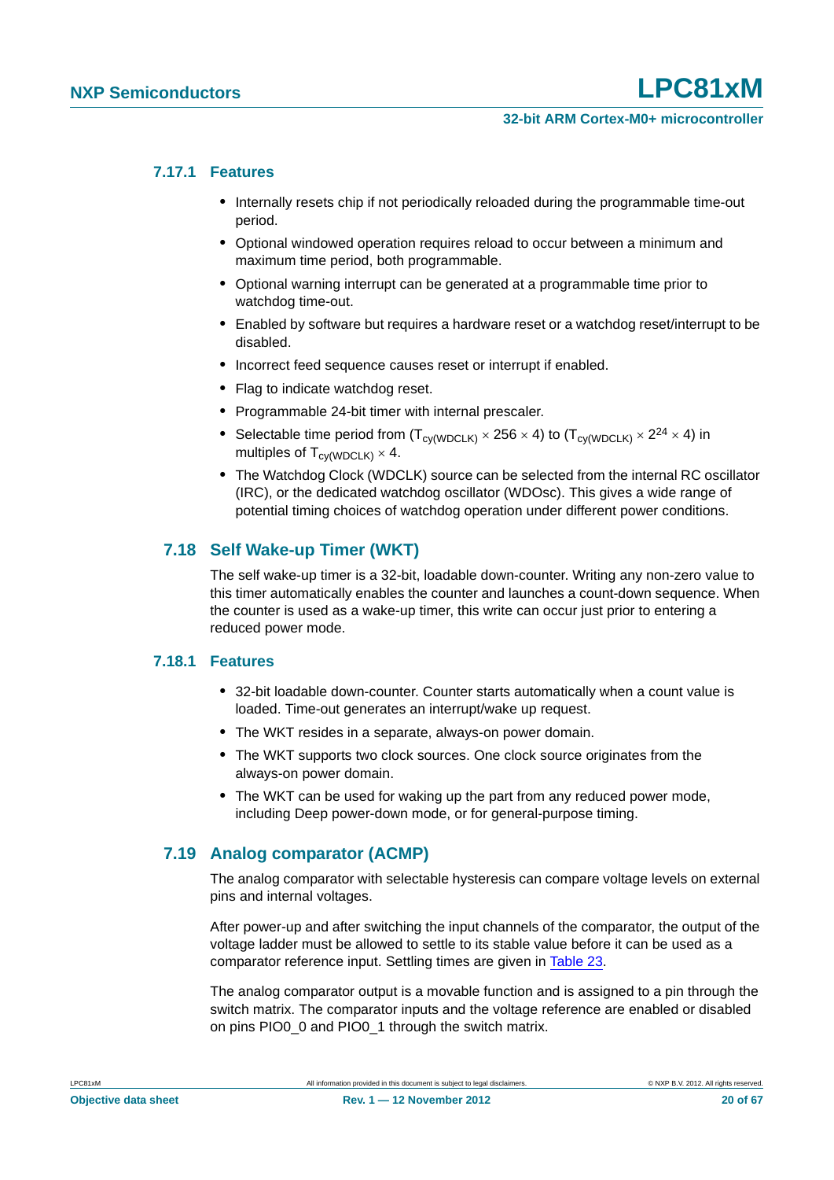### 7.17.1 Features

- Internally resets chip if not periodically reloaded during the programmable time-out period.
- Optional windowed operation requires reload to occur between a minimum and maximum time period, both programmable.
- Optional warning interrupt can be generated at a programmable time prior to watchdog time-out.
- Enabled by software but requires a hardware reset or a watchdog reset/interrupt to be disabled.
- Incorrect feed sequence causes reset or interrupt if enabled.
- Flag to indicate watchdog reset.
- Programmable 24-bit timer with internal prescaler.
- Selectable time period from ($T_{cy(WDCLK)} \times 256 \times 4$) to ($T_{cy(WDCLK)} \times 2^{24} \times 4$) in multiples of $T_{cy(WDCLK)} \times 4$.
- The Watchdog Clock (WDCLK) source can be selected from the internal RC oscillator (IRC), or the dedicated watchdog oscillator (WDOsc). This gives a wide range of potential timing choices of watchdog operation under different power conditions.

## 7.18 Self Wake-up Timer (WKT)

The self wake-up timer is a 32-bit, loadable down-counter. Writing any non-zero value to this timer automatically enables the counter and launches a count-down sequence. When the counter is used as a wake-up timer, this write can occur just prior to entering a reduced power mode.

### 7.18.1 Features

- 32-bit loadable down-counter. Counter starts automatically when a count value is loaded. Time-out generates an interrupt/wake up request.
- The WKT resides in a separate, always-on power domain.
- The WKT supports two clock sources. One clock source originates from the always-on power domain.
- The WKT can be used for waking up the part from any reduced power mode, including Deep power-down mode, or for general-purpose timing.

## 7.19 Analog comparator (ACMP)

The analog comparator with selectable hysteresis can compare voltage levels on external pins and internal voltages.

After power-up and after switching the input channels of the comparator, the output of the voltage ladder must be allowed to settle to its stable value before it can be used as a comparator reference input. Settling times are given in Table 23.

The analog comparator output is a movable function and is assigned to a pin through the switch matrix. The comparator inputs and the voltage reference are enabled or disabled on pins PIO0_0 and PIO0_1 through the switch matrix.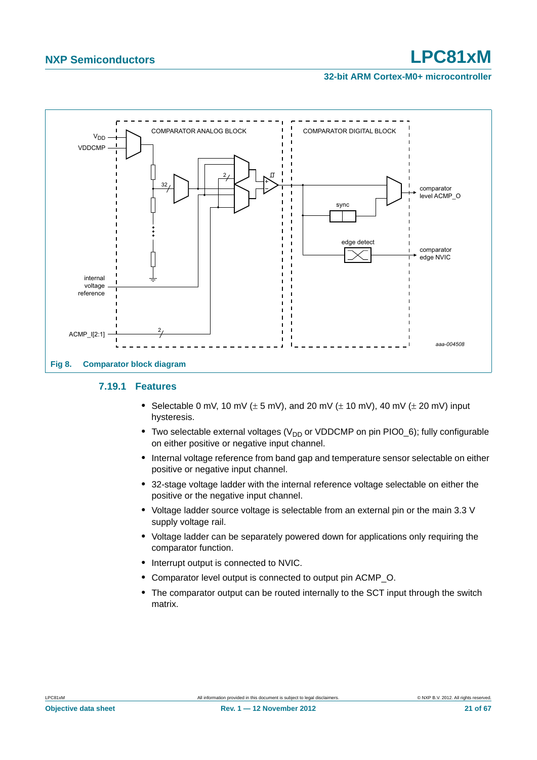Fig 8. Comparator block diagram

### 7.19.1 Features

- Selectable 0 mV, 10 mV (± 5 mV), and 20 mV (± 10 mV), 40 mV (± 20 mV) input hysteresis.
- Two selectable external voltages ($V_{DD}$ or VDDCMP on pin PIO0_6); fully configurable on either positive or negative input channel.
- Internal voltage reference from band gap and temperature sensor selectable on either positive or negative input channel.
- 32-stage voltage ladder with the internal reference voltage selectable on either the positive or the negative input channel.
- Voltage ladder source voltage is selectable from an external pin or the main 3.3 V supply voltage rail.
- Voltage ladder can be separately powered down for applications only requiring the comparator function.
- Interrupt output is connected to NVIC.
- Comparator level output is connected to output pin ACMP_O.
- The comparator output can be routed internally to the SCT input through the switch matrix.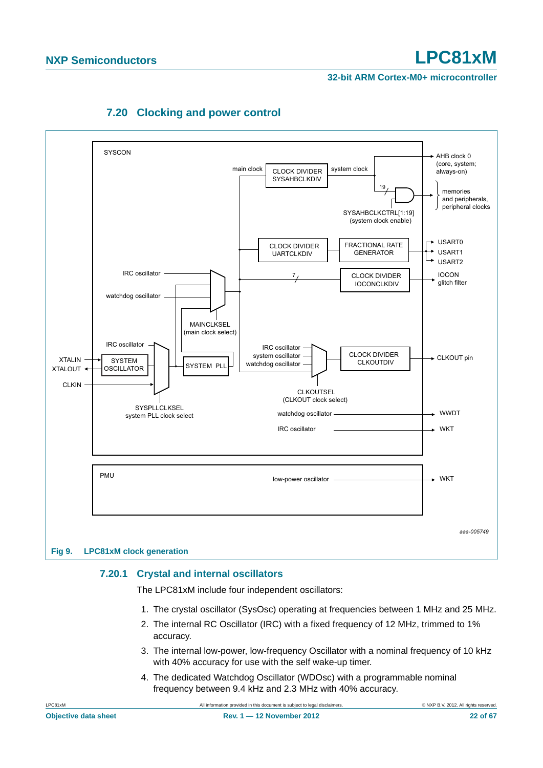## 7.20 Clocking and power control

Fig 9. LPC81xM clock generation

### 7.20.1 Crystal and internal oscillators

The LPC81xM include four independent oscillators:

1. The crystal oscillator (SysOsc) operating at frequencies between 1 MHz and 25 MHz.
2. The internal RC Oscillator (IRC) with a fixed frequency of 12 MHz, trimmed to 1% accuracy.
3. The internal low-power, low-frequency Oscillator with a nominal frequency of 10 kHz with 40% accuracy for use with the self wake-up timer.
4. The dedicated Watchdog Oscillator (WDOsc) with a programmable nominal frequency between 9.4 kHz and 2.3 MHz with 40% accuracy.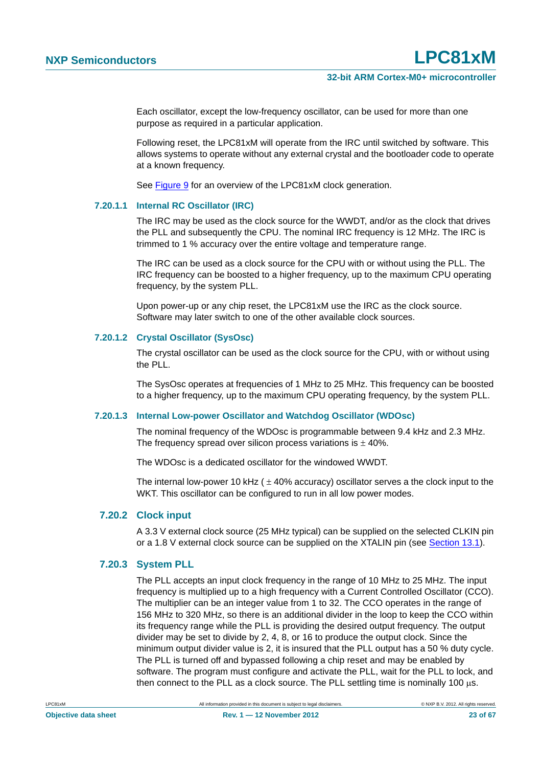Each oscillator, except the low-frequency oscillator, can be used for more than one purpose as required in a particular application.

Following reset, the LPC81xM will operate from the IRC until switched by software. This allows systems to operate without any external crystal and the bootloader code to operate at a known frequency.

See Figure 9 for an overview of the LPC81xM clock generation.

#### 7.20.1.1 Internal RC Oscillator (IRC)

The IRC may be used as the clock source for the WWDT, and/or as the clock that drives the PLL and subsequently the CPU. The nominal IRC frequency is 12 MHz. The IRC is trimmed to 1 % accuracy over the entire voltage and temperature range.

The IRC can be used as a clock source for the CPU with or without using the PLL. The IRC frequency can be boosted to a higher frequency, up to the maximum CPU operating frequency, by the system PLL.

Upon power-up or any chip reset, the LPC81xM use the IRC as the clock source. Software may later switch to one of the other available clock sources.

#### 7.20.1.2 Crystal Oscillator (SysOsc)

The crystal oscillator can be used as the clock source for the CPU, with or without using the PLL.

The SysOsc operates at frequencies of 1 MHz to 25 MHz. This frequency can be boosted to a higher frequency, up to the maximum CPU operating frequency, by the system PLL.

#### 7.20.1.3 Internal Low-power Oscillator and Watchdog Oscillator (WDOsc)

The nominal frequency of the WDOsc is programmable between 9.4 kHz and 2.3 MHz. The frequency spread over silicon process variations is ± 40%.

The WDOsc is a dedicated oscillator for the windowed WWDT.

The internal low-power 10 kHz ( ± 40% accuracy) oscillator serves a the clock input to the WKT. This oscillator can be configured to run in all low power modes.

### 7.20.2 Clock input

A 3.3 V external clock source (25 MHz typical) can be supplied on the selected CLKIN pin or a 1.8 V external clock source can be supplied on the XTALIN pin (see Section 13.1).

### 7.20.3 System PLL

The PLL accepts an input clock frequency in the range of 10 MHz to 25 MHz. The input frequency is multiplied up to a high frequency with a Current Controlled Oscillator (CCO). The multiplier can be an integer value from 1 to 32. The CCO operates in the range of 156 MHz to 320 MHz, so there is an additional divider in the loop to keep the CCO within its frequency range while the PLL is providing the desired output frequency. The output divider may be set to divide by 2, 4, 8, or 16 to produce the output clock. Since the minimum output divider value is 2, it is insured that the PLL output has a 50 % duty cycle. The PLL is turned off and bypassed following a chip reset and may be enabled by software. The program must configure and activate the PLL, wait for the PLL to lock, and then connect to the PLL as a clock source. The PLL settling time is nominally 100 μs.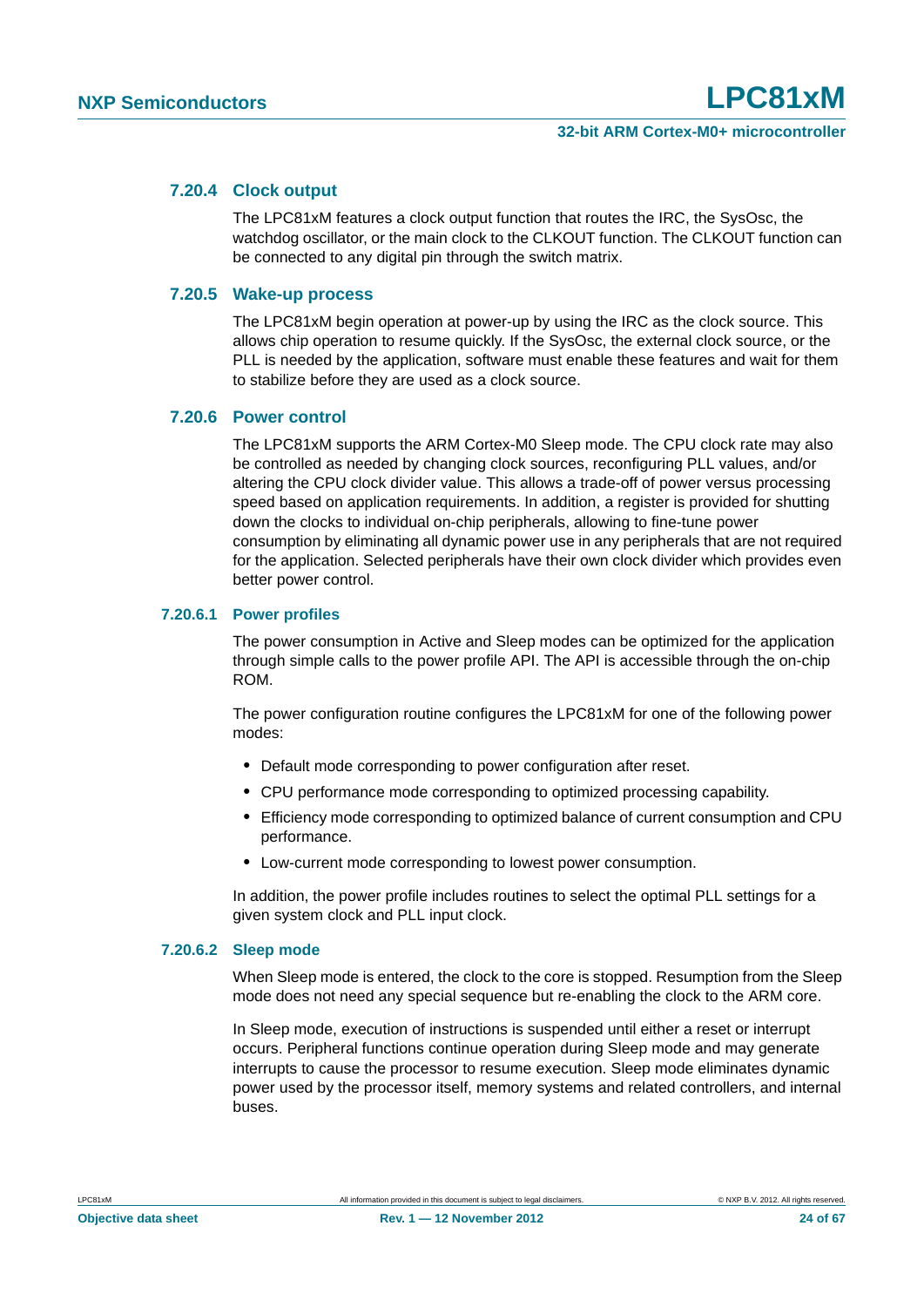### 7.20.4 Clock output

The LPC81xM features a clock output function that routes the IRC, the SysOsc, the watchdog oscillator, or the main clock to the CLKOUT function. The CLKOUT function can be connected to any digital pin through the switch matrix.

### 7.20.5 Wake-up process

The LPC81xM begin operation at power-up by using the IRC as the clock source. This allows chip operation to resume quickly. If the SysOsc, the external clock source, or the PLL is needed by the application, software must enable these features and wait for them to stabilize before they are used as a clock source.

### 7.20.6 Power control

The LPC81xM supports the ARM Cortex-M0 Sleep mode. The CPU clock rate may also be controlled as needed by changing clock sources, reconfiguring PLL values, and/or altering the CPU clock divider value. This allows a trade-off of power versus processing speed based on application requirements. In addition, a register is provided for shutting down the clocks to individual on-chip peripherals, allowing to fine-tune power consumption by eliminating all dynamic power use in any peripherals that are not required for the application. Selected peripherals have their own clock divider which provides even better power control.

#### 7.20.6.1 Power profiles

The power consumption in Active and Sleep modes can be optimized for the application through simple calls to the power profile API. The API is accessible through the on-chip ROM.

The power configuration routine configures the LPC81xM for one of the following power modes:

- Default mode corresponding to power configuration after reset.
- CPU performance mode corresponding to optimized processing capability.
- Efficiency mode corresponding to optimized balance of current consumption and CPU performance.
- Low-current mode corresponding to lowest power consumption.

In addition, the power profile includes routines to select the optimal PLL settings for a given system clock and PLL input clock.

#### 7.20.6.2 Sleep mode

When Sleep mode is entered, the clock to the core is stopped. Resumption from the Sleep mode does not need any special sequence but re-enabling the clock to the ARM core.

In Sleep mode, execution of instructions is suspended until either a reset or interrupt occurs. Peripheral functions continue operation during Sleep mode and may generate interrupts to cause the processor to resume execution. Sleep mode eliminates dynamic power used by the processor itself, memory systems and related controllers, and internal buses.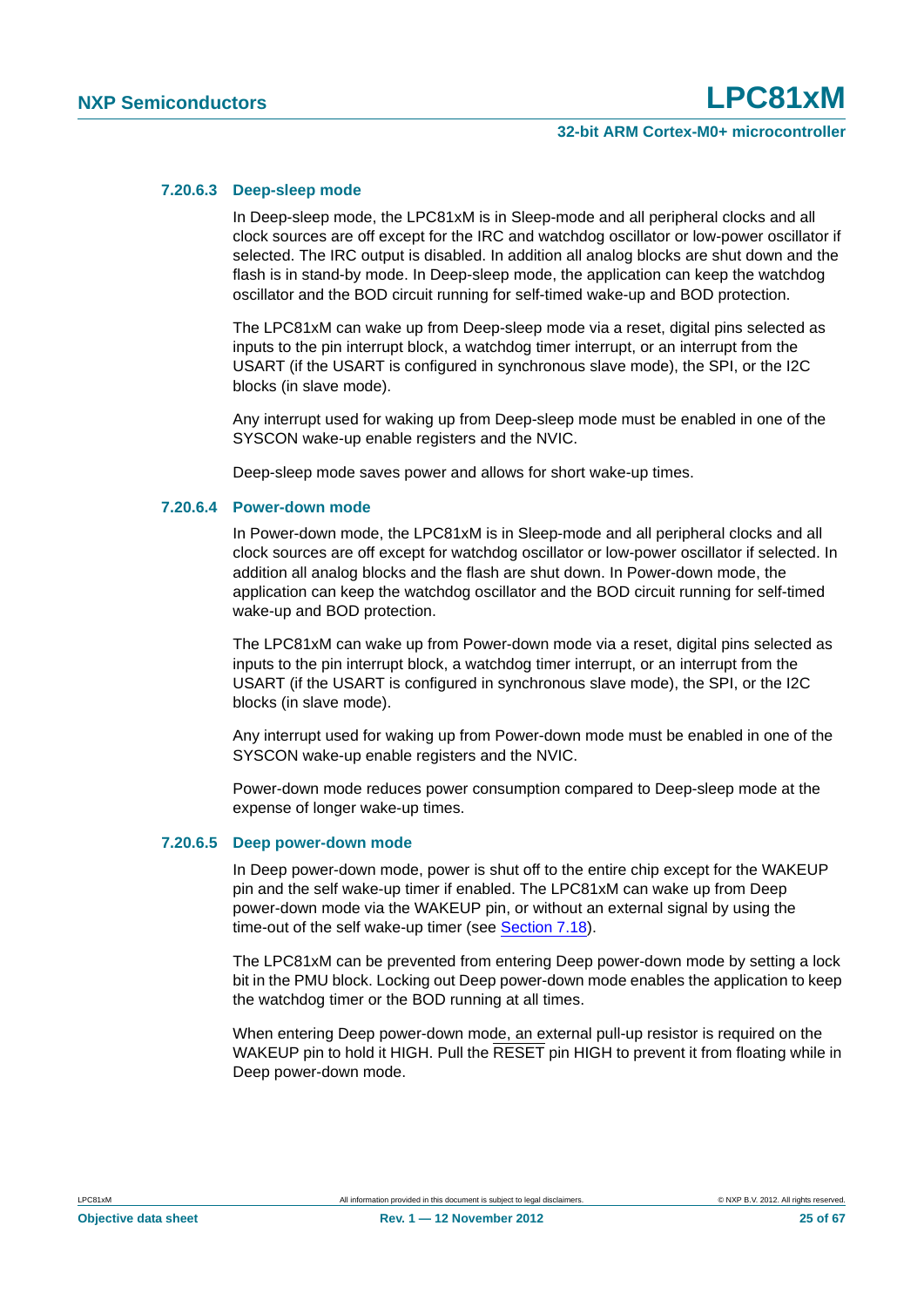#### 7.20.6.3 Deep-sleep mode

In Deep-sleep mode, the LPC81xM is in Sleep-mode and all peripheral clocks and all clock sources are off except for the IRC and watchdog oscillator or low-power oscillator if selected. The IRC output is disabled. In addition all analog blocks are shut down and the flash is in stand-by mode. In Deep-sleep mode, the application can keep the watchdog oscillator and the BOD circuit running for self-timed wake-up and BOD protection.

The LPC81xM can wake up from Deep-sleep mode via a reset, digital pins selected as inputs to the pin interrupt block, a watchdog timer interrupt, or an interrupt from the USART (if the USART is configured in synchronous slave mode), the SPI, or the I2C blocks (in slave mode).

Any interrupt used for waking up from Deep-sleep mode must be enabled in one of the SYSCON wake-up enable registers and the NVIC.

Deep-sleep mode saves power and allows for short wake-up times.

#### 7.20.6.4 Power-down mode

In Power-down mode, the LPC81xM is in Sleep-mode and all peripheral clocks and all clock sources are off except for watchdog oscillator or low-power oscillator if selected. In addition all analog blocks and the flash are shut down. In Power-down mode, the application can keep the watchdog oscillator and the BOD circuit running for self-timed wake-up and BOD protection.

The LPC81xM can wake up from Power-down mode via a reset, digital pins selected as inputs to the pin interrupt block, a watchdog timer interrupt, or an interrupt from the USART (if the USART is configured in synchronous slave mode), the SPI, or the I2C blocks (in slave mode).

Any interrupt used for waking up from Power-down mode must be enabled in one of the SYSCON wake-up enable registers and the NVIC.

Power-down mode reduces power consumption compared to Deep-sleep mode at the expense of longer wake-up times.

#### 7.20.6.5 Deep power-down mode

In Deep power-down mode, power is shut off to the entire chip except for the WAKEUP pin and the self wake-up timer if enabled. The LPC81xM can wake up from Deep power-down mode via the WAKEUP pin, or without an external signal by using the time-out of the self wake-up timer (see Section 7.18).

The LPC81xM can be prevented from entering Deep power-down mode by setting a lock bit in the PMU block. Locking out Deep power-down mode enables the application to keep the watchdog timer or the BOD running at all times.

When entering Deep power-down mode, an external pull-up resistor is required on the WAKEUP pin to hold it HIGH. Pull the $\overline{\text{RESET}}$ pin HIGH to prevent it from floating while in Deep power-down mode.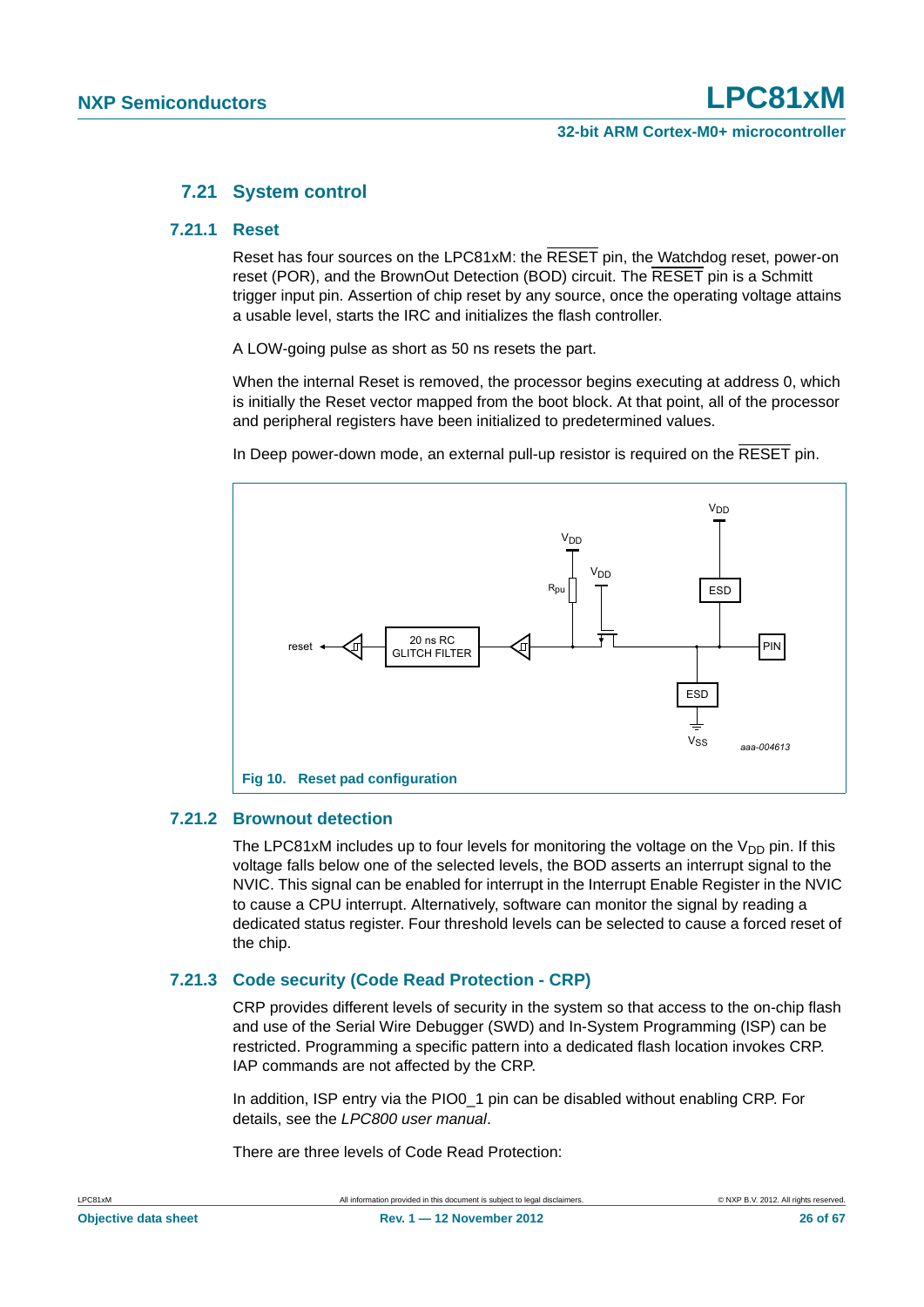### 7.21 System control

#### 7.21.1 Reset

Reset has four sources on the LPC81xM: the $\overline{\text{RESET}}$ pin, the Watchdog reset, power-on reset (POR), and the BrownOut Detection (BOD) circuit. The $\overline{\text{RESET}}$ pin is a Schmitt trigger input pin. Assertion of chip reset by any source, once the operating voltage attains a usable level, starts the IRC and initializes the flash controller.

A LOW-going pulse as short as 50 ns resets the part.

When the internal Reset is removed, the processor begins executing at address 0, which is initially the Reset vector mapped from the boot block. At that point, all of the processor and peripheral registers have been initialized to predetermined values.

In Deep power-down mode, an external pull-up resistor is required on the $\overline{\text{RESET}}$ pin.

**Fig 10. Reset pad configuration**

#### 7.21.2 Brownout detection

The LPC81xM includes up to four levels for monitoring the voltage on the $V_{DD}$ pin. If this voltage falls below one of the selected levels, the BOD asserts an interrupt signal to the NVIC. This signal can be enabled for interrupt in the Interrupt Enable Register in the NVIC to cause a CPU interrupt. Alternatively, software can monitor the signal by reading a dedicated status register. Four threshold levels can be selected to cause a forced reset of the chip.

#### 7.21.3 Code security (Code Read Protection - CRP)

CRP provides different levels of security in the system so that access to the on-chip flash and use of the Serial Wire Debugger (SWD) and In-System Programming (ISP) can be restricted. Programming a specific pattern into a dedicated flash location invokes CRP. IAP commands are not affected by the CRP.

In addition, ISP entry via the PIO0_1 pin can be disabled without enabling CRP. For details, see the *LPC800 user manual*.

There are three levels of Code Read Protection: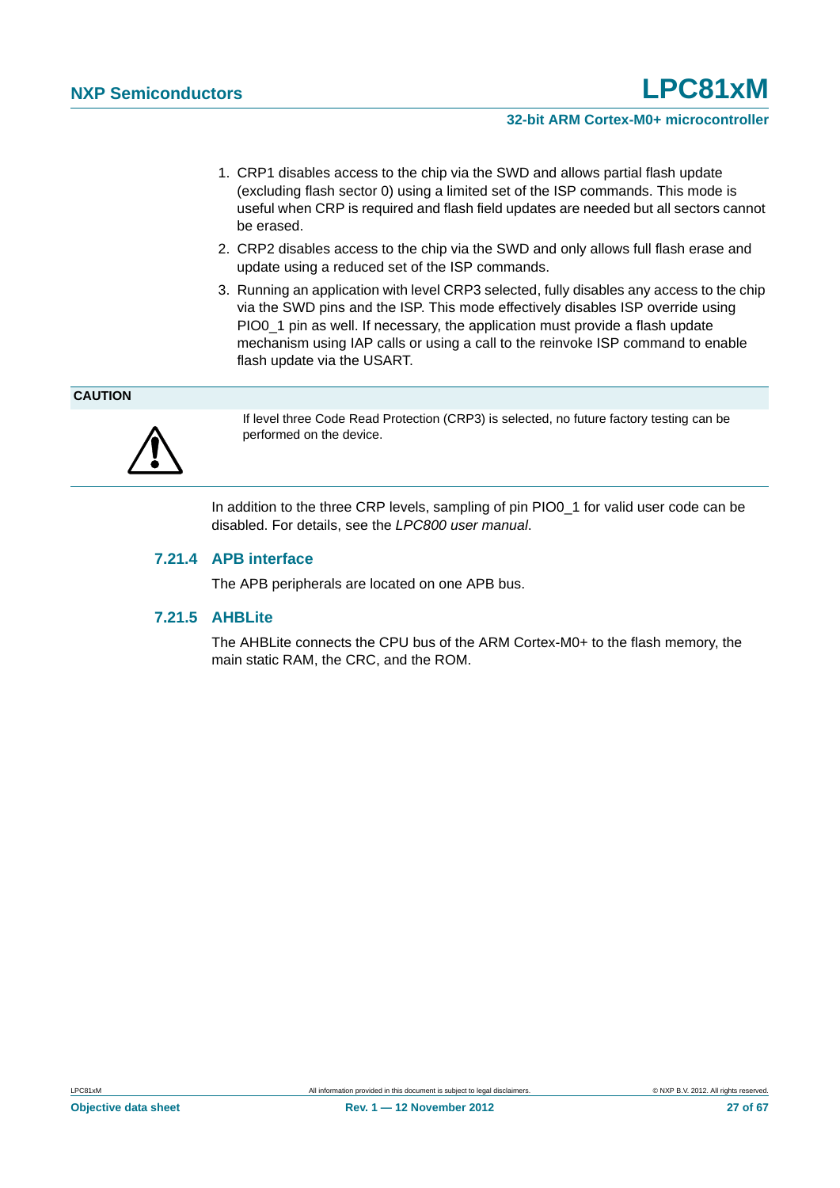1. CRP1 disables access to the chip via the SWD and allows partial flash update (excluding flash sector 0) using a limited set of the ISP commands. This mode is useful when CRP is required and flash field updates are needed but all sectors cannot be erased.
2. CRP2 disables access to the chip via the SWD and only allows full flash erase and update using a reduced set of the ISP commands.
3. Running an application with level CRP3 selected, fully disables any access to the chip via the SWD pins and the ISP. This mode effectively disables ISP override using PIO0_1 pin as well. If necessary, the application must provide a flash update mechanism using IAP calls or using a call to the reinvoke ISP command to enable flash update via the USART.

**CAUTION**

If level three Code Read Protection (CRP3) is selected, no future factory testing can be performed on the device.

In addition to the three CRP levels, sampling of pin PIO0_1 for valid user code can be disabled. For details, see the *LPC800 user manual*.

### 7.21.4 APB interface

The APB peripherals are located on one APB bus.

### 7.21.5 AHBLite

The AHBLite connects the CPU bus of the ARM Cortex-M0+ to the flash memory, the main static RAM, the CRC, and the ROM.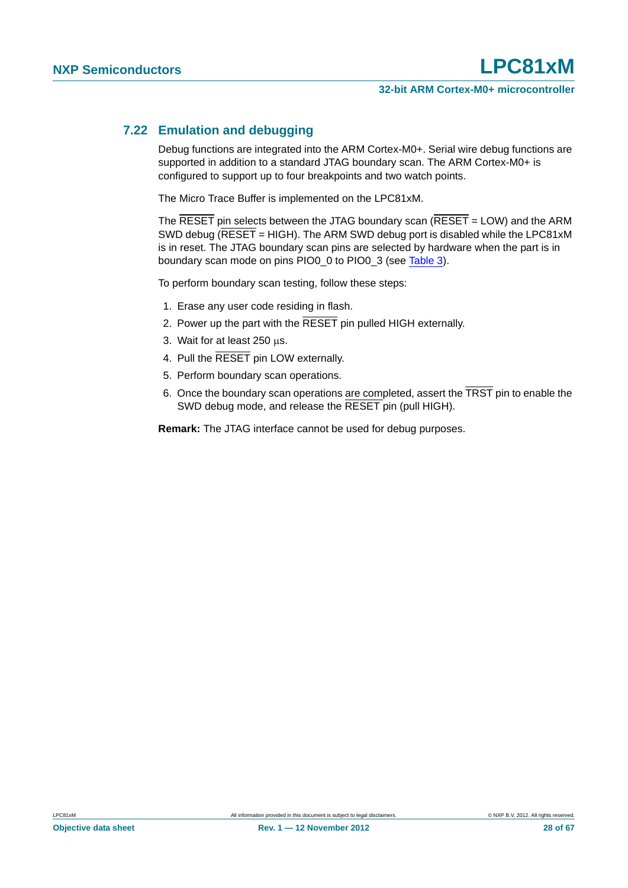### 7.22 Emulation and debugging

Debug functions are integrated into the ARM Cortex-M0+. Serial wire debug functions are supported in addition to a standard JTAG boundary scan. The ARM Cortex-M0+ is configured to support up to four breakpoints and two watch points.

The Micro Trace Buffer is implemented on the LPC81xM.

The $\overline{\text{RESET}}$ pin selects between the JTAG boundary scan ($\overline{\text{RESET}}$ = LOW) and the ARM SWD debug ($\overline{\text{RESET}}$ = HIGH). The ARM SWD debug port is disabled while the LPC81xM is in reset. The JTAG boundary scan pins are selected by hardware when the part is in boundary scan mode on pins PIO0_0 to PIO0_3 (see Table 3).

To perform boundary scan testing, follow these steps:

1. Erase any user code residing in flash.
2. Power up the part with the $\overline{\text{RESET}}$ pin pulled HIGH externally.
3. Wait for at least 250 μs.
4. Pull the $\overline{\text{RESET}}$ pin LOW externally.
5. Perform boundary scan operations.
6. Once the boundary scan operations are completed, assert the $\overline{\text{TRST}}$ pin to enable the SWD debug mode, and release the $\overline{\text{RESET}}$ pin (pull HIGH).

**Remark:** The JTAG interface cannot be used for debug purposes.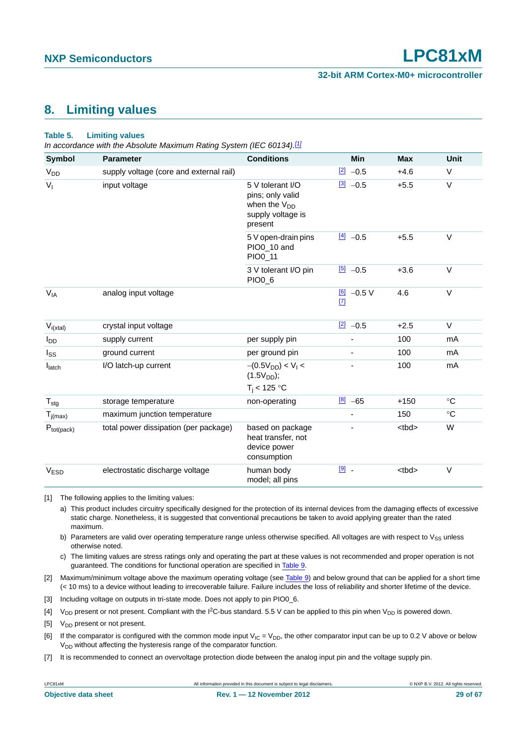# 8. Limiting values

**Table 5. Limiting values**

*In accordance with the Absolute Maximum Rating System (IEC 60134).*[1]

| Symbol | Parameter | Conditions | | Min | Max | Unit |
|---|---|---|---|---|---|---|
| $V_{DD}$ | supply voltage (core and external rail) | | [2] | −0.5 | +4.6 | V |
| $V_I$ | input voltage | 5 V tolerant I/O pins; only valid when the $V_{DD}$ supply voltage is present | [3] | −0.5 | +5.5 | V |
| | | 5 V open-drain pins PIO0_10 and PIO0_11 | [4] | −0.5 | +5.5 | V |
| | | 3 V tolerant I/O pin PIO0_6 | [5] | −0.5 | +3.6 | V |
| $V_{IA}$ | analog input voltage | | [6] [7] | −0.5 V | 4.6 | V |
| $V_{i(xtal)}$ | crystal input voltage | | [2] | −0.5 | +2.5 | V |
| $I_{DD}$ | supply current | per supply pin | | - | 100 | mA |
| $I_{SS}$ | ground current | per ground pin | | - | 100 | mA |
| $I_{latch}$ | I/O latch-up current | $-(0.5V_{DD}) < V_I < (1.5V_{DD})$; $T_j < 125$ °C | | - | 100 | mA |
| $T_{stg}$ | storage temperature | non-operating | [8] | −65 | +150 | °C |
| $T_{j(max)}$ | maximum junction temperature | | | - | 150 | °C |
| $P_{tot(pack)}$ | total power dissipation (per package) | based on package heat transfer, not device power consumption | | - | <tbd> | W |
| $V_{ESD}$ | electrostatic discharge voltage | human body model; all pins | [9] | - | <tbd> | V |

[1] The following applies to the limiting values:

a) This product includes circuitry specifically designed for the protection of its internal devices from the damaging effects of excessive static charge. Nonetheless, it is suggested that conventional precautions be taken to avoid applying greater than the rated maximum.

b) Parameters are valid over operating temperature range unless otherwise specified. All voltages are with respect to $V_{SS}$ unless otherwise noted.

c) The limiting values are stress ratings only and operating the part at these values is not recommended and proper operation is not guaranteed. The conditions for functional operation are specified in Table 9.

[2] Maximum/minimum voltage above the maximum operating voltage (see Table 9) and below ground that can be applied for a short time (< 10 ms) to a device without leading to irrecoverable failure. Failure includes the loss of reliability and shorter lifetime of the device.

[3] Including voltage on outputs in tri-state mode. Does not apply to pin PIO0_6.

[4] $V_{DD}$ present or not present. Compliant with the $I^2C$-bus standard. 5.5 V can be applied to this pin when $V_{DD}$ is powered down.

[5] $V_{DD}$ present or not present.

[6] If the comparator is configured with the common mode input $V_{IC} = V_{DD}$, the other comparator input can be up to 0.2 V above or below $V_{DD}$ without affecting the hysteresis range of the comparator function.

[7] It is recommended to connect an overvoltage protection diode between the analog input pin and the voltage supply pin.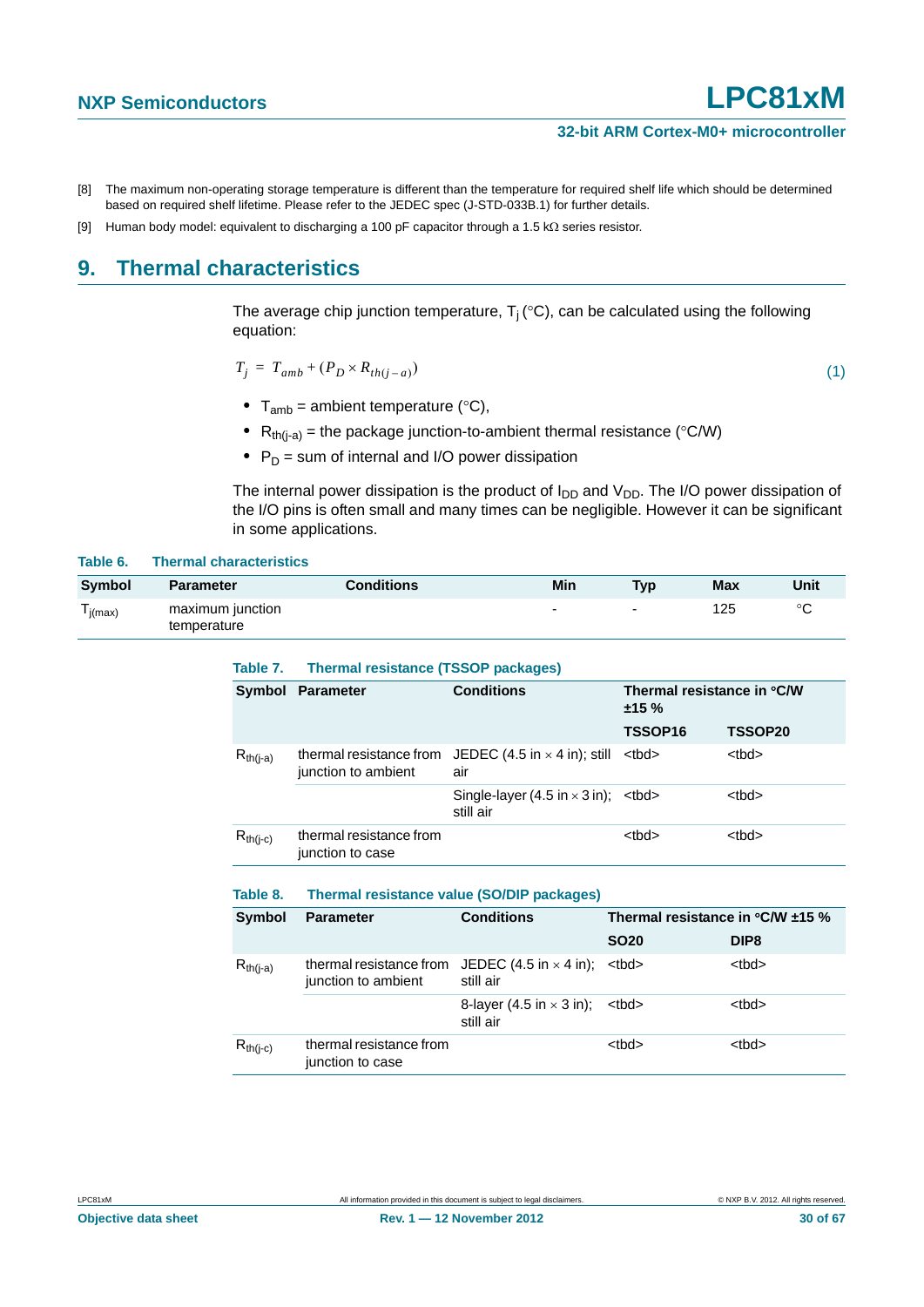[8] The maximum non-operating storage temperature is different than the temperature for required shelf life which should be determined based on required shelf lifetime. Please refer to the JEDEC spec (J-STD-033B.1) for further details.

[9] Human body model: equivalent to discharging a 100 pF capacitor through a 1.5 kΩ series resistor.

# 9. Thermal characteristics

The average chip junction temperature, $T_j$ (°C), can be calculated using the following equation:

$$T_j = T_{amb} + (P_D \times R_{th(j-a)}) \quad (1)$$

- $T_{amb}$ = ambient temperature (°C),
- $R_{th(j-a)}$ = the package junction-to-ambient thermal resistance (°C/W)
- $P_D$ = sum of internal and I/O power dissipation

The internal power dissipation is the product of $I_{DD}$ and $V_{DD}$. The I/O power dissipation of the I/O pins is often small and many times can be negligible. However it can be significant in some applications.

**Table 6. Thermal characteristics**

| Symbol | Parameter | Conditions | Min | Typ | Max | Unit |
|---|---|---|---|---|---|---|
| $T_{j(max)}$ | maximum junction temperature | | - | - | 125 | °C |

**Table 7. Thermal resistance (TSSOP packages)**

| Symbol | Parameter | Conditions | Thermal resistance in °C/W ±15 % | |
|---|---|---|---|---|
| | | | TSSOP16 | TSSOP20 |
| $R_{th(j-a)}$ | thermal resistance from junction to ambient | JEDEC (4.5 in × 4 in); still air | <tbd> | <tbd> |
| | | Single-layer (4.5 in × 3 in); still air | <tbd> | <tbd> |
| $R_{th(j-c)}$ | thermal resistance from junction to case | | <tbd> | <tbd> |

**Table 8. Thermal resistance value (SO/DIP packages)**

| Symbol | Parameter | Conditions | Thermal resistance in °C/W ±15 % | |
|---|---|---|---|---|
| | | | SO20 | DIP8 |
| $R_{th(j-a)}$ | thermal resistance from junction to ambient | JEDEC (4.5 in × 4 in); still air | <tbd> | <tbd> |
| | | 8-layer (4.5 in × 3 in); still air | <tbd> | <tbd> |
| $R_{th(j-c)}$ | thermal resistance from junction to case | | <tbd> | <tbd> |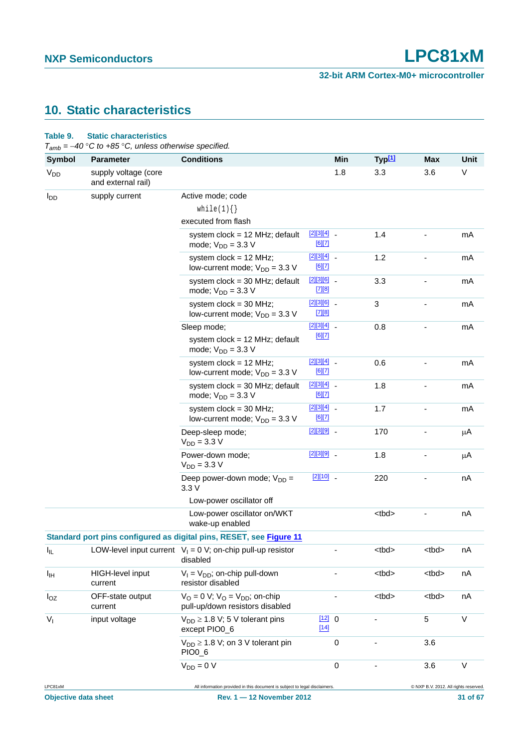## 10. Static characteristics

**Table 9. Static characteristics**

*$T_{amb}$ = −40 °C to +85 °C, unless otherwise specified.*

| Symbol | Parameter | Conditions | | Min | Typ[1] | Max | Unit |
|---|---|---|---|---|---|---|---|
| $V_{DD}$ | supply voltage (core and external rail) | | | 1.8 | 3.3 | 3.6 | V |
| $I_{DD}$ | supply current | Active mode; code `while(1){}` executed from flash | | | | | |
| | | system clock = 12 MHz; default mode; $V_{DD}$ = 3.3 V | [2][3][4][6][7] | - | 1.4 | - | mA |
| | | system clock = 12 MHz; low-current mode; $V_{DD}$ = 3.3 V | [2][3][4][6][7] | - | 1.2 | - | mA |
| | | system clock = 30 MHz; default mode; $V_{DD}$ = 3.3 V | [2][3][6][7][8] | - | 3.3 | - | mA |
| | | system clock = 30 MHz; low-current mode; $V_{DD}$ = 3.3 V | [2][3][6][7][8] | - | 3 | - | mA |
| | | Sleep mode; system clock = 12 MHz; default mode; $V_{DD}$ = 3.3 V | [2][3][4][6][7] | - | 0.8 | - | mA |
| | | system clock = 12 MHz; low-current mode; $V_{DD}$ = 3.3 V | [2][3][4][6][7] | - | 0.6 | - | mA |
| | | system clock = 30 MHz; default mode; $V_{DD}$ = 3.3 V | [2][3][4][6][7] | - | 1.8 | - | mA |
| | | system clock = 30 MHz; low-current mode; $V_{DD}$ = 3.3 V | [2][3][4][6][7] | - | 1.7 | - | mA |
| | | Deep-sleep mode; $V_{DD}$ = 3.3 V | [2][3][9] | - | 170 | - | μA |
| | | Power-down mode; $V_{DD}$ = 3.3 V | [2][3][9] | - | 1.8 | - | μA |
| | | Deep power-down mode; $V_{DD}$ = 3.3 V; Low-power oscillator off | [2][10] | - | 220 | - | nA |
| | | Low-power oscillator on/WKT wake-up enabled | | | <tbd> | - | nA |
| **Standard port pins configured as digital pins, RESET, see Figure 11** | | | | | | | |
| $I_{IL}$ | LOW-level input current | $V_I$ = 0 V; on-chip pull-up resistor disabled | | - | <tbd> | <tbd> | nA |
| $I_{IH}$ | HIGH-level input current | $V_I$ = $V_{DD}$; on-chip pull-down resistor disabled | | - | <tbd> | <tbd> | nA |
| $I_{OZ}$ | OFF-state output current | $V_O$ = 0 V; $V_O$ = $V_{DD}$; on-chip pull-up/down resistors disabled | | - | <tbd> | <tbd> | nA |
| $V_I$ | input voltage | $V_{DD}$ ≥ 1.8 V; 5 V tolerant pins except PIO0_6 | [12][14] | 0 | - | 5 | V |
| | | $V_{DD}$ ≥ 1.8 V; on 3 V tolerant pin PIO0_6 | | 0 | - | 3.6 | |
| | | $V_{DD}$ = 0 V | | 0 | - | 3.6 | V |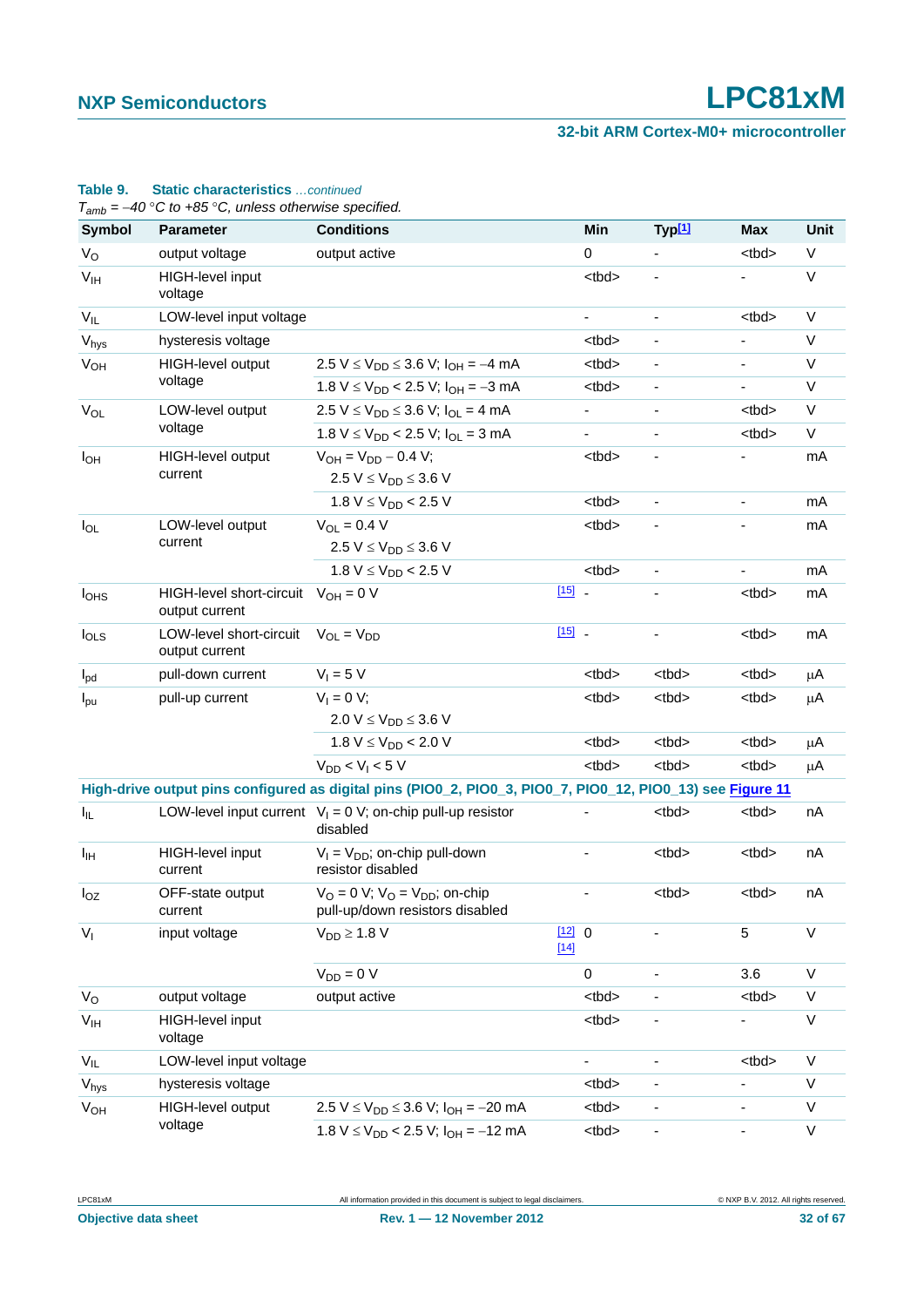**Table 9. Static characteristics** *...continued*

*$T_{amb}$ = –40 °C to +85 °C, unless otherwise specified.*

| Symbol | Parameter | Conditions | | Min | Typ[1] | Max | Unit |
|---|---|---|---|---|---|---|---|
| $V_O$ | output voltage | output active | | 0 | - | <tbd> | V |
| $V_{IH}$ | HIGH-level input voltage | | | <tbd> | - | - | V |
| $V_{IL}$ | LOW-level input voltage | | | - | - | <tbd> | V |
| $V_{hys}$ | hysteresis voltage | | | <tbd> | - | - | V |
| $V_{OH}$ | HIGH-level output voltage | 2.5 V ≤ $V_{DD}$ ≤ 3.6 V; $I_{OH}$ = –4 mA | | <tbd> | - | - | V |
| | | 1.8 V ≤ $V_{DD}$ < 2.5 V; $I_{OH}$ = –3 mA | | <tbd> | - | - | V |
| $V_{OL}$ | LOW-level output voltage | 2.5 V ≤ $V_{DD}$ ≤ 3.6 V; $I_{OL}$ = 4 mA | | - | - | <tbd> | V |
| | | 1.8 V ≤ $V_{DD}$ < 2.5 V; $I_{OL}$ = 3 mA | | - | - | <tbd> | V |
| $I_{OH}$ | HIGH-level output current | $V_{OH}$ = $V_{DD}$ – 0.4 V; 2.5 V ≤ $V_{DD}$ ≤ 3.6 V | | <tbd> | - | - | mA |
| | | 1.8 V ≤ $V_{DD}$ < 2.5 V | | <tbd> | - | - | mA |
| $I_{OL}$ | LOW-level output current | $V_{OL}$ = 0.4 V; 2.5 V ≤ $V_{DD}$ ≤ 3.6 V | | <tbd> | - | - | mA |
| | | 1.8 V ≤ $V_{DD}$ < 2.5 V | | <tbd> | - | - | mA |
| $I_{OHS}$ | HIGH-level short-circuit output current | $V_{OH}$ = 0 V | [15] | - | - | <tbd> | mA |
| $I_{OLS}$ | LOW-level short-circuit output current | $V_{OL}$ = $V_{DD}$ | [15] | - | - | <tbd> | mA |
| $I_{pd}$ | pull-down current | $V_I$ = 5 V | | <tbd> | <tbd> | <tbd> | µA |
| $I_{pu}$ | pull-up current | $V_I$ = 0 V; 2.0 V ≤ $V_{DD}$ ≤ 3.6 V | | <tbd> | <tbd> | <tbd> | µA |
| | | 1.8 V ≤ $V_{DD}$ < 2.0 V | | <tbd> | <tbd> | <tbd> | µA |
| | | $V_{DD}$ < $V_I$ < 5 V | | <tbd> | <tbd> | <tbd> | µA |
| **High-drive output pins configured as digital pins (PIO0_2, PIO0_3, PIO0_7, PIO0_12, PIO0_13) see Figure 11** | | | | | | | |
| $I_{IL}$ | LOW-level input current | $V_I$ = 0 V; on-chip pull-up resistor disabled | | - | <tbd> | <tbd> | nA |
| $I_{IH}$ | HIGH-level input current | $V_I$ = $V_{DD}$; on-chip pull-down resistor disabled | | - | <tbd> | <tbd> | nA |
| $I_{OZ}$ | OFF-state output current | $V_O$ = 0 V; $V_O$ = $V_{DD}$; on-chip pull-up/down resistors disabled | | - | <tbd> | <tbd> | nA |
| $V_I$ | input voltage | $V_{DD}$ ≥ 1.8 V | [12] [14] | 0 | - | 5 | V |
| | | $V_{DD}$ = 0 V | | 0 | - | 3.6 | V |
| $V_O$ | output voltage | output active | | <tbd> | - | <tbd> | V |
| $V_{IH}$ | HIGH-level input voltage | | | <tbd> | - | - | V |
| $V_{IL}$ | LOW-level input voltage | | | - | - | <tbd> | V |
| $V_{hys}$ | hysteresis voltage | | | <tbd> | - | - | V |
| $V_{OH}$ | HIGH-level output voltage | 2.5 V ≤ $V_{DD}$ ≤ 3.6 V; $I_{OH}$ = –20 mA | | <tbd> | - | - | V |
| | | 1.8 V ≤ $V_{DD}$ < 2.5 V; $I_{OH}$ = –12 mA | | <tbd> | - | - | V |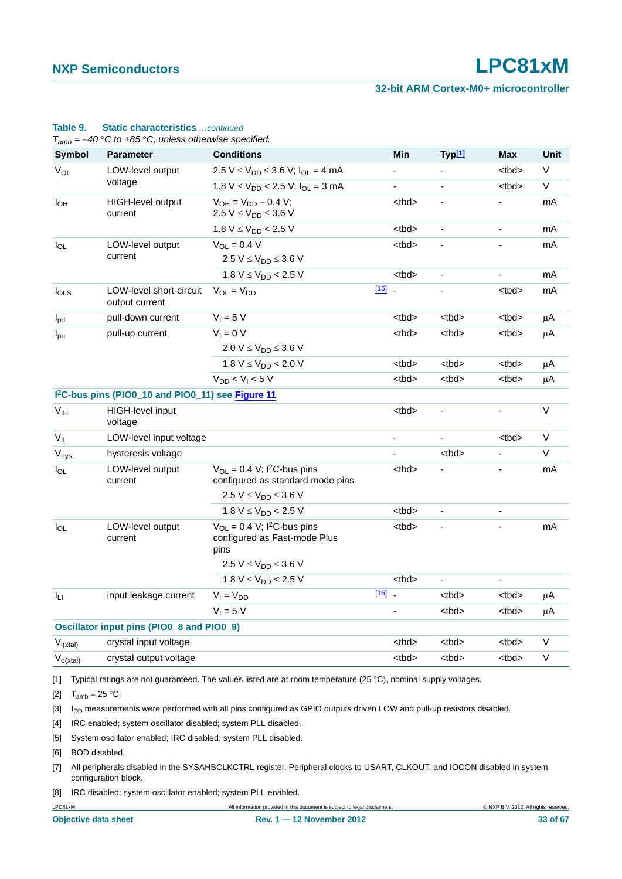**Table 9. Static characteristics** *...continued*

*$T_{amb}$ = −40 °C to +85 °C, unless otherwise specified.*

| Symbol | Parameter | Conditions | | Min | Typ[1] | Max | Unit |
|---|---|---|---|---|---|---|---|
| $V_{OL}$ | LOW-level output voltage | $2.5\ V \leq V_{DD} \leq 3.6\ V$; $I_{OL} = 4\ mA$ | | - | - | <tbd> | V |
| | | $1.8\ V \leq V_{DD} < 2.5\ V$; $I_{OL} = 3\ mA$ | | - | - | <tbd> | V |
| $I_{OH}$ | HIGH-level output current | $V_{OH} = V_{DD} - 0.4\ V$; $2.5\ V \leq V_{DD} \leq 3.6\ V$ | | <tbd> | - | - | mA |
| | | $1.8\ V \leq V_{DD} < 2.5\ V$ | | <tbd> | - | - | mA |
| $I_{OL}$ | LOW-level output current | $V_{OL} = 0.4\ V$ | | <tbd> | - | - | mA |
| | | $2.5\ V \leq V_{DD} \leq 3.6\ V$ | | | | | |
| | | $1.8\ V \leq V_{DD} < 2.5\ V$ | | <tbd> | - | - | mA |
| $I_{OLS}$ | LOW-level short-circuit output current | $V_{OL} = V_{DD}$ | [15] | - | - | <tbd> | mA |
| $I_{pd}$ | pull-down current | $V_I = 5\ V$ | | <tbd> | <tbd> | <tbd> | μA |
| $I_{pu}$ | pull-up current | $V_I = 0\ V$ | | <tbd> | <tbd> | <tbd> | μA |
| | | $2.0\ V \leq V_{DD} \leq 3.6\ V$ | | | | | |
| | | $1.8\ V \leq V_{DD} < 2.0\ V$ | | <tbd> | <tbd> | <tbd> | μA |
| | | $V_{DD} < V_I < 5\ V$ | | <tbd> | <tbd> | <tbd> | μA |
| **I²C-bus pins (PIO0_10 and PIO0_11) see Figure 11** | | | | | | | |
| $V_{IH}$ | HIGH-level input voltage | | | <tbd> | - | - | V |
| $V_{IL}$ | LOW-level input voltage | | | - | - | <tbd> | V |
| $V_{hys}$ | hysteresis voltage | | | - | <tbd> | - | V |
| $I_{OL}$ | LOW-level output current | $V_{OL} = 0.4\ V$; I²C-bus pins configured as standard mode pins | | <tbd> | - | - | mA |
| | | $2.5\ V \leq V_{DD} \leq 3.6\ V$ | | | | | |
| | | $1.8\ V \leq V_{DD} < 2.5\ V$ | | <tbd> | - | - | |
| $I_{OL}$ | LOW-level output current | $V_{OL} = 0.4\ V$; I²C-bus pins configured as Fast-mode Plus pins | | <tbd> | - | - | mA |
| | | $2.5\ V \leq V_{DD} \leq 3.6\ V$ | | | | | |
| | | $1.8\ V \leq V_{DD} < 2.5\ V$ | | <tbd> | - | - | |
| $I_{LI}$ | input leakage current | $V_I = V_{DD}$ | [16] | - | <tbd> | <tbd> | μA |
| | | $V_I = 5\ V$ | | - | <tbd> | <tbd> | μA |
| **Oscillator input pins (PIO0_8 and PIO0_9)** | | | | | | | |
| $V_{i(xtal)}$ | crystal input voltage | | | <tbd> | <tbd> | <tbd> | V |
| $V_{o(xtal)}$ | crystal output voltage | | | <tbd> | <tbd> | <tbd> | V |

[1] Typical ratings are not guaranteed. The values listed are at room temperature (25 °C), nominal supply voltages.

[2] $T_{amb}$ = 25 °C.

[3] $I_{DD}$ measurements were performed with all pins configured as GPIO outputs driven LOW and pull-up resistors disabled.

[4] IRC enabled; system oscillator disabled; system PLL disabled.

[5] System oscillator enabled; IRC disabled; system PLL disabled.

[6] BOD disabled.

[7] All peripherals disabled in the SYSAHBCLKCTRL register. Peripheral clocks to USART, CLKOUT, and IOCON disabled in system configuration block.

[8] IRC disabled; system oscillator enabled; system PLL enabled.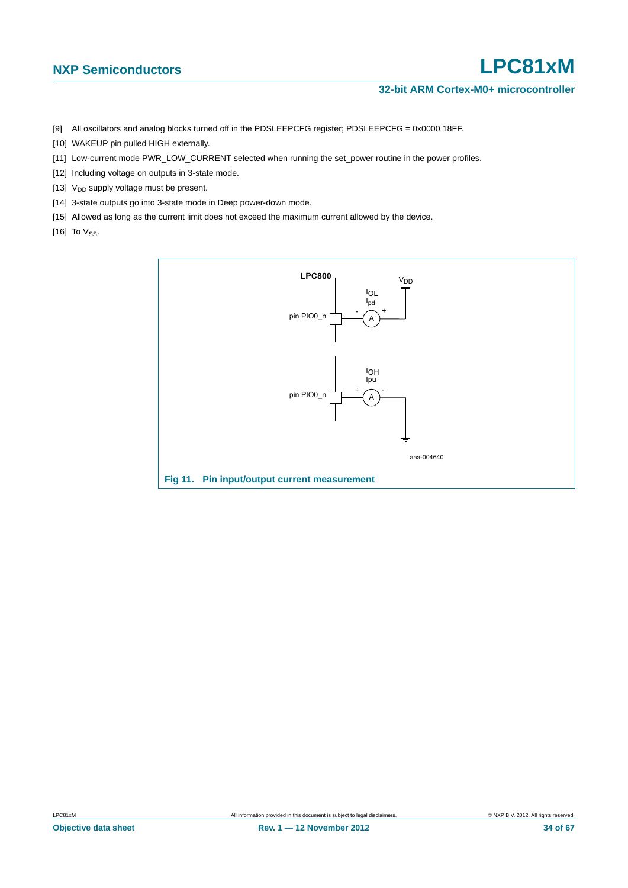[9] All oscillators and analog blocks turned off in the PDSLEEPCFG register; PDSLEEPCFG = 0x0000 18FF.

[10] WAKEUP pin pulled HIGH externally.

[11] Low-current mode PWR_LOW_CURRENT selected when running the set_power routine in the power profiles.

[12] Including voltage on outputs in 3-state mode.

[13] $V_{DD}$ supply voltage must be present.

[14] 3-state outputs go into 3-state mode in Deep power-down mode.

[15] Allowed as long as the current limit does not exceed the maximum current allowed by the device.

[16] To $V_{SS}$.

**Fig 11. Pin input/output current measurement**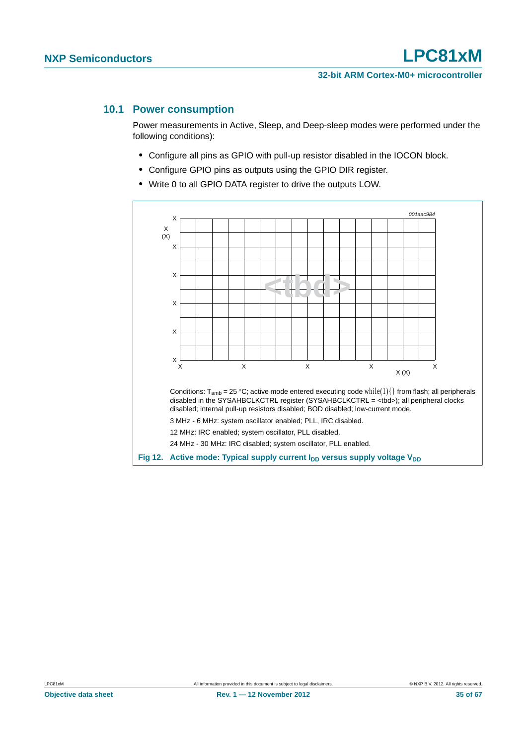### 10.1 Power consumption

Power measurements in Active, Sleep, and Deep-sleep modes were performed under the following conditions):

- Configure all pins as GPIO with pull-up resistor disabled in the IOCON block.
- Configure GPIO pins as outputs using the GPIO DIR register.
- Write 0 to all GPIO DATA register to drive the outputs LOW.

Conditions: $T_{amb}$ = 25 °C; active mode entered executing code `while(1){}` from flash; all peripherals disabled in the SYSAHBCLKCTRL register (SYSAHBCLKCTRL = <tbd>); all peripheral clocks disabled; internal pull-up resistors disabled; BOD disabled; low-current mode.

3 MHz - 6 MHz: system oscillator enabled; PLL, IRC disabled.

12 MHz: IRC enabled; system oscillator, PLL disabled.

24 MHz - 30 MHz: IRC disabled; system oscillator, PLL enabled.

**Fig 12. Active mode: Typical supply current $I_{DD}$ versus supply voltage $V_{DD}$**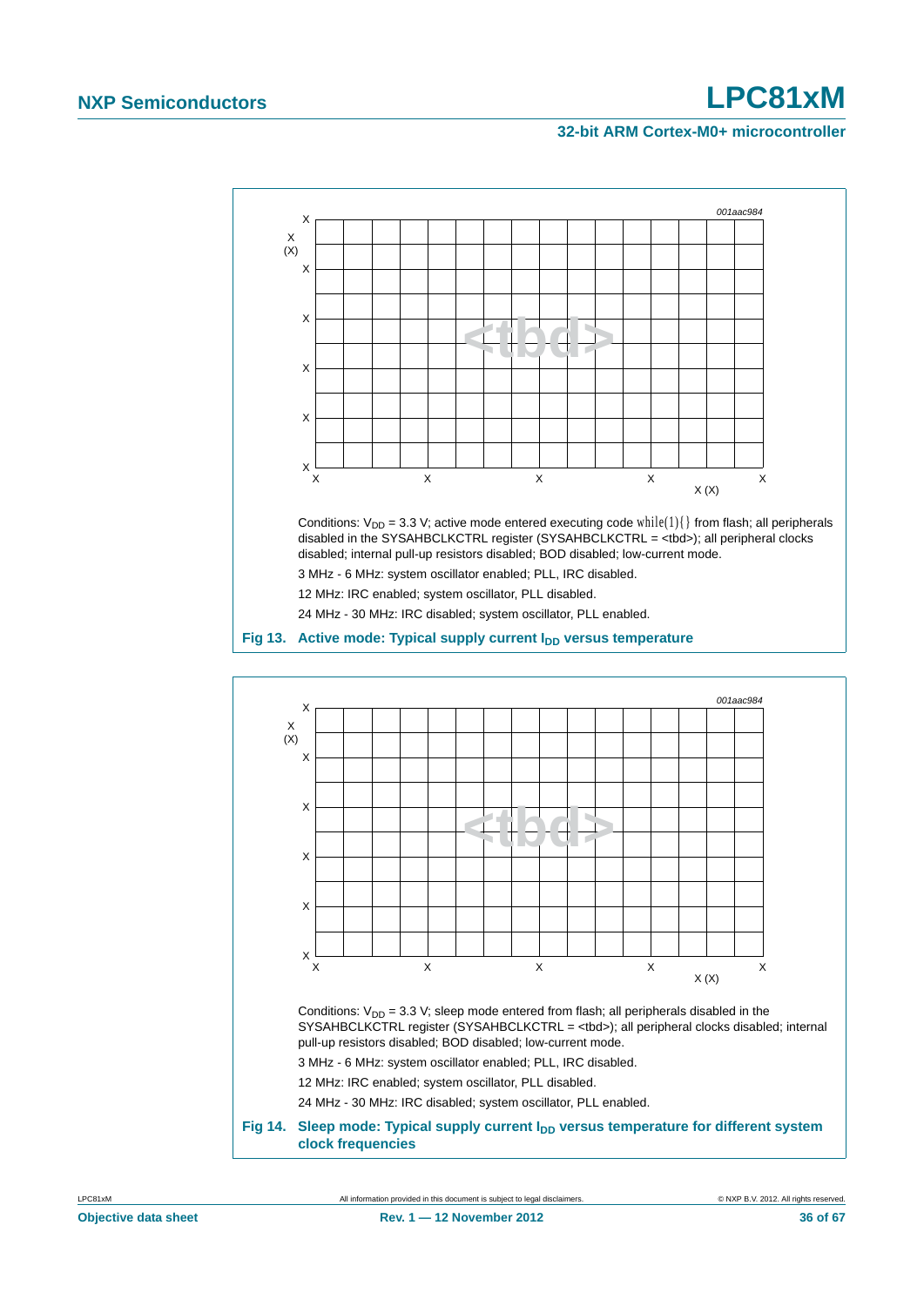Conditions: $V_{DD}$ = 3.3 V; active mode entered executing code while(1){} from flash; all peripherals disabled in the SYSAHBCLKCTRL register (SYSAHBCLKCTRL = <tbd>); all peripheral clocks disabled; internal pull-up resistors disabled; BOD disabled; low-current mode.

3 MHz - 6 MHz: system oscillator enabled; PLL, IRC disabled.

12 MHz: IRC enabled; system oscillator, PLL disabled.

24 MHz - 30 MHz: IRC disabled; system oscillator, PLL enabled.

**Fig 13. Active mode: Typical supply current $I_{DD}$ versus temperature**

Conditions: $V_{DD}$ = 3.3 V; sleep mode entered from flash; all peripherals disabled in the SYSAHBCLKCTRL register (SYSAHBCLKCTRL = <tbd>); all peripheral clocks disabled; internal pull-up resistors disabled; BOD disabled; low-current mode.

3 MHz - 6 MHz: system oscillator enabled; PLL, IRC disabled.

12 MHz: IRC enabled; system oscillator, PLL disabled.

24 MHz - 30 MHz: IRC disabled; system oscillator, PLL enabled.

**Fig 14. Sleep mode: Typical supply current $I_{DD}$ versus temperature for different system clock frequencies**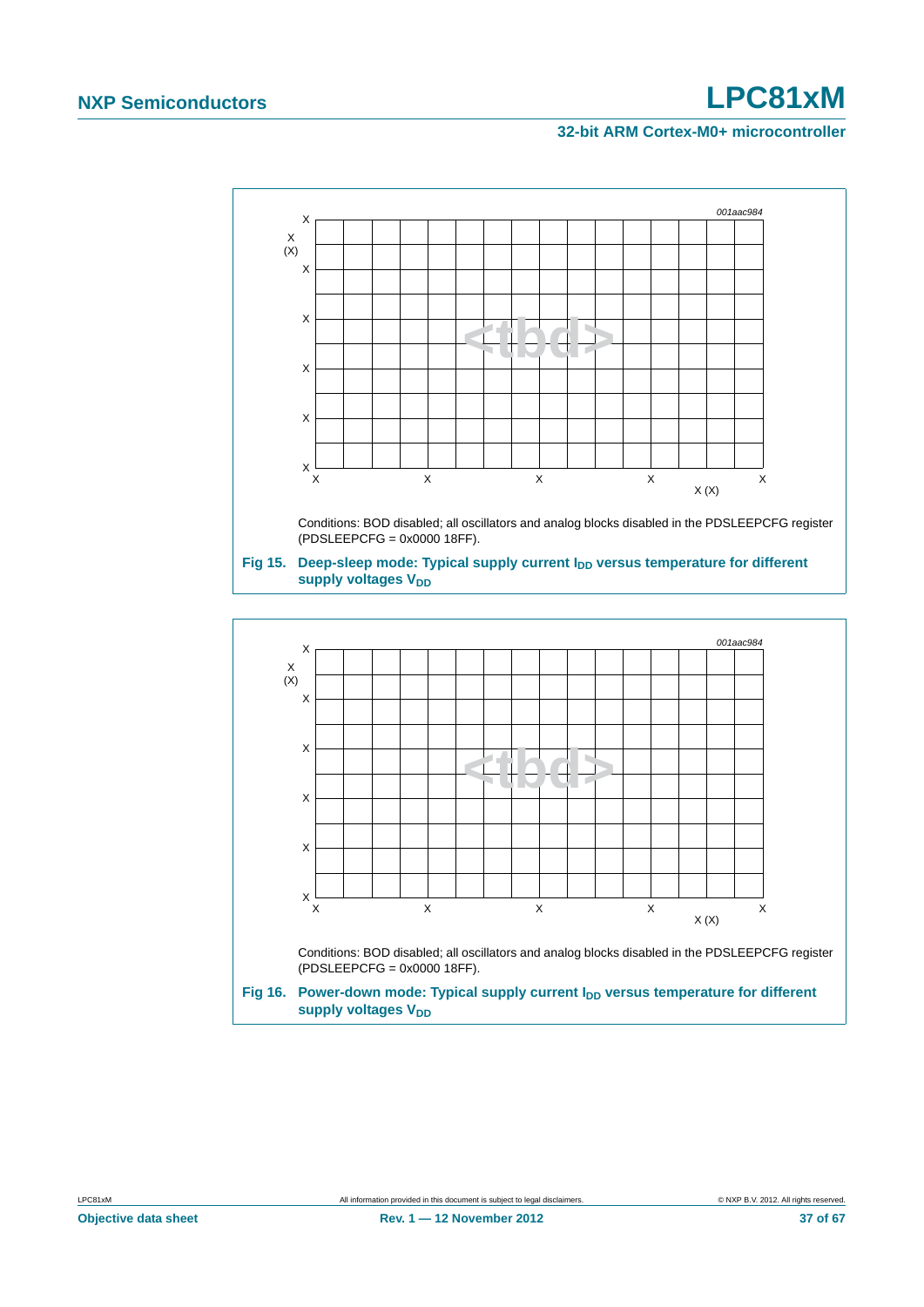Conditions: BOD disabled; all oscillators and analog blocks disabled in the PDSLEEPCFG register (PDSLEEPCFG = 0x0000 18FF).

**Fig 15. Deep-sleep mode: Typical supply current $I_{DD}$ versus temperature for different supply voltages $V_{DD}$**

Conditions: BOD disabled; all oscillators and analog blocks disabled in the PDSLEEPCFG register (PDSLEEPCFG = 0x0000 18FF).

**Fig 16. Power-down mode: Typical supply current $I_{DD}$ versus temperature for different supply voltages $V_{DD}$**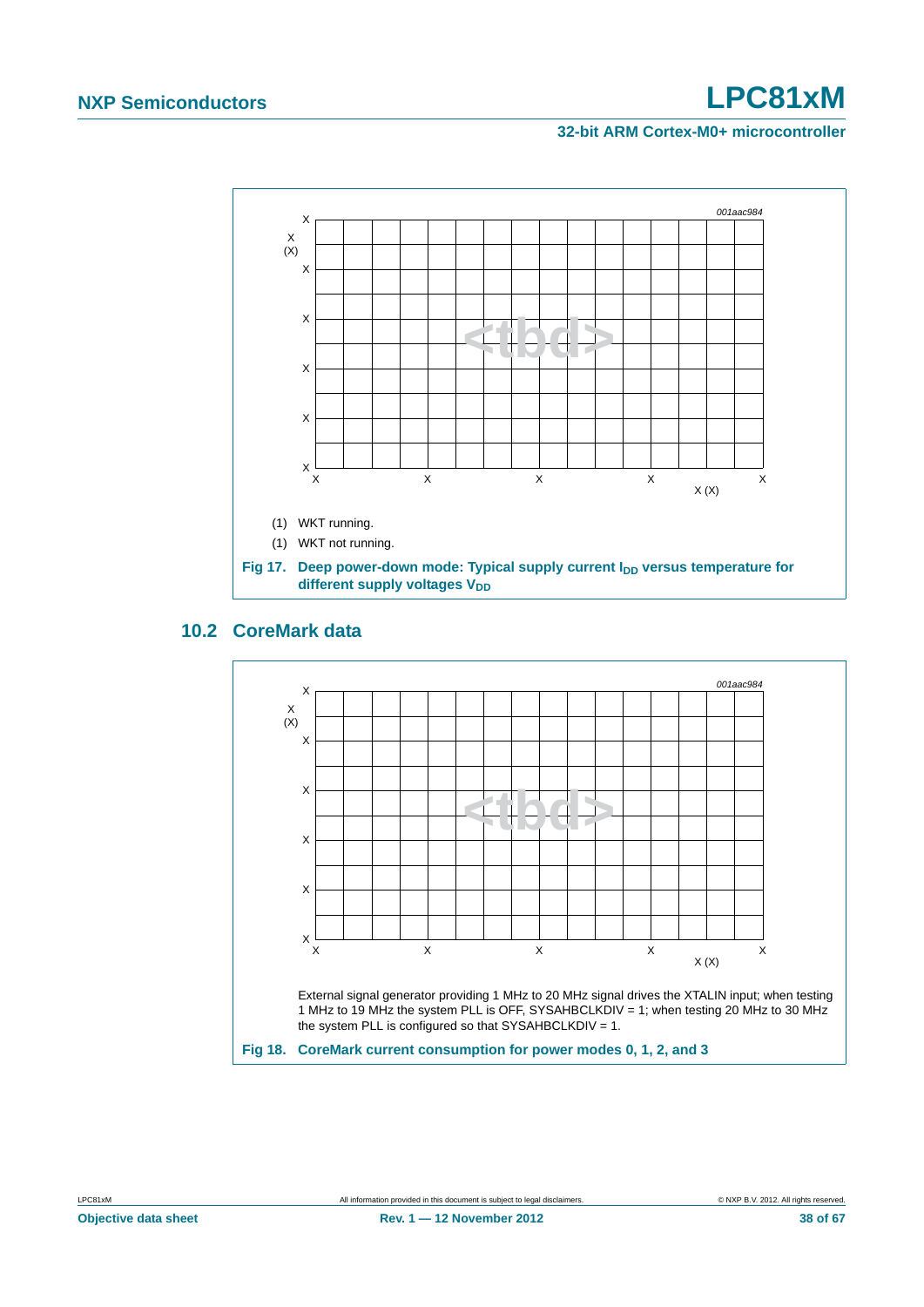(1) WKT running.

(1) WKT not running.

**Fig 17. Deep power-down mode: Typical supply current $I_{DD}$ versus temperature for different supply voltages $V_{DD}$**

## 10.2 CoreMark data

External signal generator providing 1 MHz to 20 MHz signal drives the XTALIN input; when testing 1 MHz to 19 MHz the system PLL is OFF, SYSAHBCLKDIV = 1; when testing 20 MHz to 30 MHz the system PLL is configured so that SYSAHBCLKDIV = 1.

**Fig 18. CoreMark current consumption for power modes 0, 1, 2, and 3**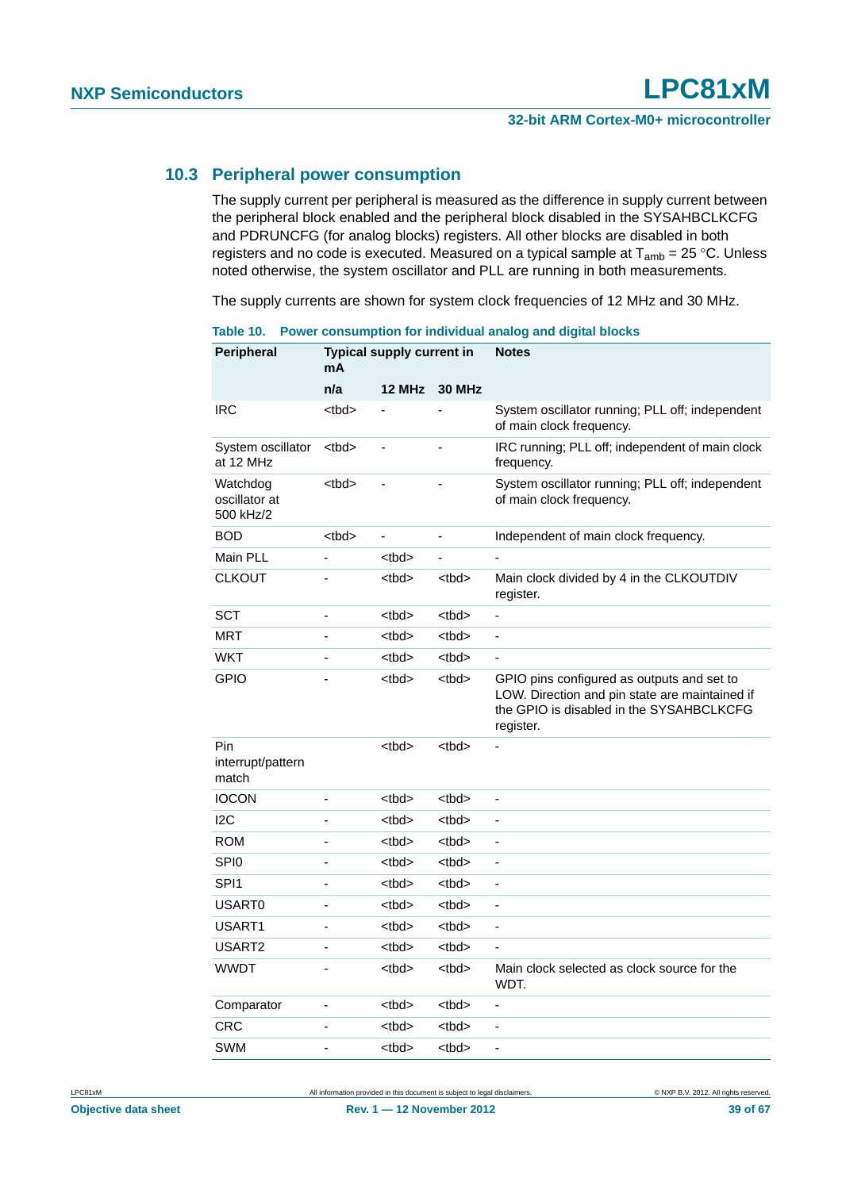### 10.3 Peripheral power consumption

The supply current per peripheral is measured as the difference in supply current between the peripheral block enabled and the peripheral block disabled in the SYSAHBCLKCFG and PDRUNCFG (for analog blocks) registers. All other blocks are disabled in both registers and no code is executed. Measured on a typical sample at $T_{amb}$ = 25 °C. Unless noted otherwise, the system oscillator and PLL are running in both measurements.

The supply currents are shown for system clock frequencies of 12 MHz and 30 MHz.

**Table 10. Power consumption for individual analog and digital blocks**

| Peripheral | Typical supply current in mA | | | Notes |
|---|---|---|---|---|
| | n/a | 12 MHz | 30 MHz | |
| IRC | <tbd> | - | - | System oscillator running; PLL off; independent of main clock frequency. |
| System oscillator at 12 MHz | <tbd> | - | - | IRC running; PLL off; independent of main clock frequency. |
| Watchdog oscillator at 500 kHz/2 | <tbd> | - | - | System oscillator running; PLL off; independent of main clock frequency. |
| BOD | <tbd> | - | - | Independent of main clock frequency. |
| Main PLL | - | <tbd> | - | - |
| CLKOUT | - | <tbd> | <tbd> | Main clock divided by 4 in the CLKOUTDIV register. |
| SCT | - | <tbd> | <tbd> | - |
| MRT | - | <tbd> | <tbd> | - |
| WKT | - | <tbd> | <tbd> | - |
| GPIO | - | <tbd> | <tbd> | GPIO pins configured as outputs and set to LOW. Direction and pin state are maintained if the GPIO is disabled in the SYSAHBCLKCFG register. |
| Pin interrupt/pattern match | | <tbd> | <tbd> | - |
| IOCON | - | <tbd> | <tbd> | - |
| I2C | - | <tbd> | <tbd> | - |
| ROM | - | <tbd> | <tbd> | - |
| SPI0 | - | <tbd> | <tbd> | - |
| SPI1 | - | <tbd> | <tbd> | - |
| USART0 | - | <tbd> | <tbd> | - |
| USART1 | - | <tbd> | <tbd> | - |
| USART2 | - | <tbd> | <tbd> | - |
| WWDT | - | <tbd> | <tbd> | Main clock selected as clock source for the WDT. |
| Comparator | - | <tbd> | <tbd> | - |
| CRC | - | <tbd> | <tbd> | - |
| SWM | - | <tbd> | <tbd> | - |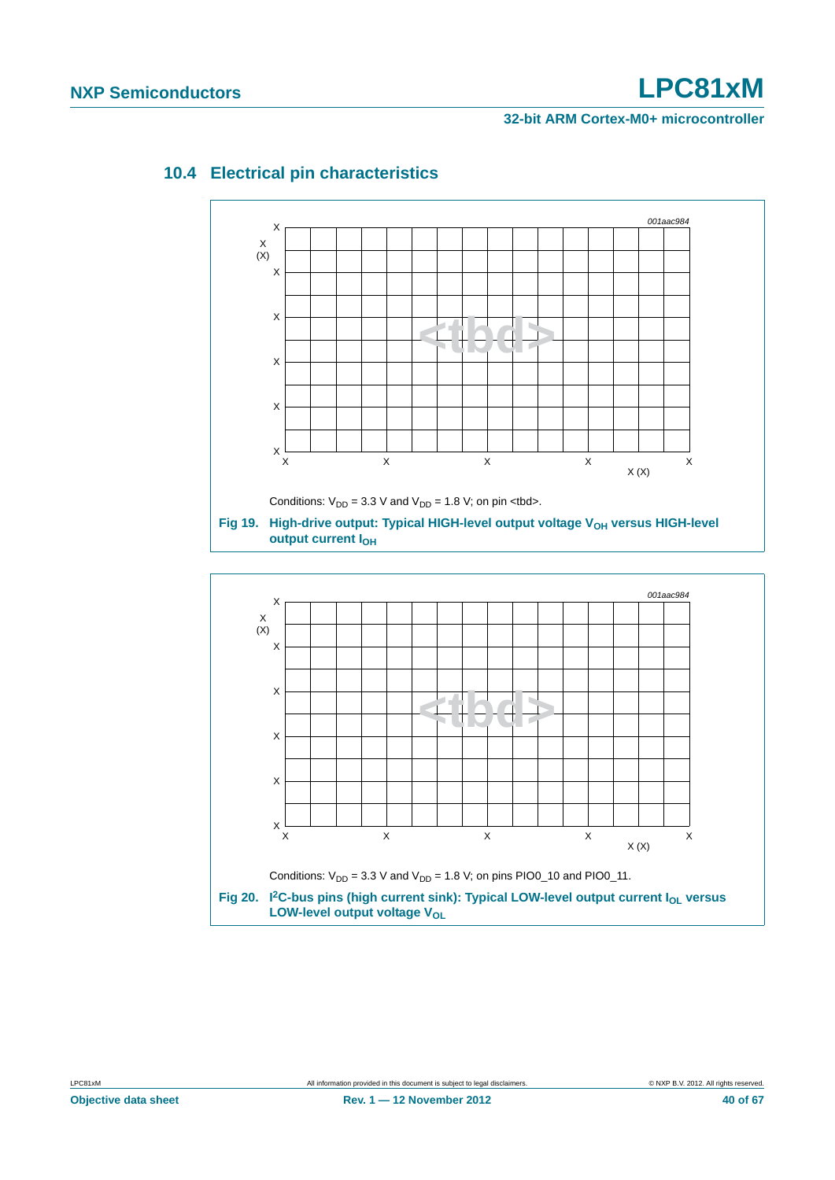## 10.4 Electrical pin characteristics

Conditions: $V_{DD}$ = 3.3 V and $V_{DD}$ = 1.8 V; on pin <tbd>.

**Fig 19. High-drive output: Typical HIGH-level output voltage $V_{OH}$ versus HIGH-level output current $I_{OH}$**

Conditions: $V_{DD}$ = 3.3 V and $V_{DD}$ = 1.8 V; on pins PIO0_10 and PIO0_11.

**Fig 20. I²C-bus pins (high current sink): Typical LOW-level output current $I_{OL}$ versus LOW-level output voltage $V_{OL}$**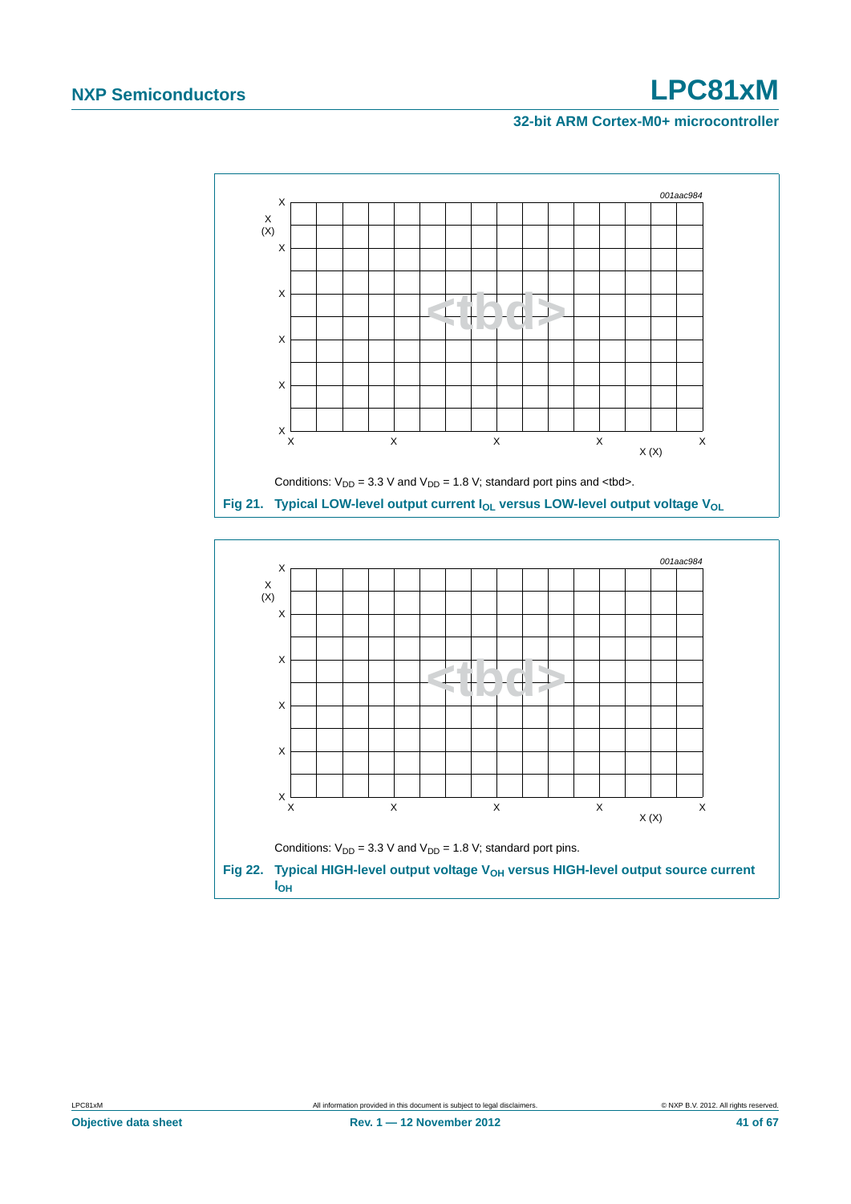Conditions: $V_{DD}$ = 3.3 V and $V_{DD}$ = 1.8 V; standard port pins and <tbd>.

**Fig 21. Typical LOW-level output current $I_{OL}$ versus LOW-level output voltage $V_{OL}$**

Conditions: $V_{DD}$ = 3.3 V and $V_{DD}$ = 1.8 V; standard port pins.

**Fig 22. Typical HIGH-level output voltage $V_{OH}$ versus HIGH-level output source current $I_{OH}$**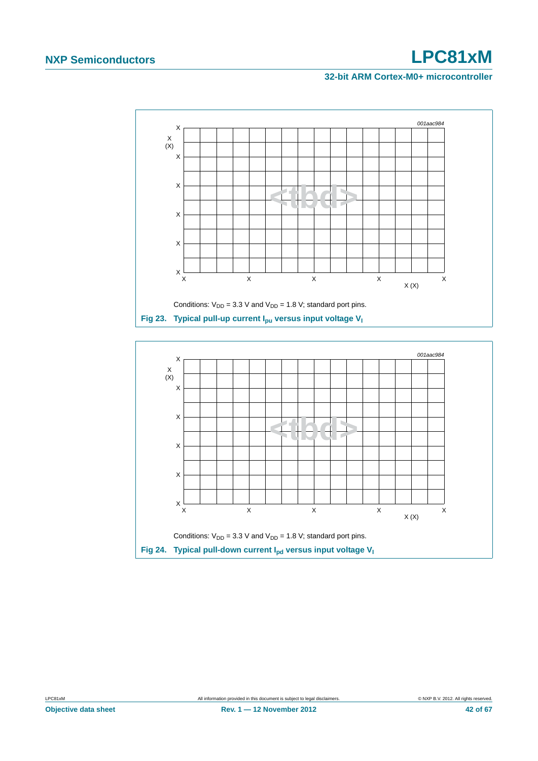Conditions: $V_{DD}$ = 3.3 V and $V_{DD}$ = 1.8 V; standard port pins.

**Fig 23. Typical pull-up current $I_{pu}$ versus input voltage $V_I$**

Conditions: $V_{DD}$ = 3.3 V and $V_{DD}$ = 1.8 V; standard port pins.

**Fig 24. Typical pull-down current $I_{pd}$ versus input voltage $V_I$**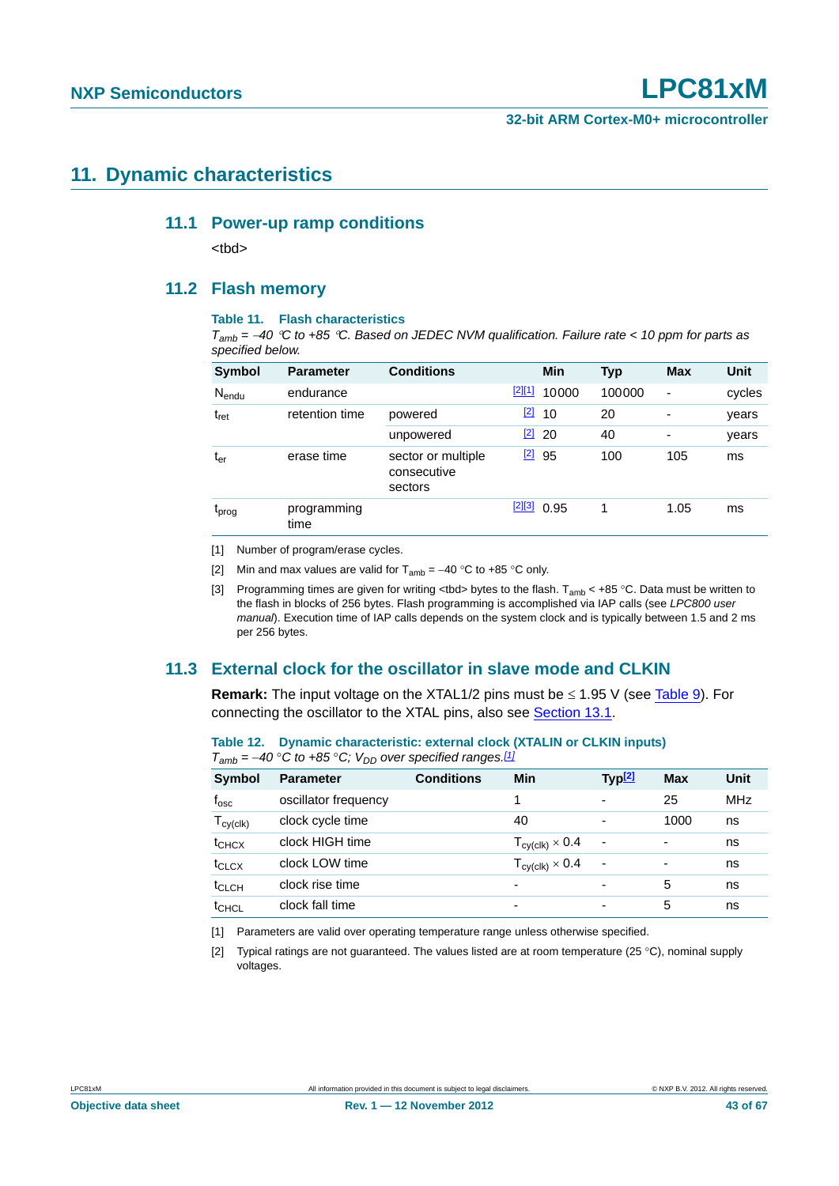# 11. Dynamic characteristics

## 11.1 Power-up ramp conditions

<tbd>

## 11.2 Flash memory

**Table 11. Flash characteristics**

*$T_{amb}$ = –40 °C to +85 °C. Based on JEDEC NVM qualification. Failure rate < 10 ppm for parts as specified below.*

| Symbol | Parameter | Conditions | | Min | Typ | Max | Unit |
|---|---|---|---|---|---|---|---|
| $N_{endu}$ | endurance | | [2][1] | 10000 | 100000 | - | cycles |
| $t_{ret}$ | retention time | powered | [2] | 10 | 20 | - | years |
| | | unpowered | [2] | 20 | 40 | - | years |
| $t_{er}$ | erase time | sector or multiple consecutive sectors | [2] | 95 | 100 | 105 | ms |
| $t_{prog}$ | programming time | | [2][3] | 0.95 | 1 | 1.05 | ms |

[1] Number of program/erase cycles.

[2] Min and max values are valid for $T_{amb}$ = –40 °C to +85 °C only.

[3] Programming times are given for writing <tbd> bytes to the flash. $T_{amb}$ < +85 °C. Data must be written to the flash in blocks of 256 bytes. Flash programming is accomplished via IAP calls (see *LPC800 user manual*). Execution time of IAP calls depends on the system clock and is typically between 1.5 and 2 ms per 256 bytes.

## 11.3 External clock for the oscillator in slave mode and CLKIN

**Remark:** The input voltage on the XTAL1/2 pins must be ≤ 1.95 V (see Table 9). For connecting the oscillator to the XTAL pins, also see Section 13.1.

**Table 12. Dynamic characteristic: external clock (XTALIN or CLKIN inputs)**

*$T_{amb}$ = –40 °C to +85 °C; $V_{DD}$ over specified ranges.[1]*

| Symbol | Parameter | Conditions | Min | Typ[2] | Max | Unit |
|---|---|---|---|---|---|---|
| $f_{osc}$ | oscillator frequency | | 1 | - | 25 | MHz |
| $T_{cy(clk)}$ | clock cycle time | | 40 | - | 1000 | ns |
| $t_{CHCX}$ | clock HIGH time | | $T_{cy(clk)} \times 0.4$ | - | - | ns |
| $t_{CLCX}$ | clock LOW time | | $T_{cy(clk)} \times 0.4$ | - | - | ns |
| $t_{CLCH}$ | clock rise time | | - | - | 5 | ns |
| $t_{CHCL}$ | clock fall time | | - | - | 5 | ns |

[1] Parameters are valid over operating temperature range unless otherwise specified.

[2] Typical ratings are not guaranteed. The values listed are at room temperature (25 °C), nominal supply voltages.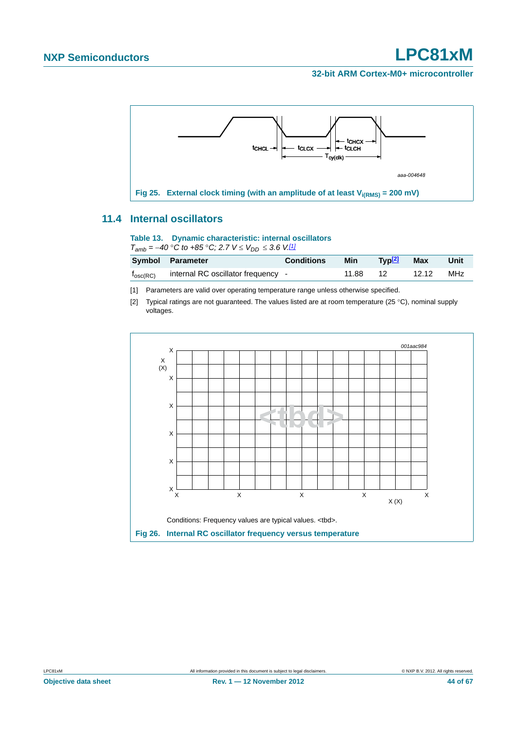Fig 25. External clock timing (with an amplitude of at least $V_{i(RMS)}$ = 200 mV)

## 11.4 Internal oscillators

**Table 13. Dynamic characteristic: internal oscillators**

*$T_{amb}$ = –40 °C to +85 °C; 2.7 V ≤ $V_{DD}$ ≤ 3.6 V.*[1]

| Symbol | Parameter | Conditions | Min | Typ[2] | Max | Unit |
|---|---|---|---|---|---|---|
| $f_{osc(RC)}$ | internal RC oscillator frequency | - | 11.88 | 12 | 12.12 | MHz |

[1] Parameters are valid over operating temperature range unless otherwise specified.

[2] Typical ratings are not guaranteed. The values listed are at room temperature (25 °C), nominal supply voltages.

Conditions: Frequency values are typical values. <tbd>.

Fig 26. Internal RC oscillator frequency versus temperature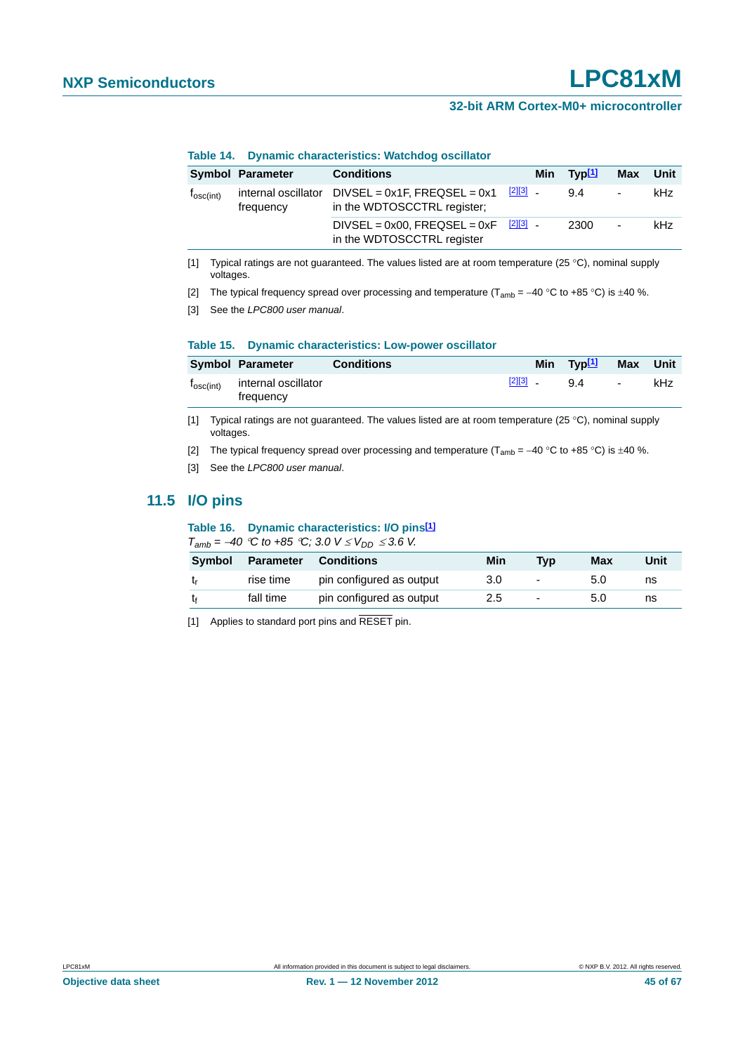**Table 14. Dynamic characteristics: Watchdog oscillator**

| Symbol | Parameter | Conditions | | Min | Typ[1] | Max | Unit |
|---|---|---|---|---|---|---|---|
| $f_{osc(int)}$ | internal oscillator frequency | DIVSEL = 0x1F, FREQSEL = 0x1 in the WDTOSCCTRL register; | [2][3] | - | 9.4 | - | kHz |
| | | DIVSEL = 0x00, FREQSEL = 0xF in the WDTOSCCTRL register | [2][3] | - | 2300 | - | kHz |

[1] Typical ratings are not guaranteed. The values listed are at room temperature (25 °C), nominal supply voltages.

[2] The typical frequency spread over processing and temperature ($T_{amb}$ = −40 °C to +85 °C) is ±40 %.

[3] See the *LPC800 user manual*.

**Table 15. Dynamic characteristics: Low-power oscillator**

| Symbol | Parameter | Conditions | | Min | Typ[1] | Max | Unit |
|---|---|---|---|---|---|---|---|
| $f_{osc(int)}$ | internal oscillator frequency | | [2][3] | - | 9.4 | - | kHz |

[1] Typical ratings are not guaranteed. The values listed are at room temperature (25 °C), nominal supply voltages.

[2] The typical frequency spread over processing and temperature ($T_{amb}$ = −40 °C to +85 °C) is ±40 %.

[3] See the *LPC800 user manual*.

## 11.5 I/O pins

**Table 16. Dynamic characteristics: I/O pins[1]**

*$T_{amb}$ = −40 °C to +85 °C; 3.0 V ≤ $V_{DD}$ ≤ 3.6 V.*

| Symbol | Parameter | Conditions | Min | Typ | Max | Unit |
|---|---|---|---|---|---|---|
| $t_r$ | rise time | pin configured as output | 3.0 | - | 5.0 | ns |
| $t_f$ | fall time | pin configured as output | 2.5 | - | 5.0 | ns |

[1] Applies to standard port pins and $\overline{\text{RESET}}$ pin.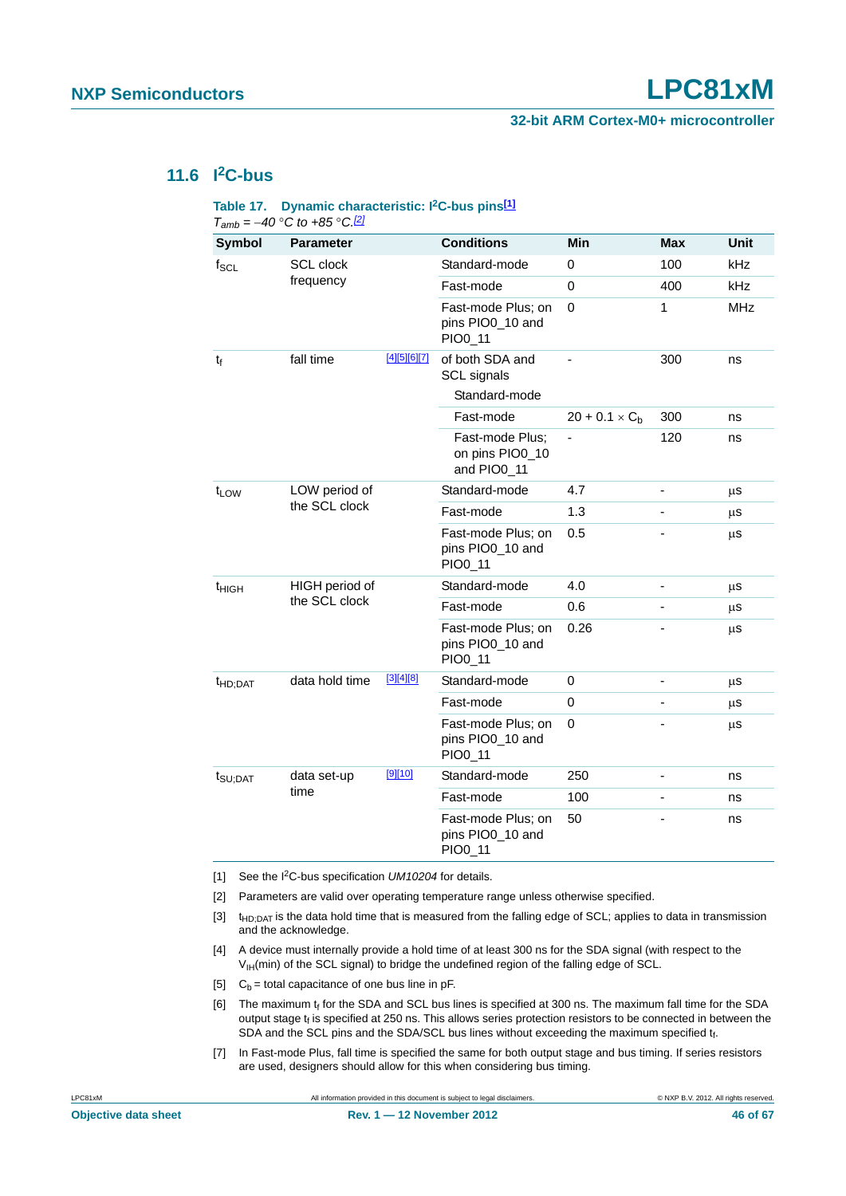## 11.6 I²C-bus

**Table 17. Dynamic characteristic: I²C-bus pins[1]**

*$T_{amb}$ = –40 °C to +85 °C.*[2]

| Symbol | Parameter | | Conditions | Min | Max | Unit |
|---|---|---|---|---|---|---|
| $f_{SCL}$ | SCL clock frequency | | Standard-mode | 0 | 100 | kHz |
| | | | Fast-mode | 0 | 400 | kHz |
| | | | Fast-mode Plus; on pins PIO0_10 and PIO0_11 | 0 | 1 | MHz |
| $t_f$ | fall time | [4][5][6][7] | of both SDA and SCL signals Standard-mode | - | 300 | ns |
| | | | Fast-mode | $20 + 0.1 \times C_b$ | 300 | ns |
| | | | Fast-mode Plus; on pins PIO0_10 and PIO0_11 | - | 120 | ns |
| $t_{LOW}$ | LOW period of the SCL clock | | Standard-mode | 4.7 | - | µs |
| | | | Fast-mode | 1.3 | - | µs |
| | | | Fast-mode Plus; on pins PIO0_10 and PIO0_11 | 0.5 | - | µs |
| $t_{HIGH}$ | HIGH period of the SCL clock | | Standard-mode | 4.0 | - | µs |
| | | | Fast-mode | 0.6 | - | µs |
| | | | Fast-mode Plus; on pins PIO0_10 and PIO0_11 | 0.26 | - | µs |
| $t_{HD;DAT}$ | data hold time | [3][4][8] | Standard-mode | 0 | - | µs |
| | | | Fast-mode | 0 | - | µs |
| | | | Fast-mode Plus; on pins PIO0_10 and PIO0_11 | 0 | - | µs |
| $t_{SU;DAT}$ | data set-up time | [9][10] | Standard-mode | 250 | - | ns |
| | | | Fast-mode | 100 | - | ns |
| | | | Fast-mode Plus; on pins PIO0_10 and PIO0_11 | 50 | - | ns |

[1] See the I²C-bus specification *UM10204* for details.

[2] Parameters are valid over operating temperature range unless otherwise specified.

[3] $t_{HD;DAT}$ is the data hold time that is measured from the falling edge of SCL; applies to data in transmission and the acknowledge.

[4] A device must internally provide a hold time of at least 300 ns for the SDA signal (with respect to the $V_{IH}$(min) of the SCL signal) to bridge the undefined region of the falling edge of SCL.

[5] $C_b$ = total capacitance of one bus line in pF.

[6] The maximum $t_f$ for the SDA and SCL bus lines is specified at 300 ns. The maximum fall time for the SDA output stage $t_f$ is specified at 250 ns. This allows series protection resistors to be connected in between the SDA and the SCL pins and the SDA/SCL bus lines without exceeding the maximum specified $t_f$.

[7] In Fast-mode Plus, fall time is specified the same for both output stage and bus timing. If series resistors are used, designers should allow for this when considering bus timing.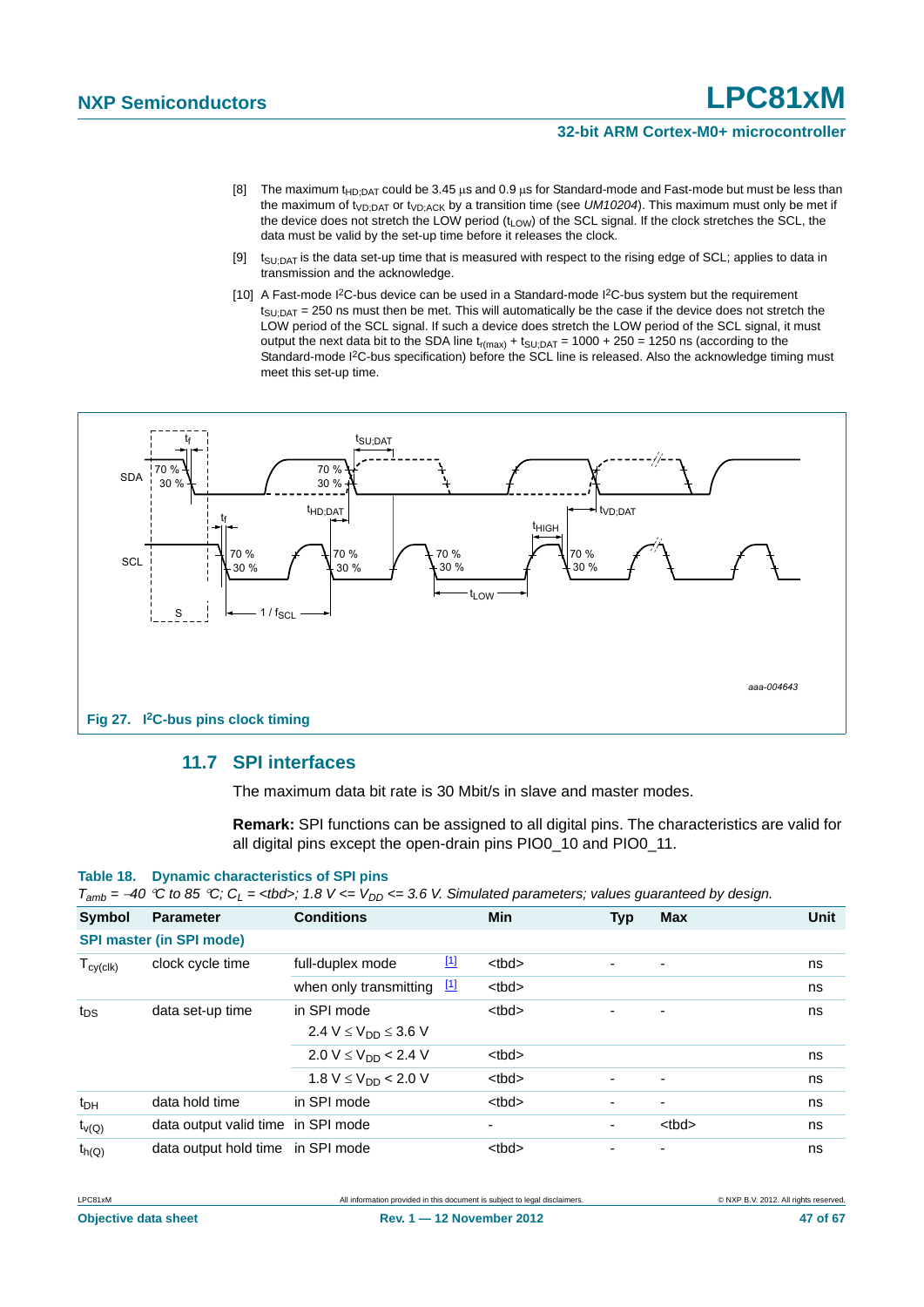[8] The maximum $t_{HD;DAT}$ could be 3.45 μs and 0.9 μs for Standard-mode and Fast-mode but must be less than the maximum of $t_{VD;DAT}$ or $t_{VD;ACK}$ by a transition time (see *UM10204*). This maximum must only be met if the device does not stretch the LOW period ($t_{LOW}$) of the SCL signal. If the clock stretches the SCL, the data must be valid by the set-up time before it releases the clock.

[9] $t_{SU;DAT}$ is the data set-up time that is measured with respect to the rising edge of SCL; applies to data in transmission and the acknowledge.

[10] A Fast-mode I²C-bus device can be used in a Standard-mode I²C-bus system but the requirement $t_{SU;DAT}$ = 250 ns must then be met. This will automatically be the case if the device does not stretch the LOW period of the SCL signal. If such a device does stretch the LOW period of the SCL signal, it must output the next data bit to the SDA line $t_{r(max)} + t_{SU;DAT}$ = 1000 + 250 = 1250 ns (according to the Standard-mode I²C-bus specification) before the SCL line is released. Also the acknowledge timing must meet this set-up time.

**Fig 27. I²C-bus pins clock timing**

## 11.7 SPI interfaces

The maximum data bit rate is 30 Mbit/s in slave and master modes.

**Remark:** SPI functions can be assigned to all digital pins. The characteristics are valid for all digital pins except the open-drain pins PIO0_10 and PIO0_11.

**Table 18. Dynamic characteristics of SPI pins**

*$T_{amb}$ = –40 °C to 85 °C; $C_L$ = <tbd>; 1.8 V <= $V_{DD}$ <= 3.6 V. Simulated parameters; values guaranteed by design.*

| Symbol | Parameter | Conditions | | Min | Typ | Max | Unit |
|---|---|---|---|---|---|---|---|
| **SPI master (in SPI mode)** | | | | | | | |
| $T_{cy(clk)}$ | clock cycle time | full-duplex mode | [1] | <tbd> | - | - | ns |
| | | when only transmitting | [1] | <tbd> | | | ns |
| $t_{DS}$ | data set-up time | in SPI mode | | <tbd> | - | - | ns |
| | | 2.4 V ≤ $V_{DD}$ ≤ 3.6 V | | | | | |
| | | 2.0 V ≤ $V_{DD}$ < 2.4 V | | <tbd> | | | ns |
| | | 1.8 V ≤ $V_{DD}$ < 2.0 V | | <tbd> | - | - | ns |
| $t_{DH}$ | data hold time | in SPI mode | | <tbd> | - | - | ns |
| $t_{v(Q)}$ | data output valid time | in SPI mode | | - | - | <tbd> | ns |
| $t_{h(Q)}$ | data output hold time | in SPI mode | | <tbd> | - | - | ns |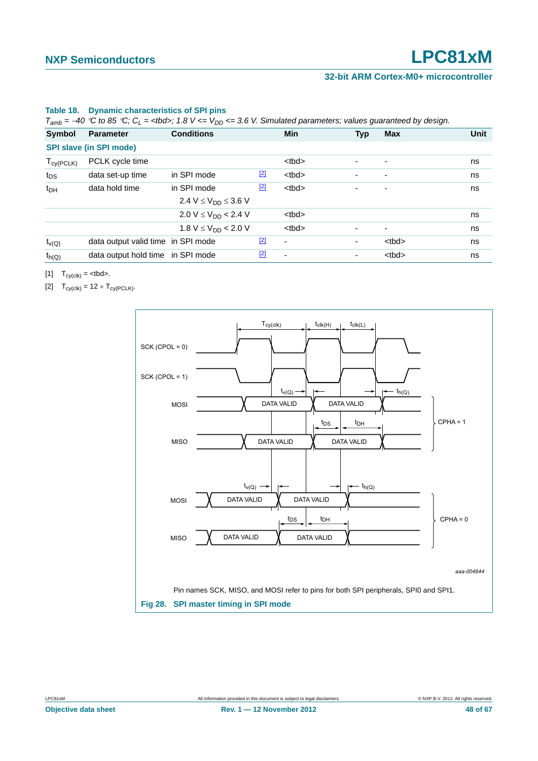**Table 18. Dynamic characteristics of SPI pins**

*$T_{amb}$ = −40 °C to 85 °C; $C_L$ = <tbd>; 1.8 V <= $V_{DD}$ <= 3.6 V. Simulated parameters; values guaranteed by design.*

| Symbol | Parameter | Conditions | | Min | Typ | Max | Unit |
|---|---|---|---|---|---|---|---|
| **SPI slave (in SPI mode)** | | | | | | | |
| $T_{cy(PCLK)}$ | PCLK cycle time | | | <tbd> | - | - | ns |
| $t_{DS}$ | data set-up time | in SPI mode | [2] | <tbd> | - | - | ns |
| $t_{DH}$ | data hold time | in SPI mode | [2] | <tbd> | - | - | ns |
| | | $2.4\ V \leq V_{DD} \leq 3.6\ V$ | | | | | |
| | | $2.0\ V \leq V_{DD} < 2.4\ V$ | | <tbd> | | | ns |
| | | $1.8\ V \leq V_{DD} < 2.0\ V$ | | <tbd> | - | - | ns |
| $t_{v(Q)}$ | data output valid time | in SPI mode | [2] | - | - | <tbd> | ns |
| $t_{h(Q)}$ | data output hold time | in SPI mode | [2] | - | - | <tbd> | ns |

[1] $T_{cy(clk)}$ = <tbd>.

[2] $T_{cy(clk)} = 12 \times T_{cy(PCLK)}$.

Pin names SCK, MISO, and MOSI refer to pins for both SPI peripherals, SPI0 and SPI1.

**Fig 28. SPI master timing in SPI mode**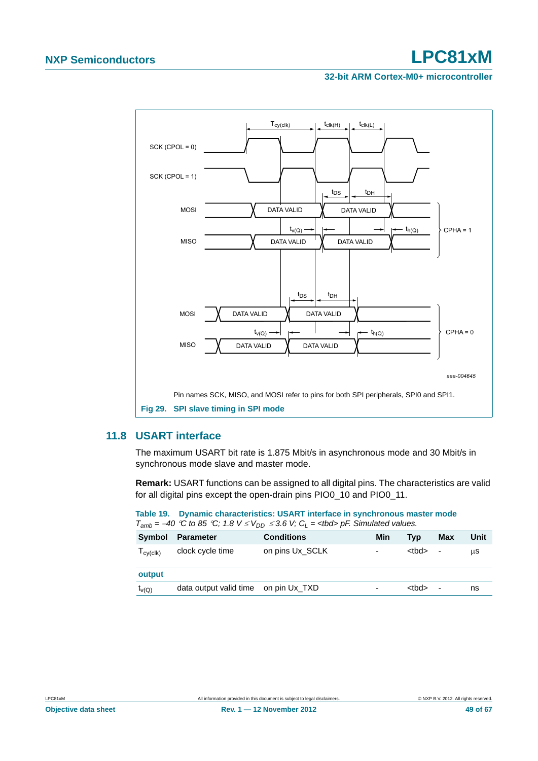Pin names SCK, MISO, and MOSI refer to pins for both SPI peripherals, SPI0 and SPI1.

**Fig 29. SPI slave timing in SPI mode**

## 11.8 USART interface

The maximum USART bit rate is 1.875 Mbit/s in asynchronous mode and 30 Mbit/s in synchronous mode slave and master mode.

**Remark:** USART functions can be assigned to all digital pins. The characteristics are valid for all digital pins except the open-drain pins PIO0_10 and PIO0_11.

**Table 19. Dynamic characteristics: USART interface in synchronous master mode**

*$T_{amb}$ = –40 °C to 85 °C; 1.8 V ≤ $V_{DD}$ ≤ 3.6 V; $C_L$ = <tbd> pF. Simulated values.*

| Symbol | Parameter | Conditions | Min | Typ | Max | Unit |
|---|---|---|---|---|---|---|
| $T_{cy(clk)}$ | clock cycle time | on pins Ux_SCLK | - | <tbd> | - | µs |
| **output** | | | | | | |
| $t_{v(Q)}$ | data output valid time | on pin Ux_TXD | - | <tbd> | - | ns |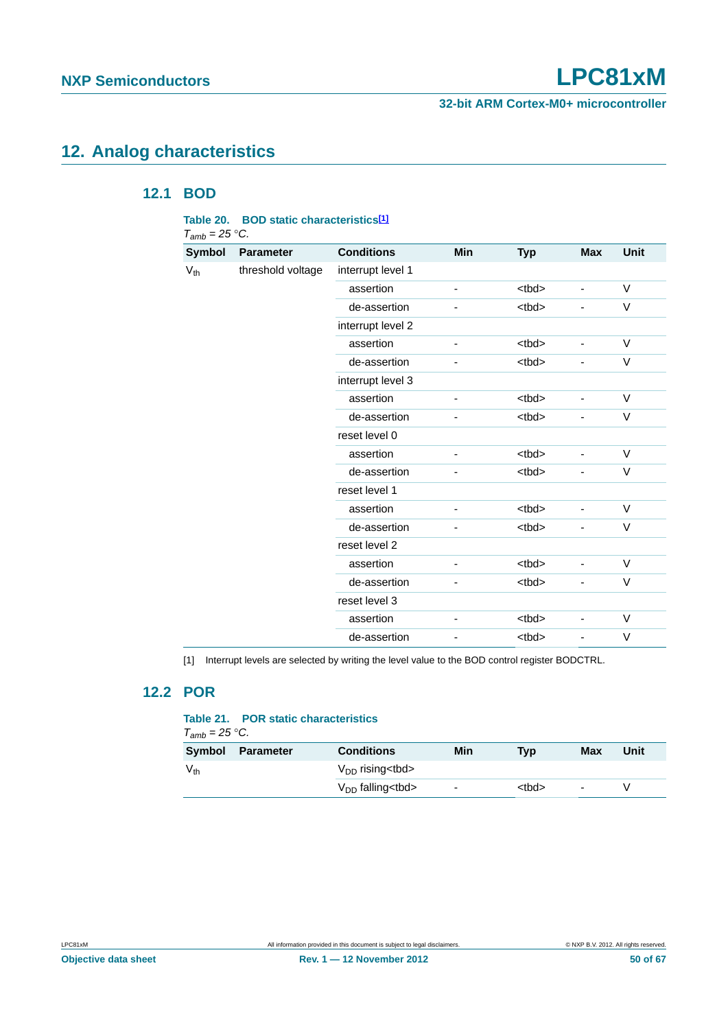# 12. Analog characteristics

## 12.1 BOD

**Table 20. BOD static characteristics[1]**

$T_{amb} = 25$ °C.

| Symbol | Parameter | Conditions | Min | Typ | Max | Unit |
|---|---|---|---|---|---|---|
| $V_{th}$ | threshold voltage | interrupt level 1 | | | | |
| | | assertion | - | <tbd> | - | V |
| | | de-assertion | - | <tbd> | - | V |
| | | interrupt level 2 | | | | |
| | | assertion | - | <tbd> | - | V |
| | | de-assertion | - | <tbd> | - | V |
| | | interrupt level 3 | | | | |
| | | assertion | - | <tbd> | - | V |
| | | de-assertion | - | <tbd> | - | V |
| | | reset level 0 | | | | |
| | | assertion | - | <tbd> | - | V |
| | | de-assertion | - | <tbd> | - | V |
| | | reset level 1 | | | | |
| | | assertion | - | <tbd> | - | V |
| | | de-assertion | - | <tbd> | - | V |
| | | reset level 2 | | | | |
| | | assertion | - | <tbd> | - | V |
| | | de-assertion | - | <tbd> | - | V |
| | | reset level 3 | | | | |
| | | assertion | - | <tbd> | - | V |
| | | de-assertion | - | <tbd> | - | V |

[1] Interrupt levels are selected by writing the level value to the BOD control register BODCTRL.

## 12.2 POR

**Table 21. POR static characteristics**

$T_{amb} = 25$ °C.

| Symbol | Parameter | Conditions | Min | Typ | Max | Unit |
|---|---|---|---|---|---|---|
| $V_{th}$ | | $V_{DD}$ rising<tbd> | | | | |
| | | $V_{DD}$ falling<tbd> | - | <tbd> | - | V |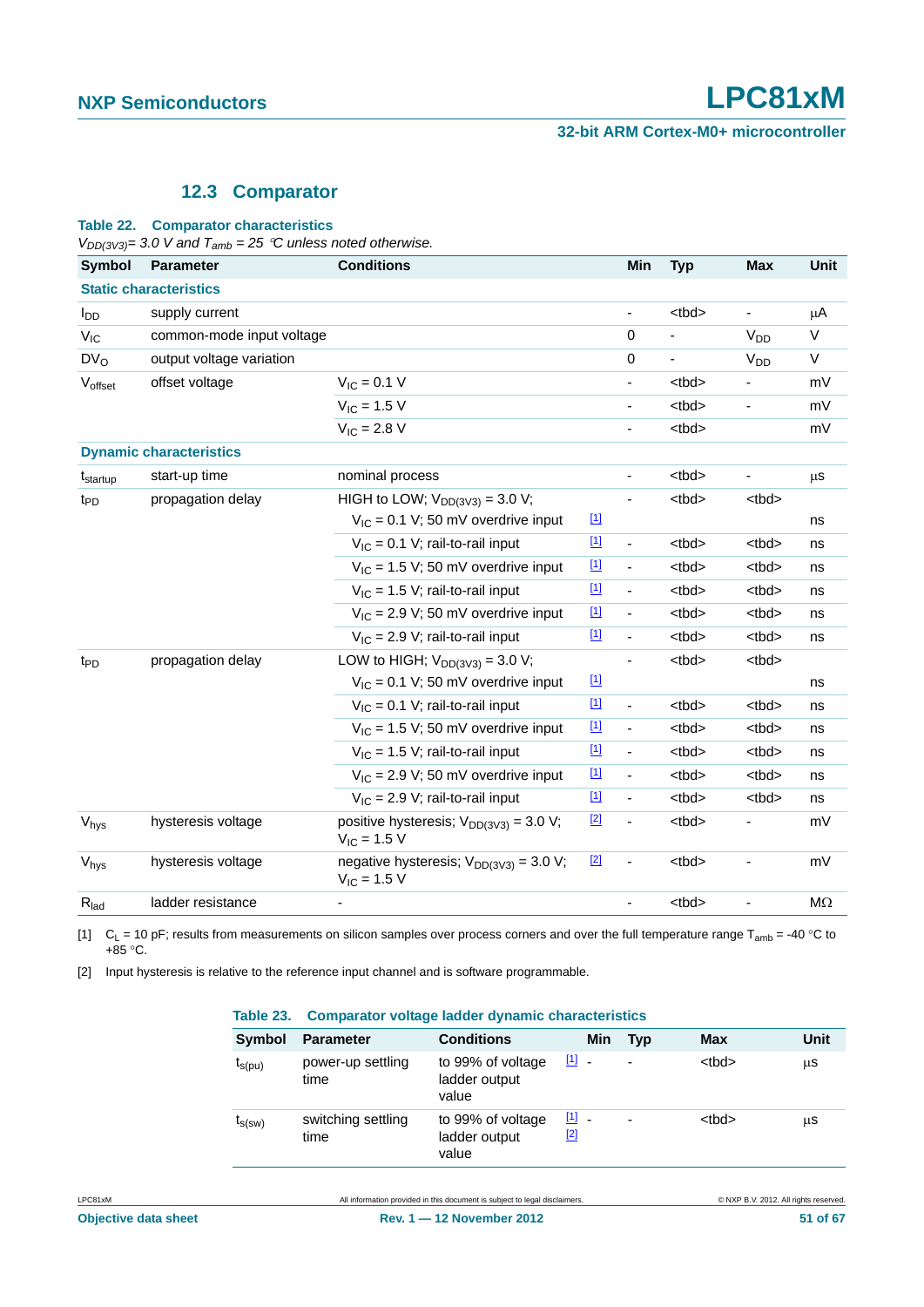## 12.3 Comparator

**Table 22. Comparator characteristics**

*$V_{DD(3V3)}$= 3.0 V and $T_{amb}$ = 25 °C unless noted otherwise.*

| Symbol | Parameter | Conditions | | Min | Typ | Max | Unit |
|---|---|---|---|---|---|---|---|
| **Static characteristics** | | | | | | | |
| $I_{DD}$ | supply current | | | - | <tbd> | - | μA |
| $V_{IC}$ | common-mode input voltage | | | 0 | - | $V_{DD}$ | V |
| $DV_O$ | output voltage variation | | | 0 | - | $V_{DD}$ | V |
| $V_{offset}$ | offset voltage | $V_{IC}$ = 0.1 V | | - | <tbd> | - | mV |
| | | $V_{IC}$ = 1.5 V | | - | <tbd> | - | mV |
| | | $V_{IC}$ = 2.8 V | | - | <tbd> | | mV |
| **Dynamic characteristics** | | | | | | | |
| $t_{startup}$ | start-up time | nominal process | | - | <tbd> | - | μs |
| $t_{PD}$ | propagation delay | HIGH to LOW; $V_{DD(3V3)}$ = 3.0 V; | | - | <tbd> | <tbd> | |
| | | $V_{IC}$ = 0.1 V; 50 mV overdrive input | [1] | | | | ns |
| | | $V_{IC}$ = 0.1 V; rail-to-rail input | [1] | - | <tbd> | <tbd> | ns |
| | | $V_{IC}$ = 1.5 V; 50 mV overdrive input | [1] | - | <tbd> | <tbd> | ns |
| | | $V_{IC}$ = 1.5 V; rail-to-rail input | [1] | - | <tbd> | <tbd> | ns |
| | | $V_{IC}$ = 2.9 V; 50 mV overdrive input | [1] | - | <tbd> | <tbd> | ns |
| | | $V_{IC}$ = 2.9 V; rail-to-rail input | [1] | - | <tbd> | <tbd> | ns |
| $t_{PD}$ | propagation delay | LOW to HIGH; $V_{DD(3V3)}$ = 3.0 V; | | - | <tbd> | <tbd> | |
| | | $V_{IC}$ = 0.1 V; 50 mV overdrive input | [1] | | | | ns |
| | | $V_{IC}$ = 0.1 V; rail-to-rail input | [1] | - | <tbd> | <tbd> | ns |
| | | $V_{IC}$ = 1.5 V; 50 mV overdrive input | [1] | - | <tbd> | <tbd> | ns |
| | | $V_{IC}$ = 1.5 V; rail-to-rail input | [1] | - | <tbd> | <tbd> | ns |
| | | $V_{IC}$ = 2.9 V; 50 mV overdrive input | [1] | - | <tbd> | <tbd> | ns |
| | | $V_{IC}$ = 2.9 V; rail-to-rail input | [1] | - | <tbd> | <tbd> | ns |
| $V_{hys}$ | hysteresis voltage | positive hysteresis; $V_{DD(3V3)}$ = 3.0 V; $V_{IC}$ = 1.5 V | [2] | - | <tbd> | - | mV |
| $V_{hys}$ | hysteresis voltage | negative hysteresis; $V_{DD(3V3)}$ = 3.0 V; $V_{IC}$ = 1.5 V | [2] | - | <tbd> | - | mV |
| $R_{lad}$ | ladder resistance | - | | - | <tbd> | - | MΩ |

[1] $C_L$ = 10 pF; results from measurements on silicon samples over process corners and over the full temperature range $T_{amb}$ = -40 °C to +85 °C.

[2] Input hysteresis is relative to the reference input channel and is software programmable.

**Table 23. Comparator voltage ladder dynamic characteristics**

| Symbol | Parameter | Conditions | | Min | Typ | Max | Unit |
|---|---|---|---|---|---|---|---|
| $t_{s(pu)}$ | power-up settling time | to 99% of voltage ladder output value | [1] | - | - | <tbd> | μs |
| $t_{s(sw)}$ | switching settling time | to 99% of voltage ladder output value | [1] [2] | - | - | <tbd> | μs |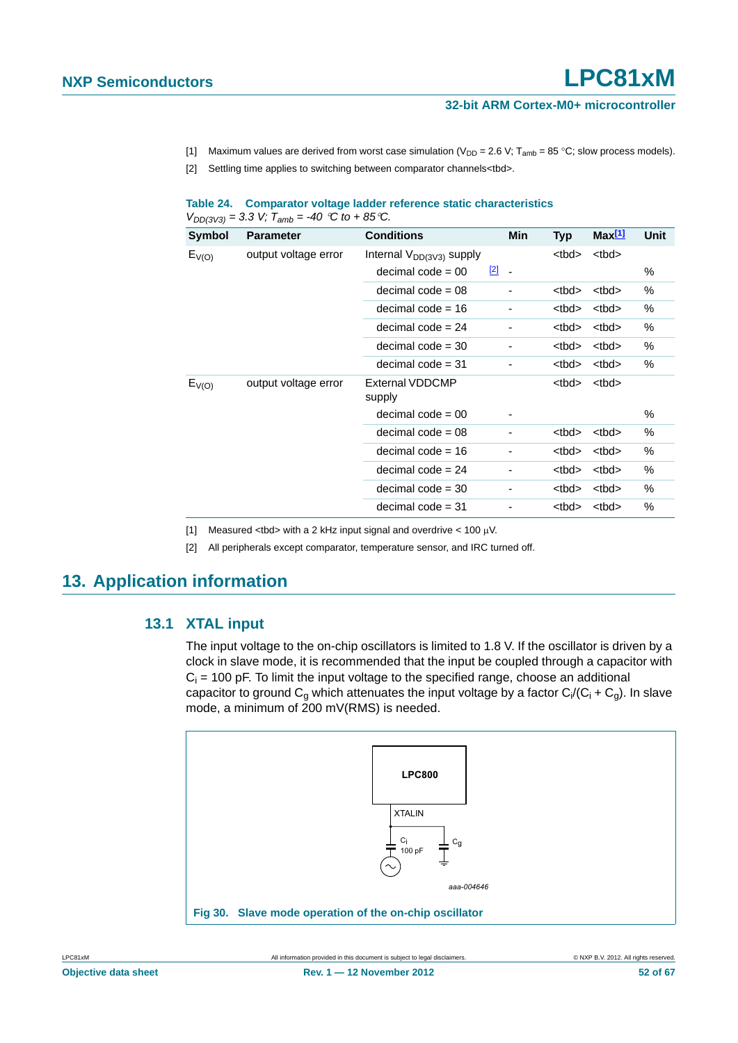[1] Maximum values are derived from worst case simulation ($V_{DD}$ = 2.6 V; $T_{amb}$ = 85 °C; slow process models).

[2] Settling time applies to switching between comparator channels<tbd>.

**Table 24. Comparator voltage ladder reference static characteristics**

*$V_{DD(3V3)}$ = 3.3 V; $T_{amb}$ = -40 °C to + 85 °C.*

| Symbol | Parameter | Conditions | Min | Typ | Max[1] | Unit |
|---|---|---|---|---|---|---|
| $E_{V(O)}$ | output voltage error | Internal $V_{DD(3V3)}$ supply | | <tbd> | <tbd> | |
| | | decimal code = 00 [2] | - | | | % |
| | | decimal code = 08 | - | <tbd> | <tbd> | % |
| | | decimal code = 16 | - | <tbd> | <tbd> | % |
| | | decimal code = 24 | - | <tbd> | <tbd> | % |
| | | decimal code = 30 | - | <tbd> | <tbd> | % |
| | | decimal code = 31 | - | <tbd> | <tbd> | % |
| $E_{V(O)}$ | output voltage error | External VDDCMP supply | | <tbd> | <tbd> | |
| | | decimal code = 00 | - | | | % |
| | | decimal code = 08 | - | <tbd> | <tbd> | % |
| | | decimal code = 16 | - | <tbd> | <tbd> | % |
| | | decimal code = 24 | - | <tbd> | <tbd> | % |
| | | decimal code = 30 | - | <tbd> | <tbd> | % |
| | | decimal code = 31 | - | <tbd> | <tbd> | % |

[1] Measured <tbd> with a 2 kHz input signal and overdrive < 100 μV.

[2] All peripherals except comparator, temperature sensor, and IRC turned off.

# 13. Application information

## 13.1 XTAL input

The input voltage to the on-chip oscillators is limited to 1.8 V. If the oscillator is driven by a clock in slave mode, it is recommended that the input be coupled through a capacitor with $C_i$ = 100 pF. To limit the input voltage to the specified range, choose an additional capacitor to ground $C_g$ which attenuates the input voltage by a factor $C_i/(C_i + C_g)$. In slave mode, a minimum of 200 mV(RMS) is needed.

LPC800

XTALIN

$C_i$ 100 pF

$C_g$

aaa-004646

**Fig 30. Slave mode operation of the on-chip oscillator**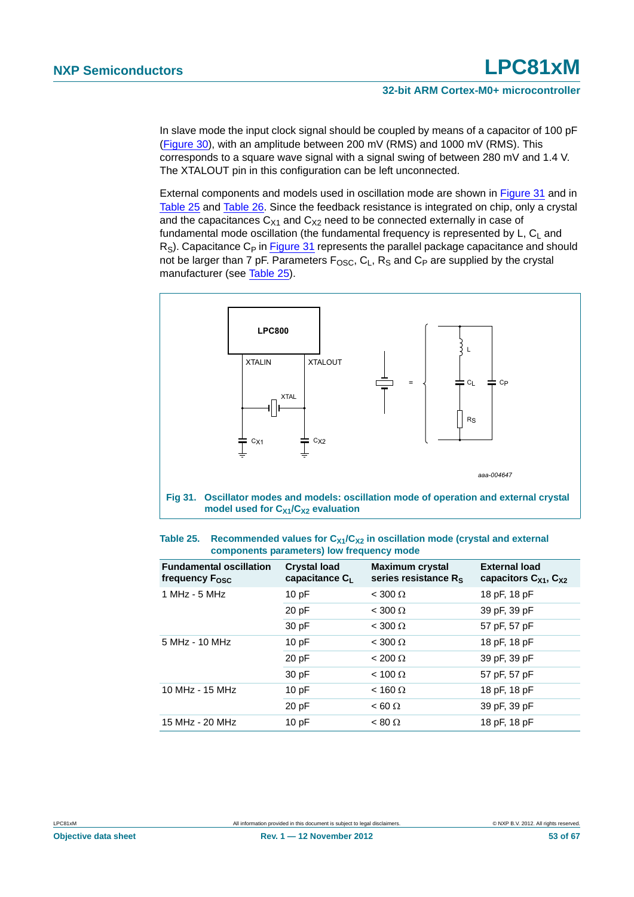In slave mode the input clock signal should be coupled by means of a capacitor of 100 pF (Figure 30), with an amplitude between 200 mV (RMS) and 1000 mV (RMS). This corresponds to a square wave signal with a signal swing of between 280 mV and 1.4 V. The XTALOUT pin in this configuration can be left unconnected.

External components and models used in oscillation mode are shown in Figure 31 and in Table 25 and Table 26. Since the feedback resistance is integrated on chip, only a crystal and the capacitances $C_{X1}$ and $C_{X2}$ need to be connected externally in case of fundamental mode oscillation (the fundamental frequency is represented by L, $C_L$ and $R_S$). Capacitance $C_P$ in Figure 31 represents the parallel package capacitance and should not be larger than 7 pF. Parameters $F_{OSC}$, $C_L$, $R_S$ and $C_P$ are supplied by the crystal manufacturer (see Table 25).

**Fig 31. Oscillator modes and models: oscillation mode of operation and external crystal model used for $C_{X1}$/$C_{X2}$ evaluation**

**Table 25. Recommended values for $C_{X1}$/$C_{X2}$ in oscillation mode (crystal and external components parameters) low frequency mode**

| Fundamental oscillation frequency $F_{OSC}$ | Crystal load capacitance $C_L$ | Maximum crystal series resistance $R_S$ | External load capacitors $C_{X1}$, $C_{X2}$ |
|---|---|---|---|
| 1 MHz - 5 MHz | 10 pF | < 300 Ω | 18 pF, 18 pF |
| | 20 pF | < 300 Ω | 39 pF, 39 pF |
| | 30 pF | < 300 Ω | 57 pF, 57 pF |
| 5 MHz - 10 MHz | 10 pF | < 300 Ω | 18 pF, 18 pF |
| | 20 pF | < 200 Ω | 39 pF, 39 pF |
| | 30 pF | < 100 Ω | 57 pF, 57 pF |
| 10 MHz - 15 MHz | 10 pF | < 160 Ω | 18 pF, 18 pF |
| | 20 pF | < 60 Ω | 39 pF, 39 pF |
| 15 MHz - 20 MHz | 10 pF | < 80 Ω | 18 pF, 18 pF |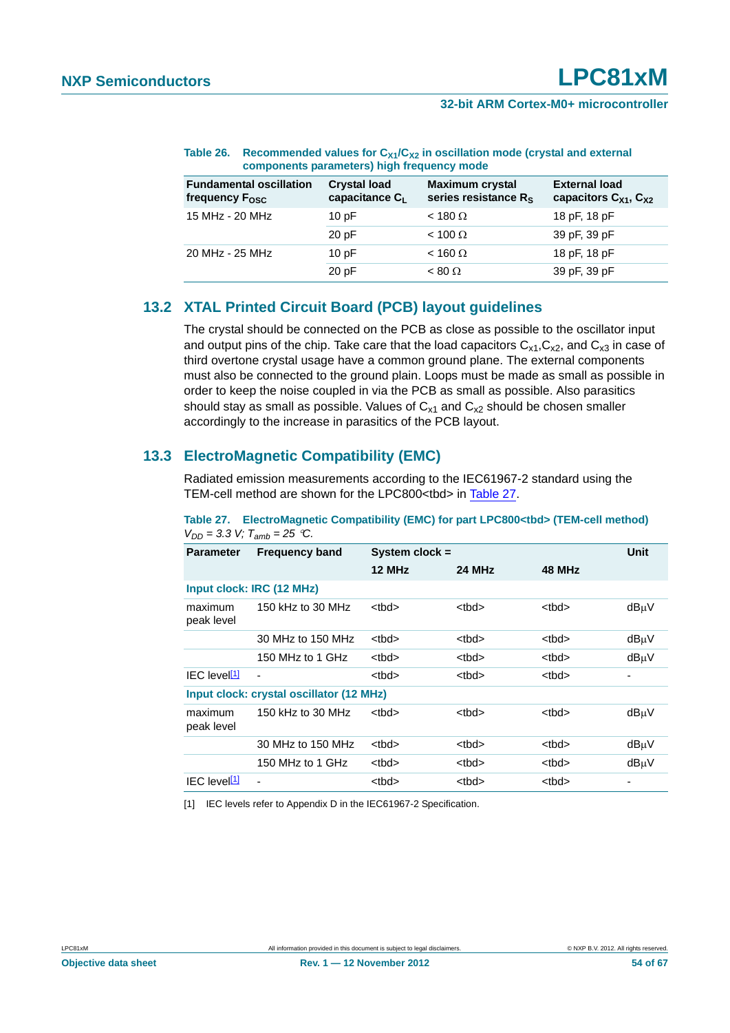**Table 26. Recommended values for $C_{X1}/C_{X2}$ in oscillation mode (crystal and external components parameters) high frequency mode**

| Fundamental oscillation frequency $F_{OSC}$ | Crystal load capacitance $C_L$ | Maximum crystal series resistance $R_S$ | External load capacitors $C_{X1}$, $C_{X2}$ |
|---|---|---|---|
| 15 MHz - 20 MHz | 10 pF | < 180 Ω | 18 pF, 18 pF |
| | 20 pF | < 100 Ω | 39 pF, 39 pF |
| 20 MHz - 25 MHz | 10 pF | < 160 Ω | 18 pF, 18 pF |
| | 20 pF | < 80 Ω | 39 pF, 39 pF |

## 13.2 XTAL Printed Circuit Board (PCB) layout guidelines

The crystal should be connected on the PCB as close as possible to the oscillator input and output pins of the chip. Take care that the load capacitors $C_{x1}$,$C_{x2}$, and $C_{x3}$ in case of third overtone crystal usage have a common ground plane. The external components must also be connected to the ground plain. Loops must be made as small as possible in order to keep the noise coupled in via the PCB as small as possible. Also parasitics should stay as small as possible. Values of $C_{x1}$ and $C_{x2}$ should be chosen smaller accordingly to the increase in parasitics of the PCB layout.

## 13.3 ElectroMagnetic Compatibility (EMC)

Radiated emission measurements according to the IEC61967-2 standard using the TEM-cell method are shown for the LPC800<tbd> in Table 27.

**Table 27. ElectroMagnetic Compatibility (EMC) for part LPC800<tbd> (TEM-cell method)**

*$V_{DD}$ = 3.3 V; $T_{amb}$ = 25 °C.*

| Parameter | Frequency band | System clock = | | | Unit |
|---|---|---|---|---|---|
| | | 12 MHz | 24 MHz | 48 MHz | |
| **Input clock: IRC (12 MHz)** | | | | | |
| maximum peak level | 150 kHz to 30 MHz | <tbd> | <tbd> | <tbd> | dBμV |
| | 30 MHz to 150 MHz | <tbd> | <tbd> | <tbd> | dBμV |
| | 150 MHz to 1 GHz | <tbd> | <tbd> | <tbd> | dBμV |
| IEC level[1] | - | <tbd> | <tbd> | <tbd> | - |
| **Input clock: crystal oscillator (12 MHz)** | | | | | |
| maximum peak level | 150 kHz to 30 MHz | <tbd> | <tbd> | <tbd> | dBμV |
| | 30 MHz to 150 MHz | <tbd> | <tbd> | <tbd> | dBμV |
| | 150 MHz to 1 GHz | <tbd> | <tbd> | <tbd> | dBμV |
| IEC level[1] | - | <tbd> | <tbd> | <tbd> | - |

[1] IEC levels refer to Appendix D in the IEC61967-2 Specification.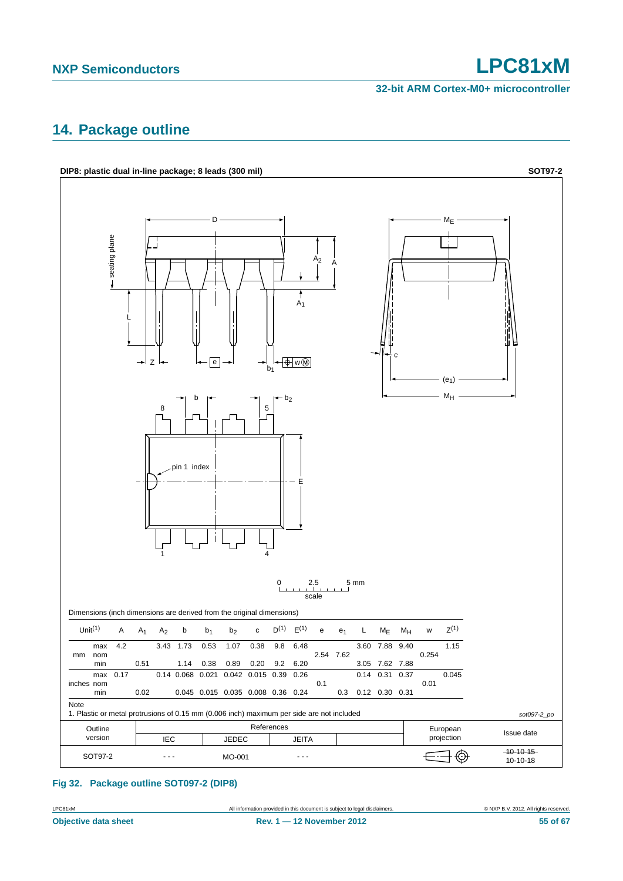# 14. Package outline

**DIP8: plastic dual in-line package; 8 leads (300 mil)** **SOT97-2**

Dimensions (inch dimensions are derived from the original dimensions)

| Unit[1] | | A | $A_1$ | $A_2$ | b | $b_1$ | $b_2$ | c | D[1] | E[1] | e | $e_1$ | L | $M_E$ | $M_H$ | w | Z[1] |
|---|---|---|---|---|---|---|---|---|---|---|---|---|---|---|---|---|---|
| mm | max | 4.2 | | 3.43 | 1.73 | 0.53 | 1.07 | 0.38 | 9.8 | 6.48 | | | 3.60 | 7.88 | 9.40 | | 1.15 |
| | nom | | | | | | | | | | 2.54 | 7.62 | | | | 0.254 | |
| | min | | 0.51 | | 1.14 | 0.38 | 0.89 | 0.20 | 9.2 | 6.20 | | | 3.05 | 7.62 | 7.88 | | |
| inches | max | 0.17 | | 0.14 | 0.068 | 0.021 | 0.042 | 0.015 | 0.39 | 0.26 | | | 0.14 | 0.31 | 0.37 | | 0.045 |
| | nom | | | | | | | | | | 0.1 | | | | | 0.01 | |
| | min | | 0.02 | | 0.045 | 0.015 | 0.035 | 0.008 | 0.36 | 0.24 | | 0.3 | 0.12 | 0.30 | 0.31 | | |

Note

1. Plastic or metal protrusions of 0.15 mm (0.006 inch) maximum per side are not included

| Outline version | References: IEC | References: JEDEC | References: JEITA | | European projection | Issue date |
|---|---|---|---|---|---|---|
| SOT97-2 | - - - | MO-001 | - - - | | | ~~10-10-15~~ 10-10-18 |

sot097-2_po

**Fig 32. Package outline SOT097-2 (DIP8)**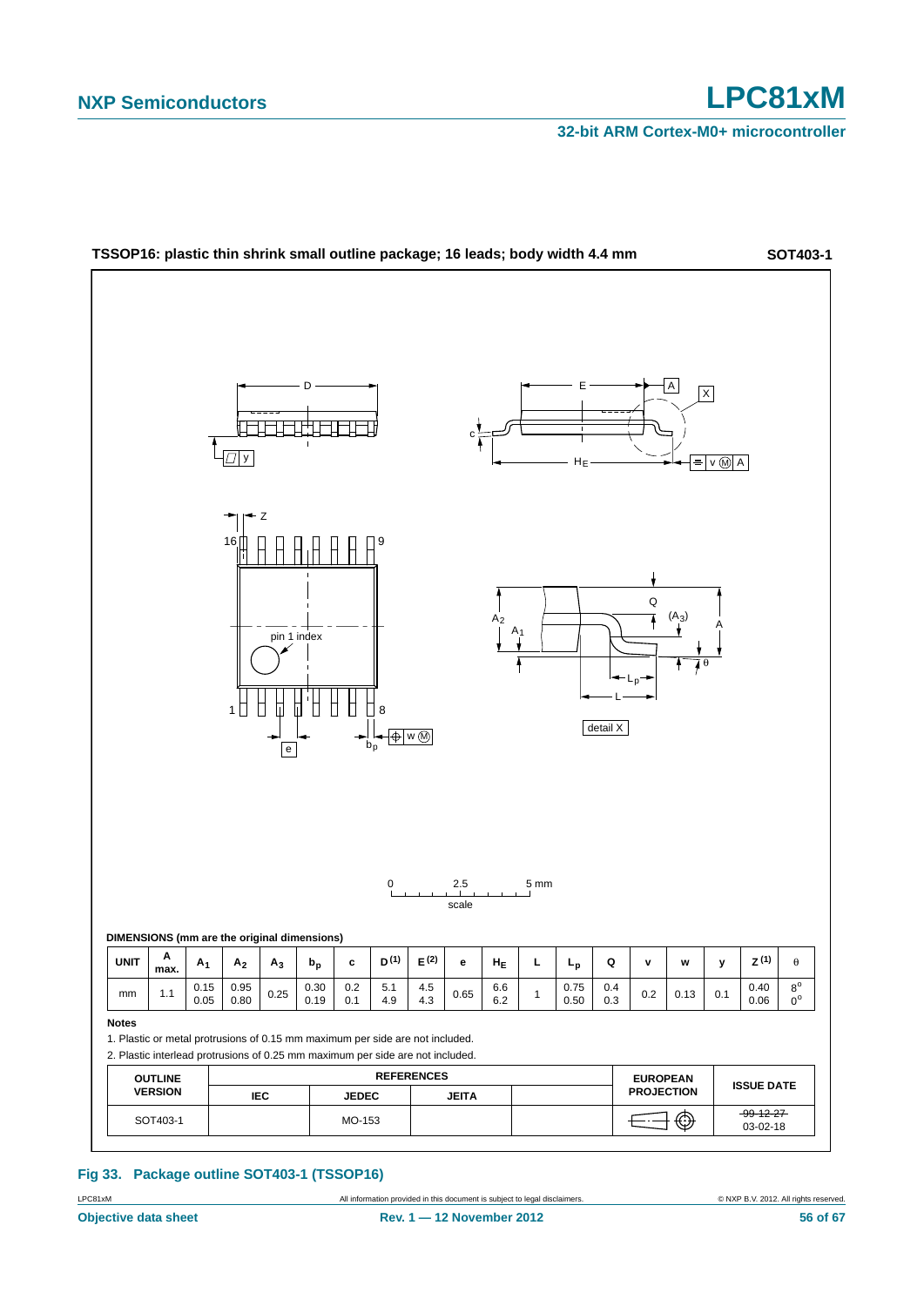**TSSOP16: plastic thin shrink small outline package; 16 leads; body width 4.4 mm** **SOT403-1**

**DIMENSIONS (mm are the original dimensions)**

| UNIT | A max. | $A_1$ | $A_2$ | $A_3$ | $b_p$ | c | D (1) | E (2) | e | $H_E$ | L | $L_p$ | Q | v | w | y | Z (1) | θ |
|---|---|---|---|---|---|---|---|---|---|---|---|---|---|---|---|---|---|---|
| mm | 1.1 | 0.15<br>0.05 | 0.95<br>0.80 | 0.25 | 0.30<br>0.19 | 0.2<br>0.1 | 5.1<br>4.9 | 4.5<br>4.3 | 0.65 | 6.6<br>6.2 | 1 | 0.75<br>0.50 | 0.4<br>0.3 | 0.2 | 0.13 | 0.1 | 0.40<br>0.06 | 8°<br>0° |

**Notes**

1. Plastic or metal protrusions of 0.15 mm maximum per side are not included.
2. Plastic interlead protrusions of 0.25 mm maximum per side are not included.

| OUTLINE VERSION | REFERENCES | | | | EUROPEAN PROJECTION | ISSUE DATE |
|---|---|---|---|---|---|---|
| | IEC | JEDEC | JEITA | | | |
| SOT403-1 | | MO-153 | | | | ~~99-12-27~~<br>03-02-18 |

**Fig 33. Package outline SOT403-1 (TSSOP16)**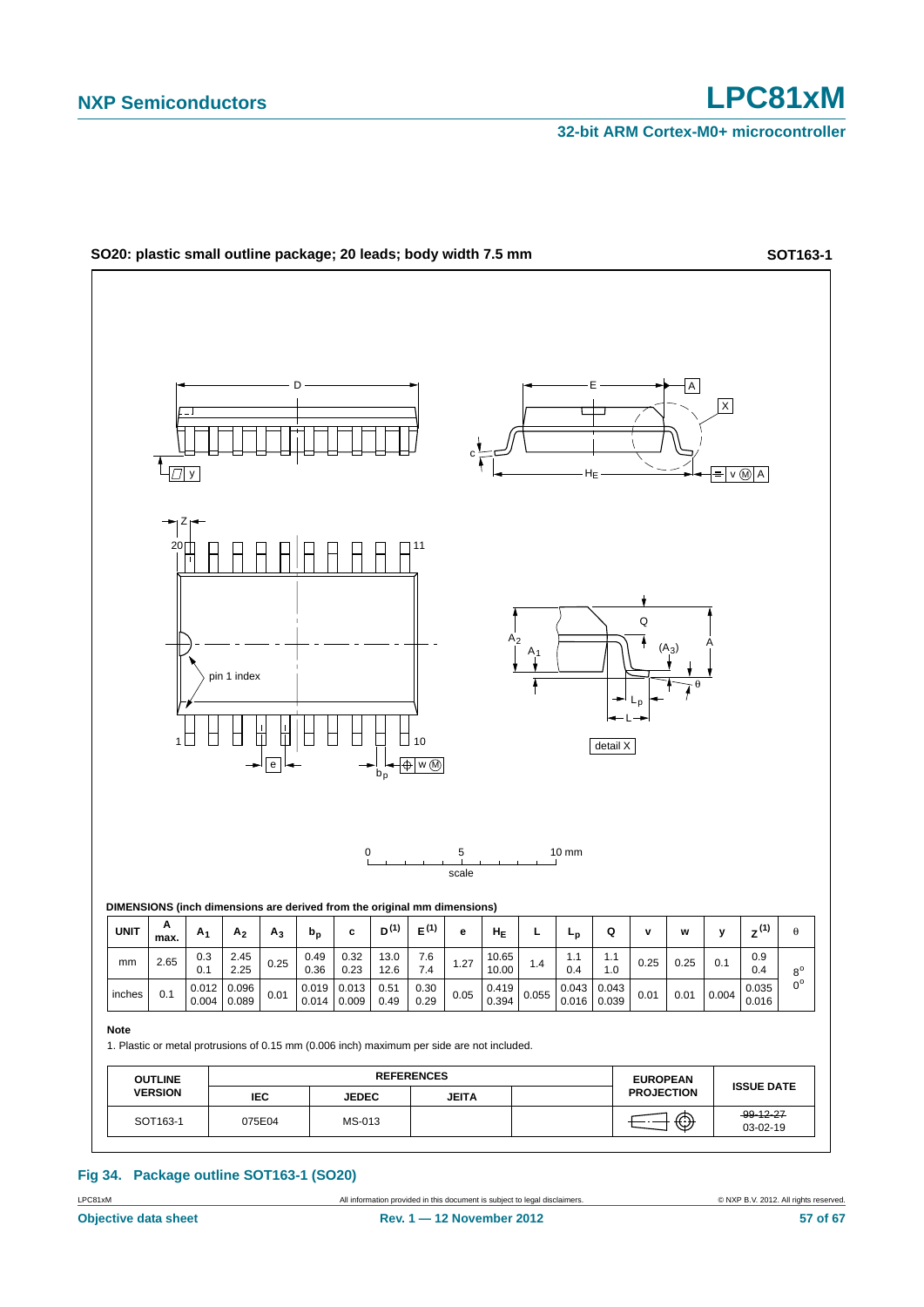**SO20: plastic small outline package; 20 leads; body width 7.5 mm** **SOT163-1**

**DIMENSIONS (inch dimensions are derived from the original mm dimensions)**

| UNIT | A max. | $A_1$ | $A_2$ | $A_3$ | $b_p$ | c | $D^{(1)}$ | $E^{(1)}$ | e | $H_E$ | L | $L_p$ | Q | v | w | y | $Z^{(1)}$ | θ |
|---|---|---|---|---|---|---|---|---|---|---|---|---|---|---|---|---|---|---|
| mm | 2.65 | 0.3<br>0.1 | 2.45<br>2.25 | 0.25 | 0.49<br>0.36 | 0.32<br>0.23 | 13.0<br>12.6 | 7.6<br>7.4 | 1.27 | 10.65<br>10.00 | 1.4 | 1.1<br>0.4 | 1.1<br>1.0 | 0.25 | 0.25 | 0.1 | 0.9<br>0.4 | 8°<br>0° |
| inches | 0.1 | 0.012<br>0.004 | 0.096<br>0.089 | 0.01 | 0.019<br>0.014 | 0.013<br>0.009 | 0.51<br>0.49 | 0.30<br>0.29 | 0.05 | 0.419<br>0.394 | 0.055 | 0.043<br>0.016 | 0.043<br>0.039 | 0.01 | 0.01 | 0.004 | 0.035<br>0.016 | |

**Note**

1. Plastic or metal protrusions of 0.15 mm (0.006 inch) maximum per side are not included.

| OUTLINE VERSION | REFERENCES | | | | EUROPEAN PROJECTION | ISSUE DATE |
|---|---|---|---|---|---|---|
| | IEC | JEDEC | JEITA | | | |
| SOT163-1 | 075E04 | MS-013 | | | | ~~99-12-27~~<br>03-02-19 |

**Fig 34. Package outline SOT163-1 (SO20)**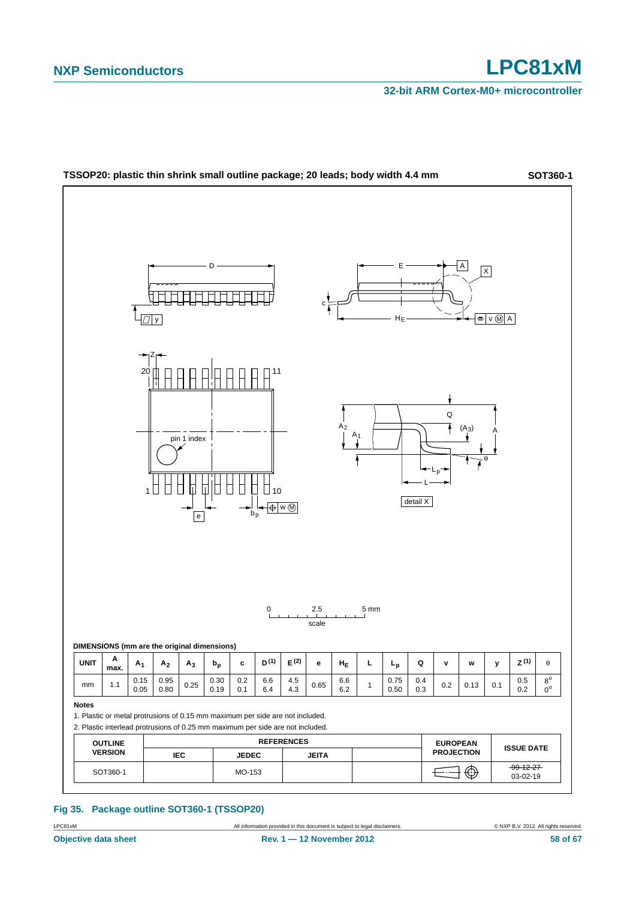**TSSOP20: plastic thin shrink small outline package; 20 leads; body width 4.4 mm** **SOT360-1**

DIMENSIONS (mm are the original dimensions)

| UNIT | A max. | $A_1$ | $A_2$ | $A_3$ | $b_p$ | c | D (1) | E (2) | e | $H_E$ | L | $L_p$ | Q | v | w | y | Z (1) | θ |
|---|---|---|---|---|---|---|---|---|---|---|---|---|---|---|---|---|---|---|
| mm | 1.1 | 0.15<br>0.05 | 0.95<br>0.80 | 0.25 | 0.30<br>0.19 | 0.2<br>0.1 | 6.6<br>6.4 | 4.5<br>4.3 | 0.65 | 6.6<br>6.2 | 1 | 0.75<br>0.50 | 0.4<br>0.3 | 0.2 | 0.13 | 0.1 | 0.5<br>0.2 | 8°<br>0° |

**Notes**

1. Plastic or metal protrusions of 0.15 mm maximum per side are not included.
2. Plastic interlead protrusions of 0.25 mm maximum per side are not included.

| OUTLINE VERSION | REFERENCES | | | | EUROPEAN PROJECTION | ISSUE DATE |
|---|---|---|---|---|---|---|
| | IEC | JEDEC | JEITA | | | |
| SOT360-1 | | MO-153 | | | | ~~99-12-27~~<br>03-02-19 |

**Fig 35. Package outline SOT360-1 (TSSOP20)**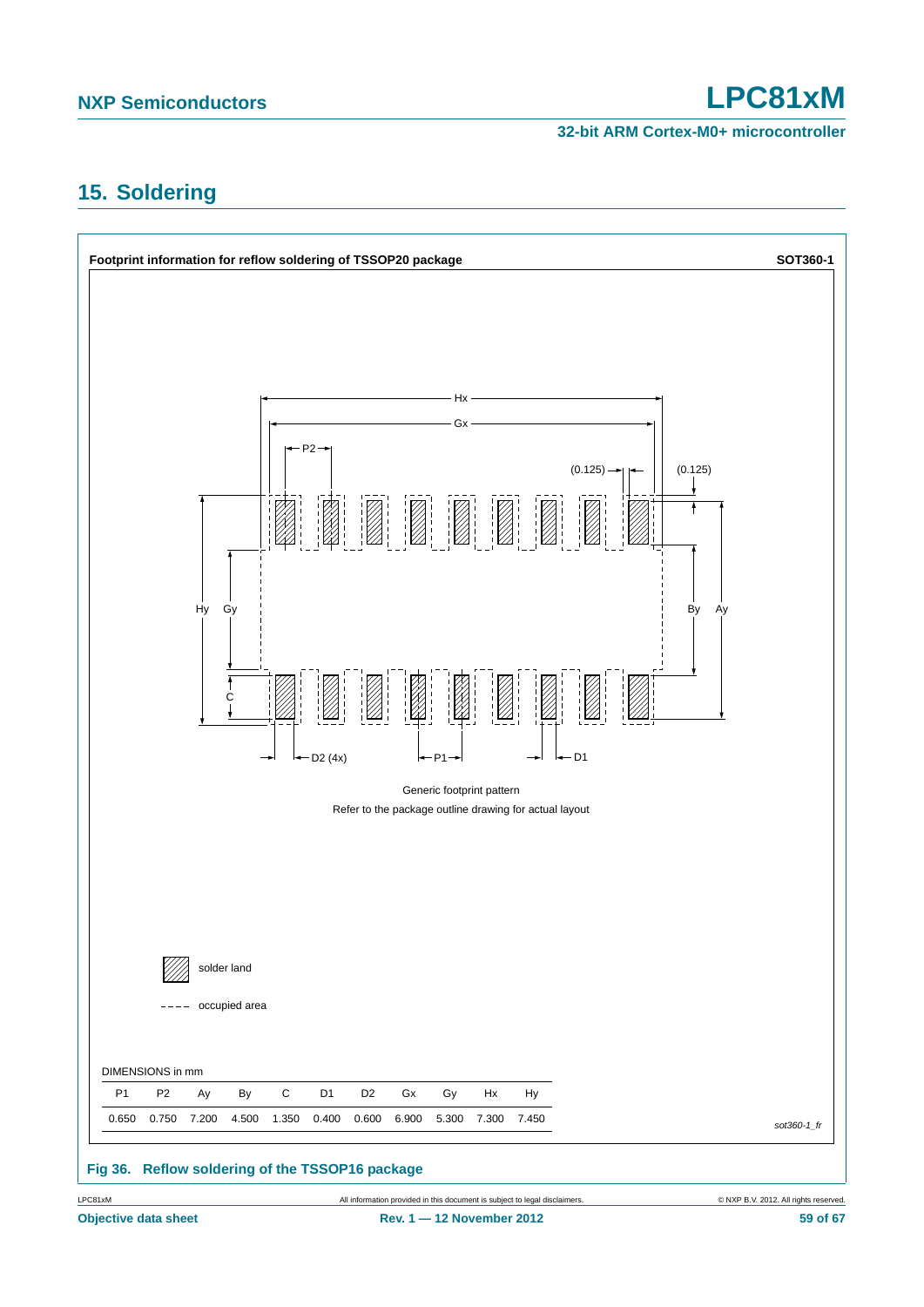# 15. Soldering

**Footprint information for reflow soldering of TSSOP20 package** **SOT360-1**

Generic footprint pattern

Refer to the package outline drawing for actual layout

solder land

occupied area

DIMENSIONS in mm

| P1 | P2 | Ay | By | C | D1 | D2 | Gx | Gy | Hx | Hy |
|---|---|---|---|---|---|---|---|---|---|---|
| 0.650 | 0.750 | 7.200 | 4.500 | 1.350 | 0.400 | 0.600 | 6.900 | 5.300 | 7.300 | 7.450 |

*sot360-1_fr*

**Fig 36. Reflow soldering of the TSSOP16 package**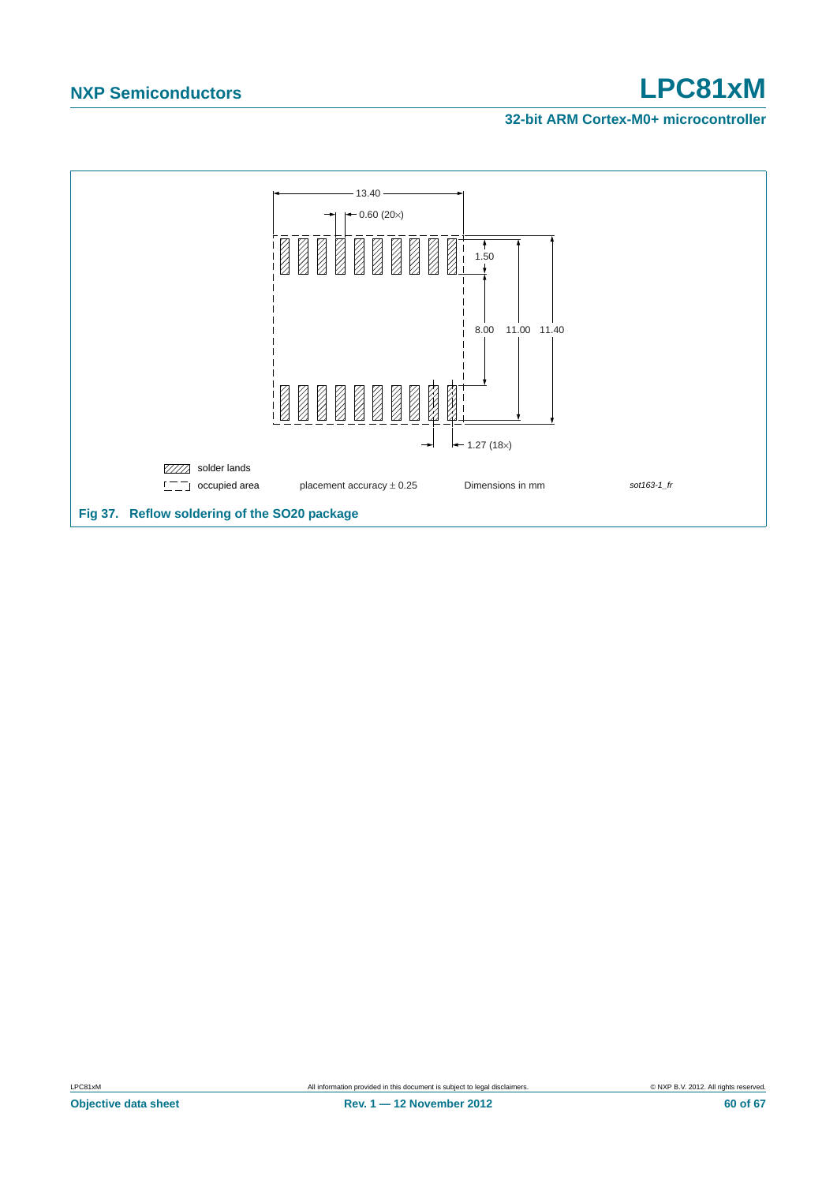13.40

0.60 (20×)

1.50

8.00 11.00 11.40

1.27 (18×)

solder lands

occupied area

placement accuracy ± 0.25

Dimensions in mm

*sot163-1_fr*

**Fig 37. Reflow soldering of the SO20 package**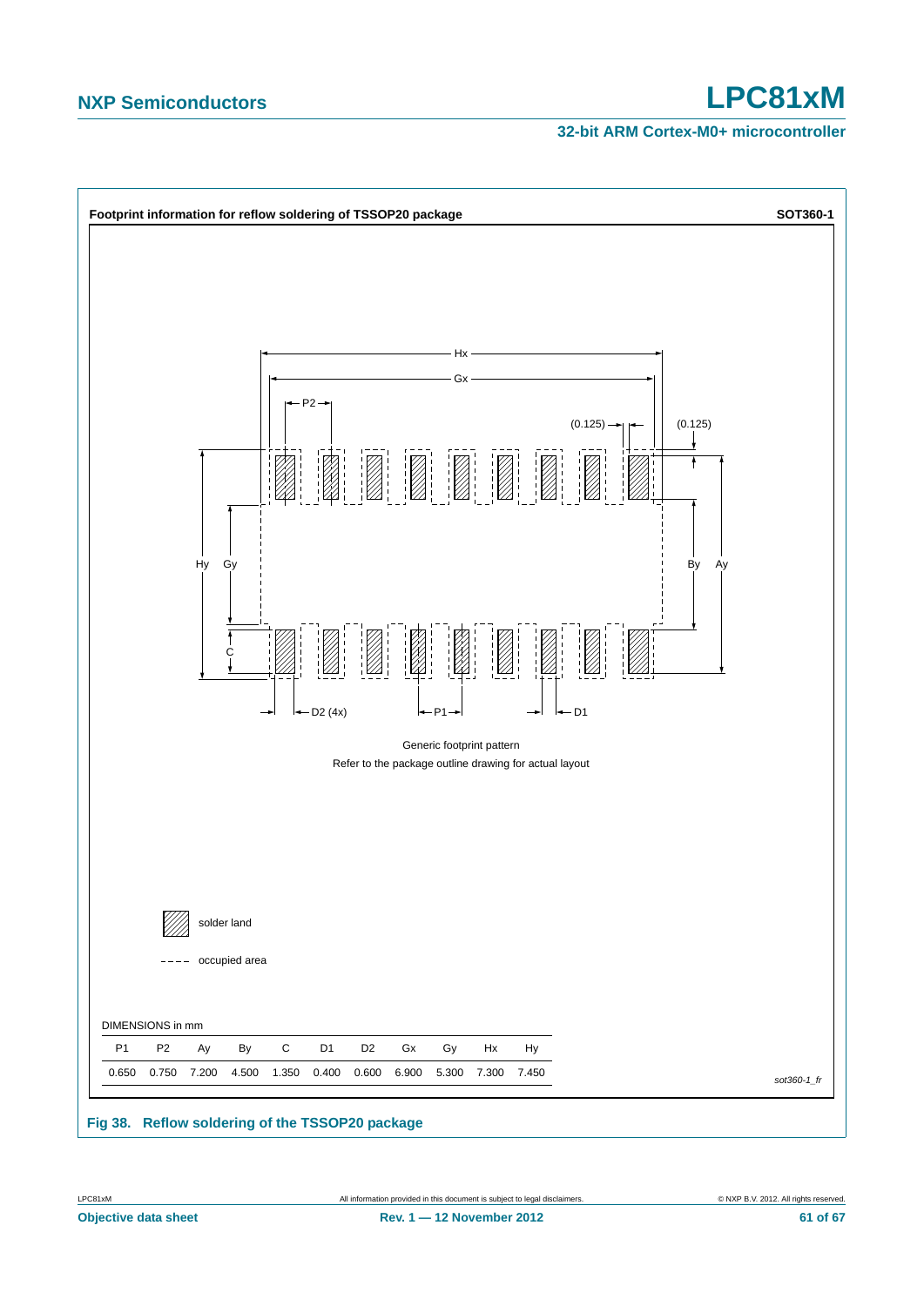**Footprint information for reflow soldering of TSSOP20 package** — **SOT360-1**

Generic footprint pattern

Refer to the package outline drawing for actual layout

solder land

occupied area

DIMENSIONS in mm

| P1 | P2 | Ay | By | C | D1 | D2 | Gx | Gy | Hx | Hy |
|---|---|---|---|---|---|---|---|---|---|---|
| 0.650 | 0.750 | 7.200 | 4.500 | 1.350 | 0.400 | 0.600 | 6.900 | 5.300 | 7.300 | 7.450 |

*sot360-1_fr*

**Fig 38. Reflow soldering of the TSSOP20 package**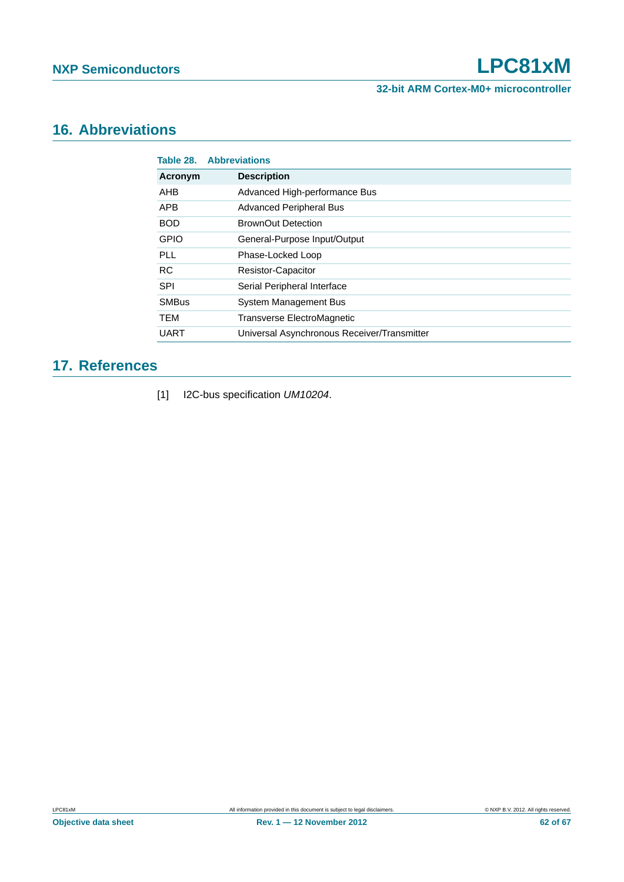## 16. Abbreviations

**Table 28. Abbreviations**

| Acronym | Description |
|---|---|
| AHB | Advanced High-performance Bus |
| APB | Advanced Peripheral Bus |
| BOD | BrownOut Detection |
| GPIO | General-Purpose Input/Output |
| PLL | Phase-Locked Loop |
| RC | Resistor-Capacitor |
| SPI | Serial Peripheral Interface |
| SMBus | System Management Bus |
| TEM | Transverse ElectroMagnetic |
| UART | Universal Asynchronous Receiver/Transmitter |

## 17. References

[1] I2C-bus specification *UM10204*.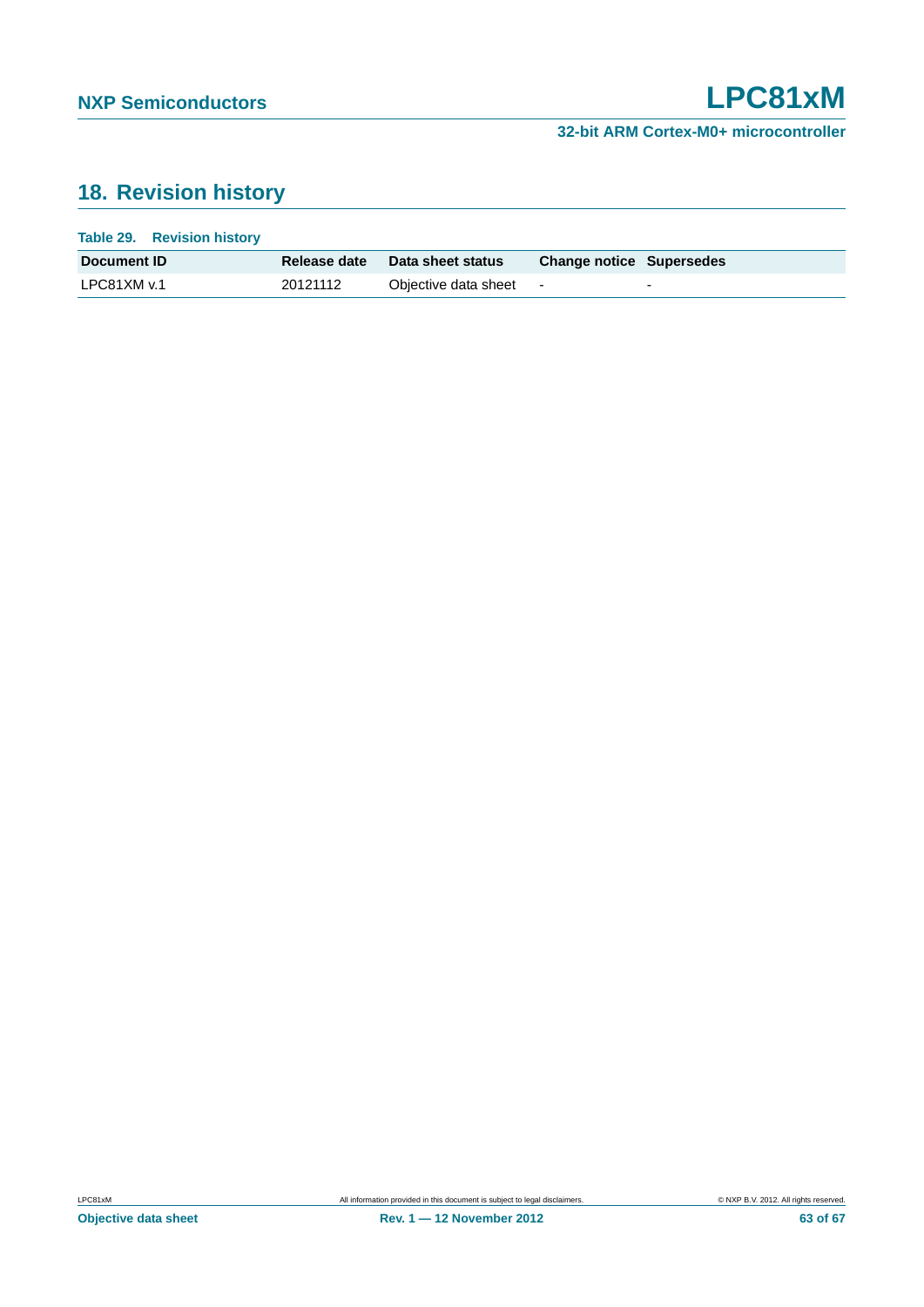## 18. Revision history

**Table 29. Revision history**

| Document ID | Release date | Data sheet status | Change notice | Supersedes |
|---|---|---|---|---|
| LPC81XM v.1 | 20121112 | Objective data sheet | - | - |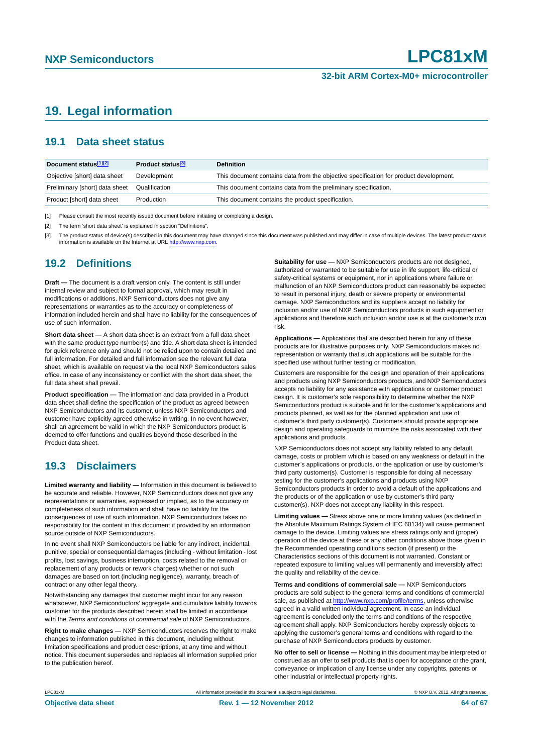## 19. Legal information

### 19.1 Data sheet status

| Document status[1][2] | Product status[3] | Definition |
|---|---|---|
| Objective [short] data sheet | Development | This document contains data from the objective specification for product development. |
| Preliminary [short] data sheet | Qualification | This document contains data from the preliminary specification. |
| Product [short] data sheet | Production | This document contains the product specification. |

[1] Please consult the most recently issued document before initiating or completing a design.

[2] The term 'short data sheet' is explained in section "Definitions".

[3] The product status of device(s) described in this document may have changed since this document was published and may differ in case of multiple devices. The latest product status information is available on the Internet at URL http://www.nxp.com.

### 19.2 Definitions

**Draft —** The document is a draft version only. The content is still under internal review and subject to formal approval, which may result in modifications or additions. NXP Semiconductors does not give any representations or warranties as to the accuracy or completeness of information included herein and shall have no liability for the consequences of use of such information.

**Short data sheet —** A short data sheet is an extract from a full data sheet with the same product type number(s) and title. A short data sheet is intended for quick reference only and should not be relied upon to contain detailed and full information. For detailed and full information see the relevant full data sheet, which is available on request via the local NXP Semiconductors sales office. In case of any inconsistency or conflict with the short data sheet, the full data sheet shall prevail.

**Product specification —** The information and data provided in a Product data sheet shall define the specification of the product as agreed between NXP Semiconductors and its customer, unless NXP Semiconductors and customer have explicitly agreed otherwise in writing. In no event however, shall an agreement be valid in which the NXP Semiconductors product is deemed to offer functions and qualities beyond those described in the Product data sheet.

### 19.3 Disclaimers

**Limited warranty and liability —** Information in this document is believed to be accurate and reliable. However, NXP Semiconductors does not give any representations or warranties, expressed or implied, as to the accuracy or completeness of such information and shall have no liability for the consequences of use of such information. NXP Semiconductors takes no responsibility for the content in this document if provided by an information source outside of NXP Semiconductors.

In no event shall NXP Semiconductors be liable for any indirect, incidental, punitive, special or consequential damages (including - without limitation - lost profits, lost savings, business interruption, costs related to the removal or replacement of any products or rework charges) whether or not such damages are based on tort (including negligence), warranty, breach of contract or any other legal theory.

Notwithstanding any damages that customer might incur for any reason whatsoever, NXP Semiconductors' aggregate and cumulative liability towards customer for the products described herein shall be limited in accordance with the *Terms and conditions of commercial sale* of NXP Semiconductors.

**Right to make changes —** NXP Semiconductors reserves the right to make changes to information published in this document, including without limitation specifications and product descriptions, at any time and without notice. This document supersedes and replaces all information supplied prior to the publication hereof.

**Suitability for use —** NXP Semiconductors products are not designed, authorized or warranted to be suitable for use in life support, life-critical or safety-critical systems or equipment, nor in applications where failure or malfunction of an NXP Semiconductors product can reasonably be expected to result in personal injury, death or severe property or environmental damage. NXP Semiconductors and its suppliers accept no liability for inclusion and/or use of NXP Semiconductors products in such equipment or applications and therefore such inclusion and/or use is at the customer's own risk.

**Applications —** Applications that are described herein for any of these products are for illustrative purposes only. NXP Semiconductors makes no representation or warranty that such applications will be suitable for the specified use without further testing or modification.

Customers are responsible for the design and operation of their applications and products using NXP Semiconductors products, and NXP Semiconductors accepts no liability for any assistance with applications or customer product design. It is customer's sole responsibility to determine whether the NXP Semiconductors product is suitable and fit for the customer's applications and products planned, as well as for the planned application and use of customer's third party customer(s). Customers should provide appropriate design and operating safeguards to minimize the risks associated with their applications and products.

NXP Semiconductors does not accept any liability related to any default, damage, costs or problem which is based on any weakness or default in the customer's applications or products, or the application or use by customer's third party customer(s). Customer is responsible for doing all necessary testing for the customer's applications and products using NXP Semiconductors products in order to avoid a default of the applications and the products or of the application or use by customer's third party customer(s). NXP does not accept any liability in this respect.

**Limiting values —** Stress above one or more limiting values (as defined in the Absolute Maximum Ratings System of IEC 60134) will cause permanent damage to the device. Limiting values are stress ratings only and (proper) operation of the device at these or any other conditions above those given in the Recommended operating conditions section (if present) or the Characteristics sections of this document is not warranted. Constant or repeated exposure to limiting values will permanently and irreversibly affect the quality and reliability of the device.

**Terms and conditions of commercial sale —** NXP Semiconductors products are sold subject to the general terms and conditions of commercial sale, as published at http://www.nxp.com/profile/terms, unless otherwise agreed in a valid written individual agreement. In case an individual agreement is concluded only the terms and conditions of the respective agreement shall apply. NXP Semiconductors hereby expressly objects to applying the customer's general terms and conditions with regard to the purchase of NXP Semiconductors products by customer.

**No offer to sell or license —** Nothing in this document may be interpreted or construed as an offer to sell products that is open for acceptance or the grant, conveyance or implication of any license under any copyrights, patents or other industrial or intellectual property rights.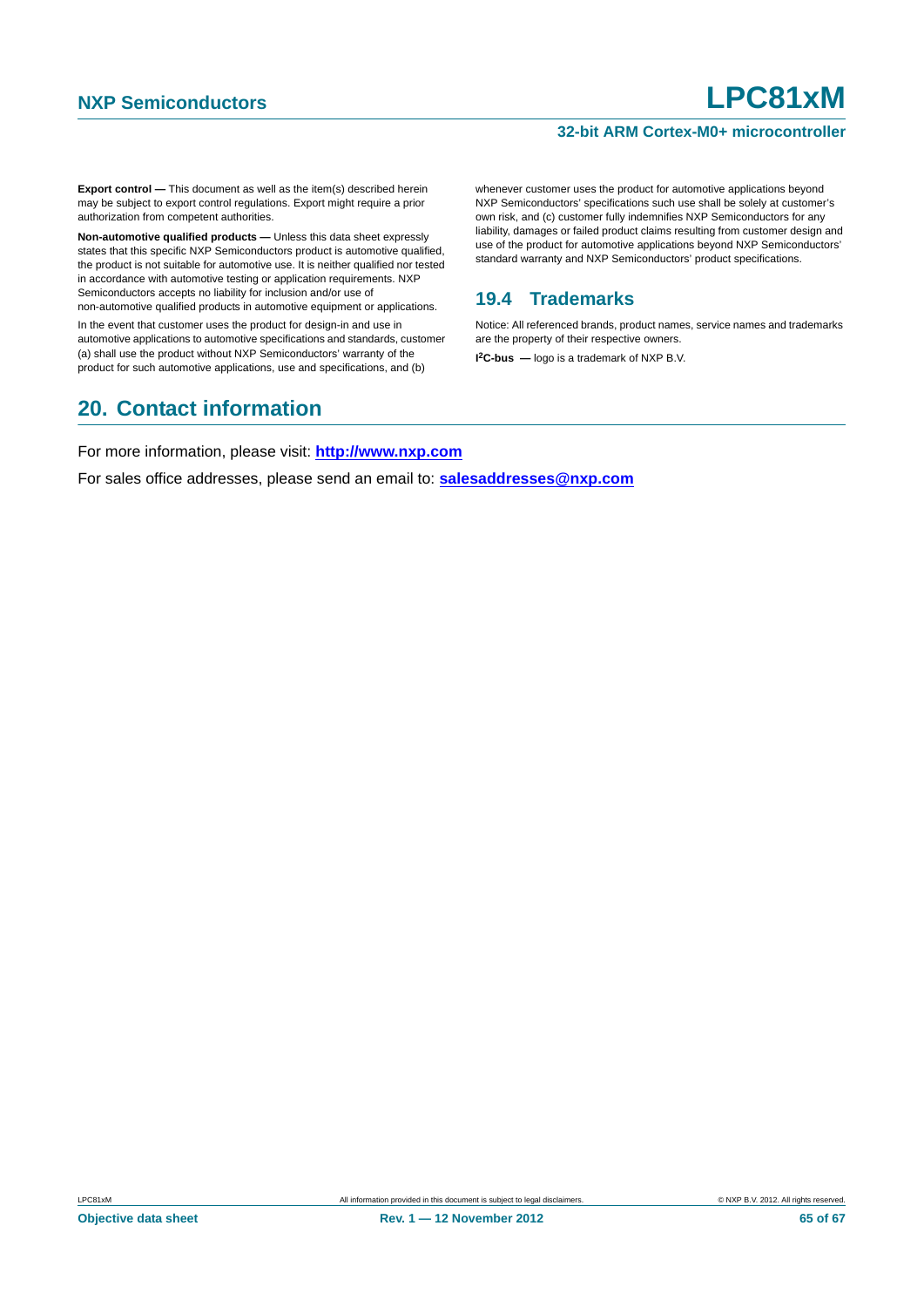**Export control —** This document as well as the item(s) described herein may be subject to export control regulations. Export might require a prior authorization from competent authorities.

**Non-automotive qualified products —** Unless this data sheet expressly states that this specific NXP Semiconductors product is automotive qualified, the product is not suitable for automotive use. It is neither qualified nor tested in accordance with automotive testing or application requirements. NXP Semiconductors accepts no liability for inclusion and/or use of non-automotive qualified products in automotive equipment or applications.

In the event that customer uses the product for design-in and use in automotive applications to automotive specifications and standards, customer (a) shall use the product without NXP Semiconductors' warranty of the product for such automotive applications, use and specifications, and (b) whenever customer uses the product for automotive applications beyond NXP Semiconductors' specifications such use shall be solely at customer's own risk, and (c) customer fully indemnifies NXP Semiconductors for any liability, damages or failed product claims resulting from customer design and use of the product for automotive applications beyond NXP Semiconductors' standard warranty and NXP Semiconductors' product specifications.

### 19.4 Trademarks

Notice: All referenced brands, product names, service names and trademarks are the property of their respective owners.

**I$^2$C-bus —** logo is a trademark of NXP B.V.

## 20. Contact information

For more information, please visit: **http://www.nxp.com**

For sales office addresses, please send an email to: **salesaddresses@nxp.com**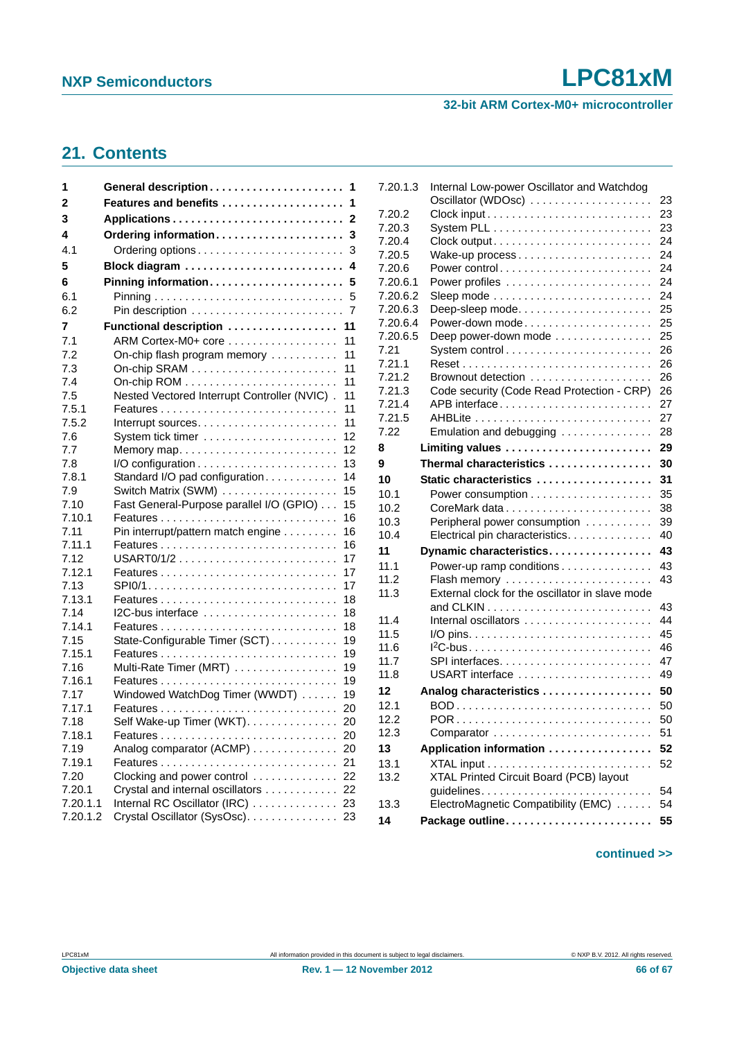## 21. Contents

| | | |
|---|---|---|
| **1** | **General description** | **1** |
| **2** | **Features and benefits** | **1** |
| **3** | **Applications** | **2** |
| **4** | **Ordering information** | **3** |
| 4.1 | Ordering options | 3 |
| **5** | **Block diagram** | **4** |
| **6** | **Pinning information** | **5** |
| 6.1 | Pinning | 5 |
| 6.2 | Pin description | 7 |
| **7** | **Functional description** | **11** |
| 7.1 | ARM Cortex-M0+ core | 11 |
| 7.2 | On-chip flash program memory | 11 |
| 7.3 | On-chip SRAM | 11 |
| 7.4 | On-chip ROM | 11 |
| 7.5 | Nested Vectored Interrupt Controller (NVIC) | 11 |
| 7.5.1 | Features | 11 |
| 7.5.2 | Interrupt sources | 11 |
| 7.6 | System tick timer | 12 |
| 7.7 | Memory map | 12 |
| 7.8 | I/O configuration | 13 |
| 7.8.1 | Standard I/O pad configuration | 14 |
| 7.9 | Switch Matrix (SWM) | 15 |
| 7.10 | Fast General-Purpose parallel I/O (GPIO) | 15 |
| 7.10.1 | Features | 16 |
| 7.11 | Pin interrupt/pattern match engine | 16 |
| 7.11.1 | Features | 16 |
| 7.12 | USART0/1/2 | 17 |
| 7.12.1 | Features | 17 |
| 7.13 | SPI0/1 | 17 |
| 7.13.1 | Features | 18 |
| 7.14 | I2C-bus interface | 18 |
| 7.14.1 | Features | 18 |
| 7.15 | State-Configurable Timer (SCT) | 19 |
| 7.15.1 | Features | 19 |
| 7.16 | Multi-Rate Timer (MRT) | 19 |
| 7.16.1 | Features | 19 |
| 7.17 | Windowed WatchDog Timer (WWDT) | 19 |
| 7.17.1 | Features | 20 |
| 7.18 | Self Wake-up Timer (WKT) | 20 |
| 7.18.1 | Features | 20 |
| 7.19 | Analog comparator (ACMP) | 20 |
| 7.19.1 | Features | 21 |
| 7.20 | Clocking and power control | 22 |
| 7.20.1 | Crystal and internal oscillators | 22 |
| 7.20.1.1 | Internal RC Oscillator (IRC) | 23 |
| 7.20.1.2 | Crystal Oscillator (SysOsc) | 23 |
| 7.20.1.3 | Internal Low-power Oscillator and Watchdog Oscillator (WDOsc) | 23 |
| 7.20.2 | Clock input | 23 |
| 7.20.3 | System PLL | 23 |
| 7.20.4 | Clock output | 24 |
| 7.20.5 | Wake-up process | 24 |
| 7.20.6 | Power control | 24 |
| 7.20.6.1 | Power profiles | 24 |
| 7.20.6.2 | Sleep mode | 24 |
| 7.20.6.3 | Deep-sleep mode | 25 |
| 7.20.6.4 | Power-down mode | 25 |
| 7.20.6.5 | Deep power-down mode | 25 |
| 7.21 | System control | 26 |
| 7.21.1 | Reset | 26 |
| 7.21.2 | Brownout detection | 26 |
| 7.21.3 | Code security (Code Read Protection - CRP) | 26 |
| 7.21.4 | APB interface | 27 |
| 7.21.5 | AHBLite | 27 |
| 7.22 | Emulation and debugging | 28 |
| **8** | **Limiting values** | **29** |
| **9** | **Thermal characteristics** | **30** |
| **10** | **Static characteristics** | **31** |
| 10.1 | Power consumption | 35 |
| 10.2 | CoreMark data | 38 |
| 10.3 | Peripheral power consumption | 39 |
| 10.4 | Electrical pin characteristics | 40 |
| **11** | **Dynamic characteristics** | **43** |
| 11.1 | Power-up ramp conditions | 43 |
| 11.2 | Flash memory | 43 |
| 11.3 | External clock for the oscillator in slave mode and CLKIN | 43 |
| 11.4 | Internal oscillators | 44 |
| 11.5 | I/O pins | 45 |
| 11.6 | I2C-bus | 46 |
| 11.7 | SPI interfaces | 47 |
| 11.8 | USART interface | 49 |
| **12** | **Analog characteristics** | **50** |
| 12.1 | BOD | 50 |
| 12.2 | POR | 50 |
| 12.3 | Comparator | 51 |
| **13** | **Application information** | **52** |
| 13.1 | XTAL input | 52 |
| 13.2 | XTAL Printed Circuit Board (PCB) layout guidelines | 54 |
| 13.3 | ElectroMagnetic Compatibility (EMC) | 54 |
| **14** | **Package outline** | **55** |

**continued >>**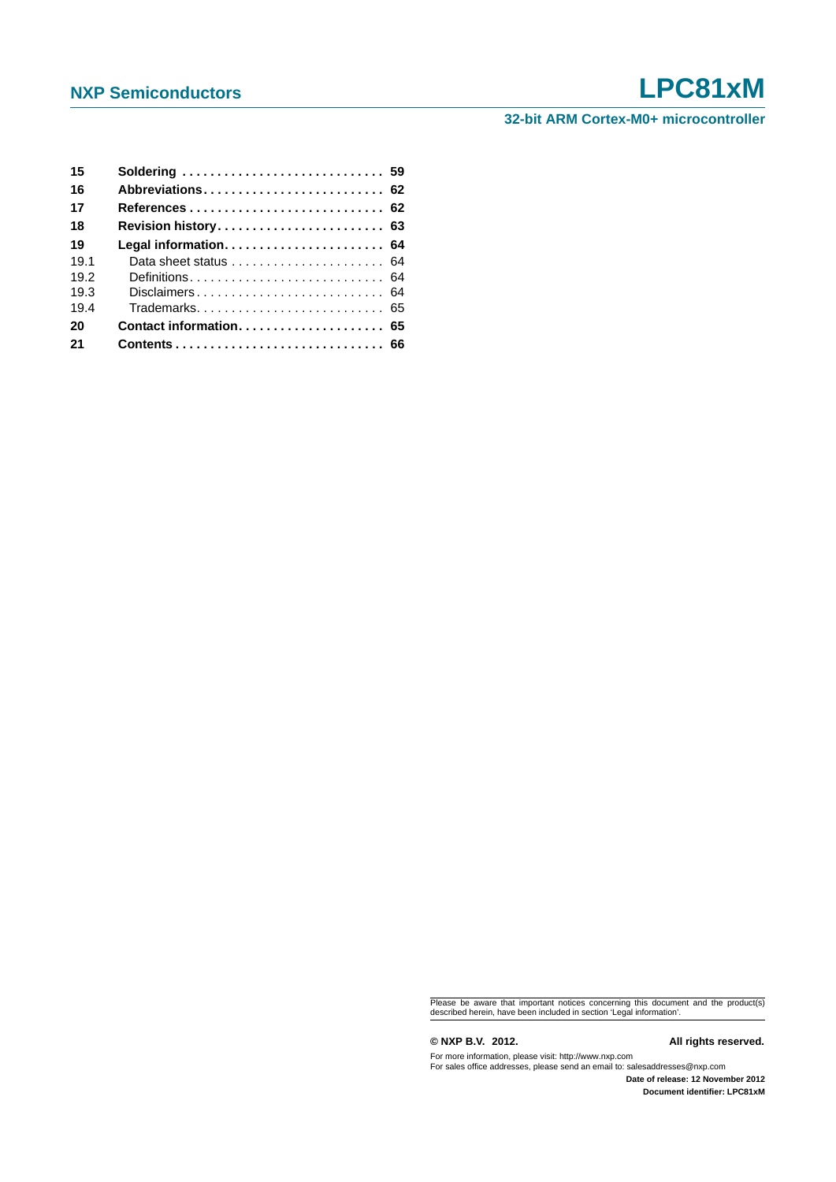| | | |
|---|---|---|
| **15** | **Soldering** | **59** |
| **16** | **Abbreviations** | **62** |
| **17** | **References** | **62** |
| **18** | **Revision history** | **63** |
| **19** | **Legal information** | **64** |
| 19.1 | Data sheet status | 64 |
| 19.2 | Definitions | 64 |
| 19.3 | Disclaimers | 64 |
| 19.4 | Trademarks | 65 |
| **20** | **Contact information** | **65** |
| **21** | **Contents** | **66** |

Please be aware that important notices concerning this document and the product(s) described herein, have been included in section 'Legal information'.

**© NXP B.V. 2012. All rights reserved.**

For more information, please visit: http://www.nxp.com
For sales office addresses, please send an email to: salesaddresses@nxp.com

**Date of release: 12 November 2012**

**Document identifier: LPC81xM**